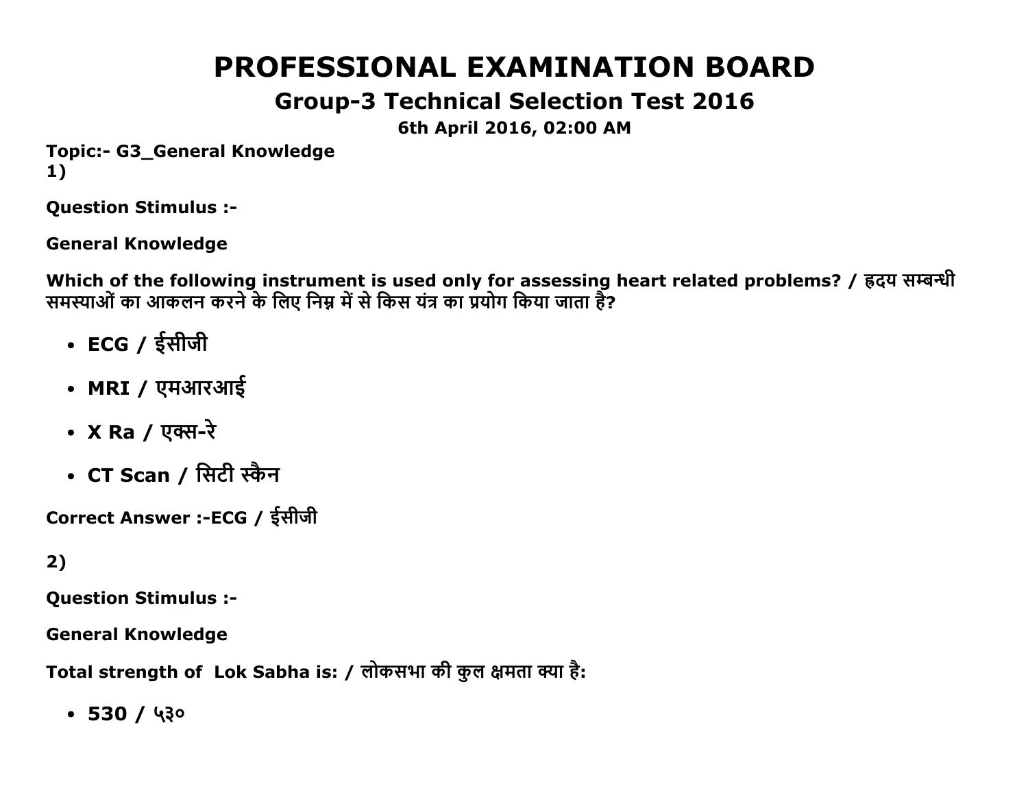# PROFESSIONAL EXAMINATION BOARD

## Group-3 Technical Selection Test 2016

**6th April 2016, 02:00 AM**

**Topic:- G3_General Knowledge**

**1)**

**Question Stimulus :-**

**General Knowledge**

**Which of the following instrument is used only for assessing heart related problems? / हृदय सम्बन्धी समस्याओं का आकलन करने के लिए निम्न में से किस यंत्र का प्रयोग किया जाता है?**

- **ECG / ईसीजी**
- **MRI / एमआरआई**
- **X Ra / एक्स-रे**
- **CT Scan / सिटी स्कैन**

**Correct Answer :-ECG / ईसीजी**

**2)**

**Question Stimulus :-**

**General Knowledge**

**Total strength of  Lok Sabha is: / लोकसभा की कुल क्षमता क्या है:**

- **530 / ५३०**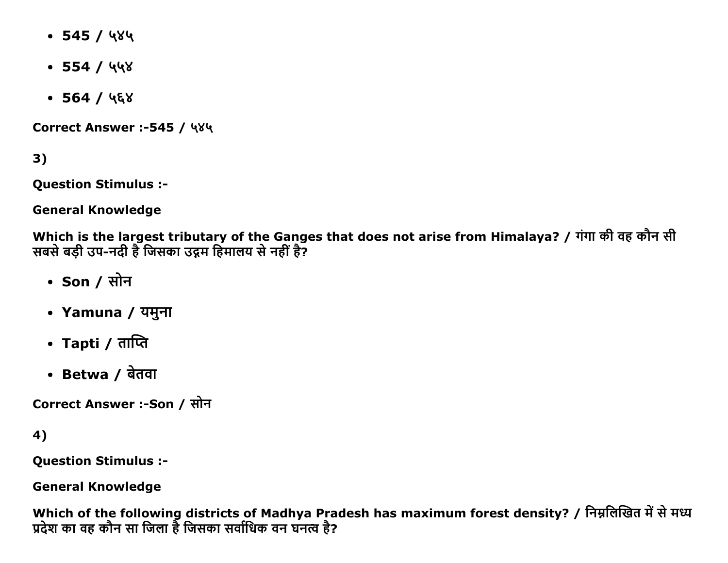- **545 / ५४५**
- **554 / ५५४**
- **564 / ५६४**

**Correct Answer :-545 / ५४५**

**3)**

**Question Stimulus :-**

**General Knowledge**

**Which is the largest tributary of the Ganges that does not arise from Himalaya? / गंगा की वह कौन सी सबसे बड़ी उप-नदी है जिसका उद्गम हिमालय से नहीं है?**

- **Son / सोन**
- **Yamuna / यमुना**
- **Tapti / ताप्ति**
- **Betwa / बेतवा**

**Correct Answer :-Son / सोन**

**4)**

**Question Stimulus :-**

**General Knowledge**

**Which of the following districts of Madhya Pradesh has maximum forest density? / निम्नलिखित में से मध्य प्रदेश का वह कौन सा जिला है जिसका सर्वाधिक वन घनत्व है?**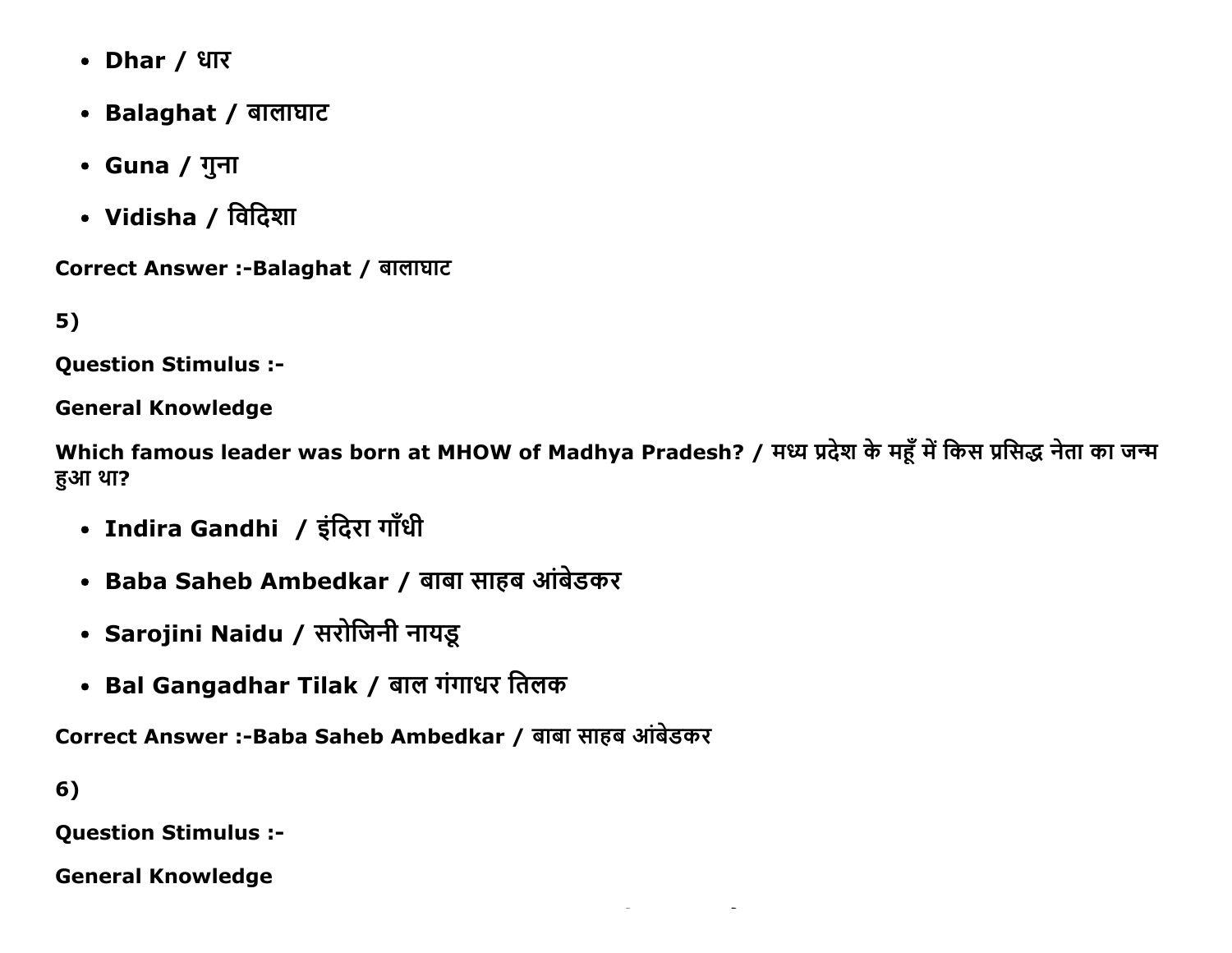- **Dhar / धार**
- **Balaghat / बालाघाट**
- **Guna / गुना**
- **Vidisha / विदिशा**

**Correct Answer :-Balaghat / बालाघाट**

**5)**

**Question Stimulus :-**

**General Knowledge**

**Which famous leader was born at MHOW of Madhya Pradesh? / मध्य प्रदेश के महूँ में किस प्रसिद्ध नेता का जन्म हुआ था?**

- **Indira Gandhi / इंदिरा गाँधी**
- **Baba Saheb Ambedkar / बाबा साहब आंबेडकर**
- **Sarojini Naidu / सरोजिनी नायडू**
- **Bal Gangadhar Tilak / बाल गंगाधर तिलक**

**Correct Answer :-Baba Saheb Ambedkar / बाबा साहब आंबेडकर**

**6)**

**Question Stimulus :-**

**General Knowledge**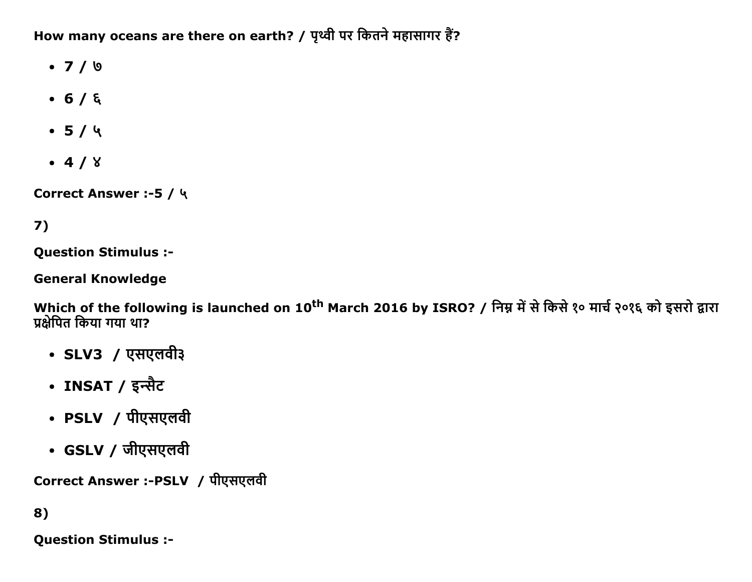**How many oceans are there on earth? / पृथ्वी पर कितने महासागर हैं?**

- **7 / ७**
- **6 / ६**
- **5 / ५**
- **4 / ४**

**Correct Answer :-5 / ५**

**7)**

**Question Stimulus :-**

**General Knowledge**

**Which of the following is launched on 10th March 2016 by ISRO? / निम्न में से किसे १० मार्च २०१६ को इसरो द्वारा प्रक्षेपित किया गया था?**

- **SLV3 / एसएलवी३**
- **INSAT / इन्सैट**
- **PSLV / पीएसएलवी**
- **GSLV / जीएसएलवी**

**Correct Answer :-PSLV / पीएसएलवी**

**8)**

**Question Stimulus :-**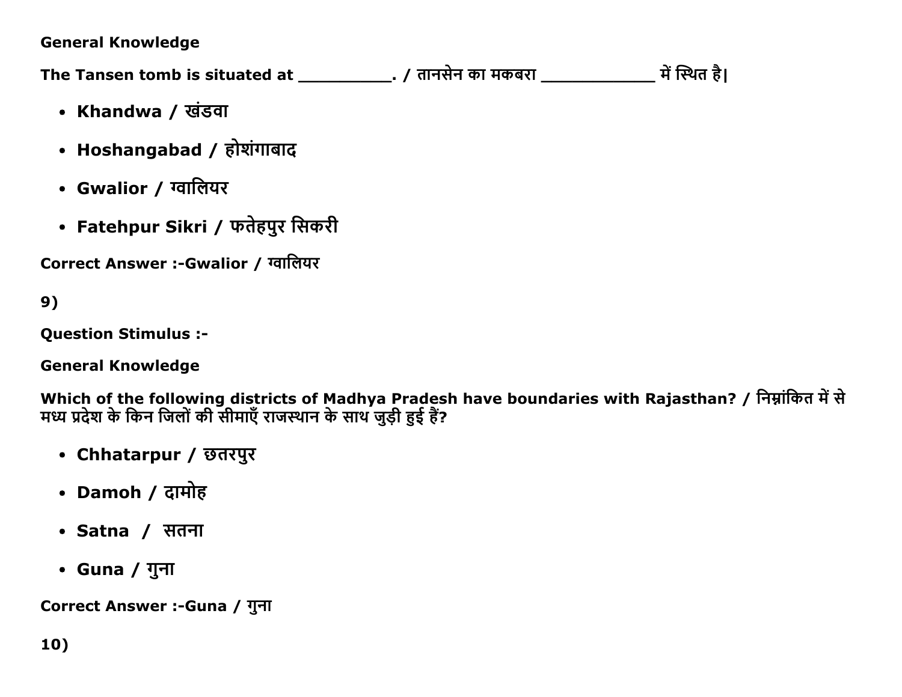**General Knowledge**

**The Tansen tomb is situated at __________. / तानसेन का मकबरा ____________ में स्थित है|**

- **Khandwa / खंडवा**
- **Hoshangabad / होशंगाबाद**
- **Gwalior / ग्वालियर**
- **Fatehpur Sikri / फतेहपुर सिकरी**

**Correct Answer :-Gwalior / ग्वालियर**

**9)**

**Question Stimulus :-**

**General Knowledge**

**Which of the following districts of Madhya Pradesh have boundaries with Rajasthan? / निम्नांकित में से मध्य प्रदेश के किन जिलों की सीमाएँ राजस्थान के साथ जुड़ी हुई हैं?**

- **Chhatarpur / छतरपुर**
- **Damoh / दामोह**
- **Satna / सतना**
- **Guna / गुना**

**Correct Answer :-Guna / गुना**

**10)**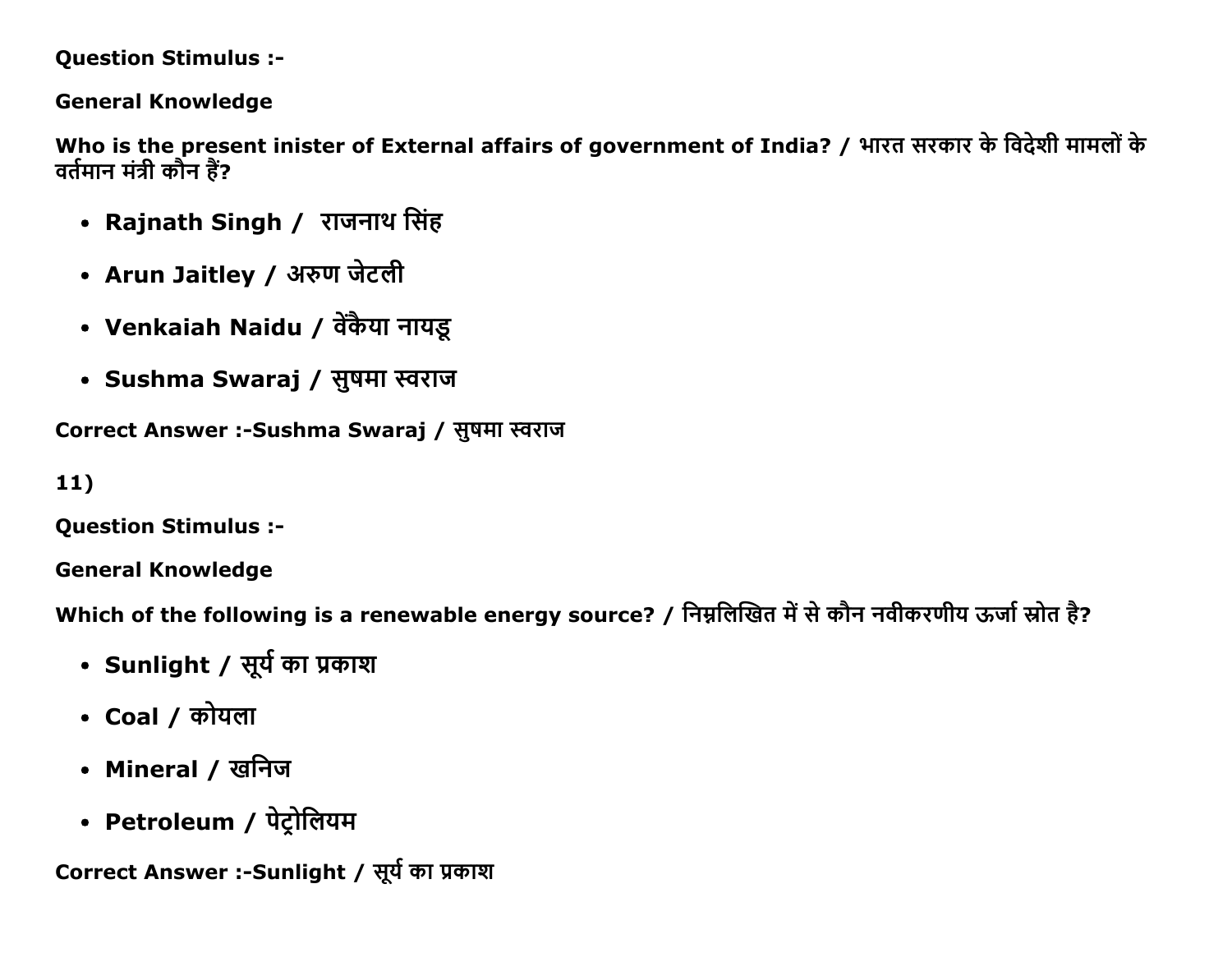**Question Stimulus :-**

**General Knowledge**

**Who is the present inister of External affairs of government of India? / भारत सरकार के विदेशी मामलों के वर्तमान मंत्री कौन हैं?**

- **Rajnath Singh / राजनाथ सिंह**
- **Arun Jaitley / अरुण जेटली**
- **Venkaiah Naidu / वेंकैया नायडू**
- **Sushma Swaraj / सुषमा स्वराज**

**Correct Answer :-Sushma Swaraj / सुषमा स्वराज**

**11)**

**Question Stimulus :-**

**General Knowledge**

**Which of the following is a renewable energy source? / निम्नलिखित में से कौन नवीकरणीय ऊर्जा स्रोत है?**

- **Sunlight / सूर्य का प्रकाश**
- **Coal / कोयला**
- **Mineral / खनिज**
- **Petroleum / पेट्रोलियम**

**Correct Answer :-Sunlight / सूर्य का प्रकाश**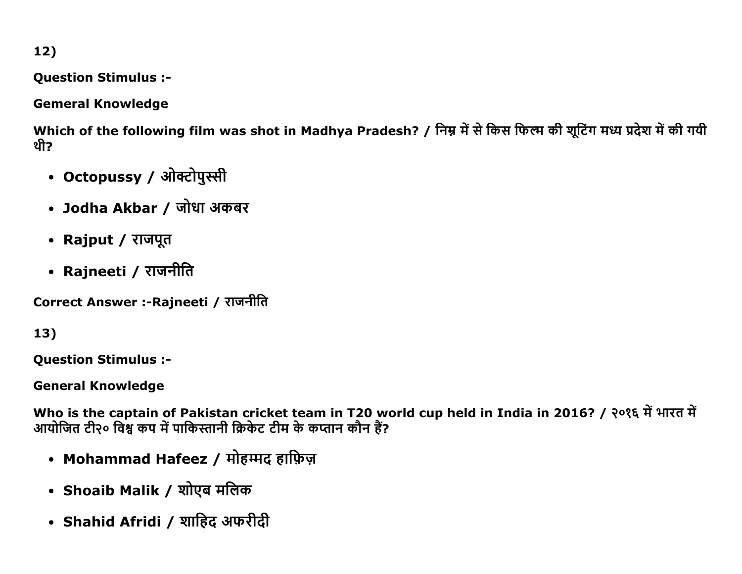12)

**Question Stimulus :-**

**Gemeral Knowledge**

**Which of the following film was shot in Madhya Pradesh? / निम्न में से किस फिल्म की शूटिंग मध्य प्रदेश में की गयी थी?**

- **Octopussy / ओक्टोपुस्सी**
- **Jodha Akbar / जोधा अकबर**
- **Rajput / राजपूत**
- **Rajneeti / राजनीति**

**Correct Answer :-Rajneeti / राजनीति**

13)

**Question Stimulus :-**

**General Knowledge**

**Who is the captain of Pakistan cricket team in T20 world cup held in India in 2016? / २०१६ में भारत में आयोजित टी२० विश्व कप में पाकिस्तानी क्रिकेट टीम के कप्तान कौन हैं?**

- **Mohammad Hafeez / मोहम्मद हाफ़िज़**
- **Shoaib Malik / शोएब मलिक**
- **Shahid Afridi / शाहिद अफरीदी**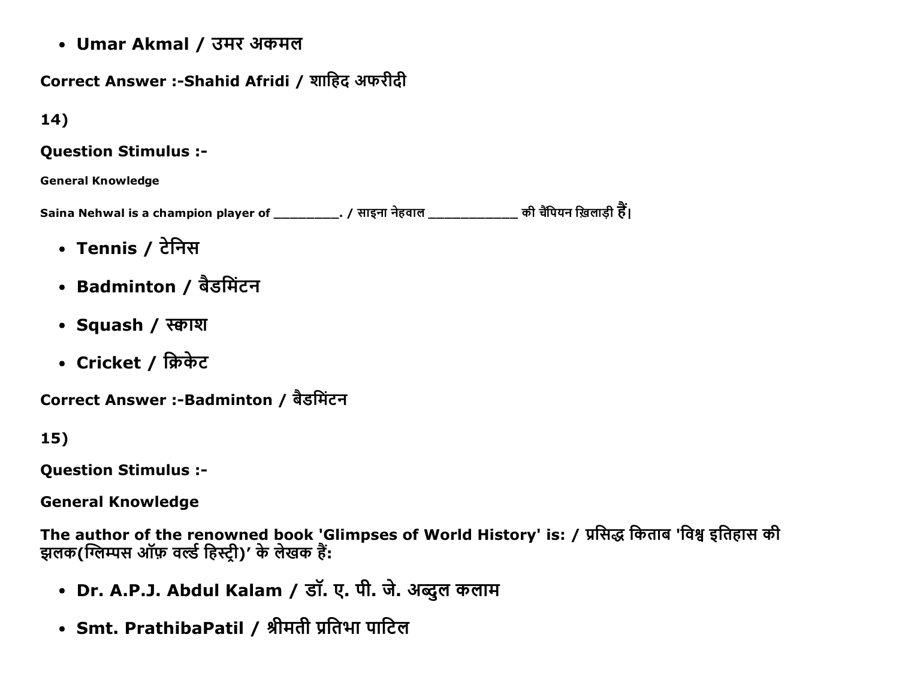- **Umar Akmal / उमर अकमल**

**Correct Answer :-Shahid Afridi / शाहिद अफरीदी**

**14)**

**Question Stimulus :-**

**General Knowledge**

**Saina Nehwal is a champion player of _________. / साइना नेहवाल ___________ की चैंपियन ख़िलाड़ी हैं|**

- **Tennis / टेनिस**
- **Badminton / बैडमिंटन**
- **Squash / स्क्वाश**
- **Cricket / क्रिकेट**

**Correct Answer :-Badminton / बैडमिंटन**

**15)**

**Question Stimulus :-**

**General Knowledge**

**The author of the renowned book 'Glimpses of World History' is: / प्रसिद्ध किताब 'विश्व इतिहास की झलक(ग्लिम्पस ऑफ़ वर्ल्ड हिस्ट्री)' के लेखक हैं:**

- **Dr. A.P.J. Abdul Kalam / डॉ. ए. पी. जे. अब्दुल कलाम**
- **Smt. PrathibaPatil / श्रीमती प्रतिभा पाटिल**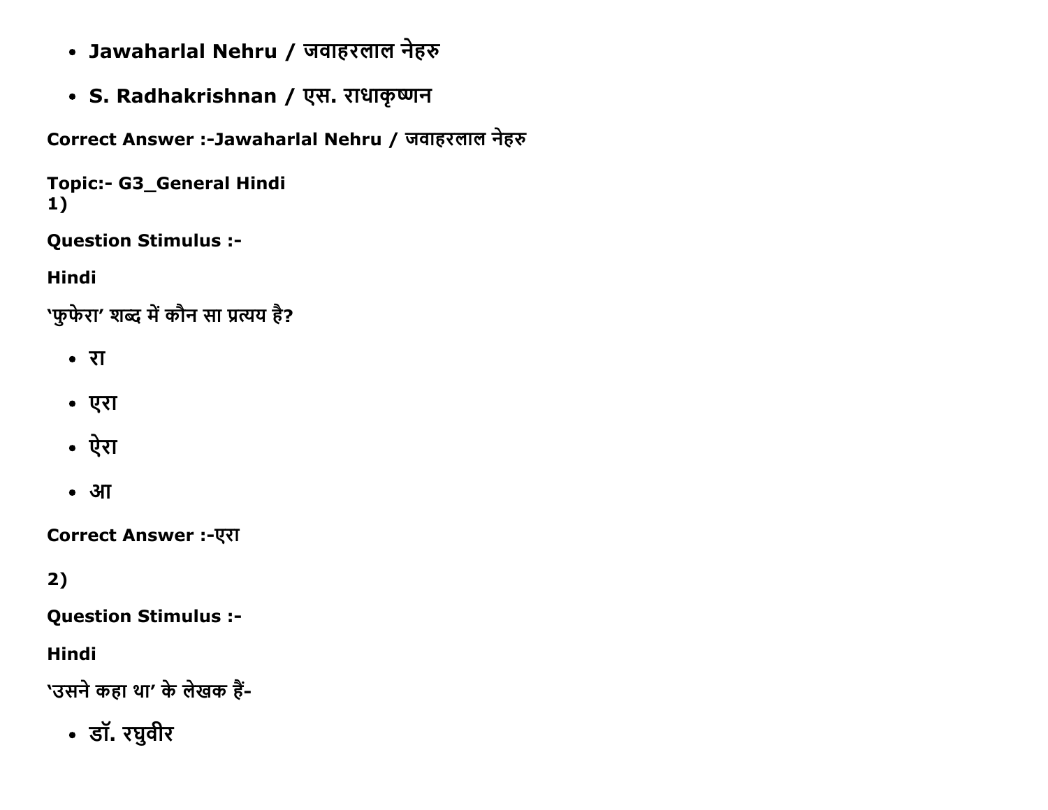- Jawaharlal Nehru / जवाहरलाल नेहरु
- S. Radhakrishnan / एस. राधाकृष्णन

**Correct Answer :-Jawaharlal Nehru / जवाहरलाल नेहरु**

**Topic:- G3_General Hindi**

**1)**

**Question Stimulus :-**

**Hindi**

**'फुफेरा' शब्द में कौन सा प्रत्यय है?**

- रा
- एरा
- ऐरा
- आ

**Correct Answer :-एरा**

**2)**

**Question Stimulus :-**

**Hindi**

**'उसने कहा था' के लेखक हैं-**

- डॉ. रघुवीर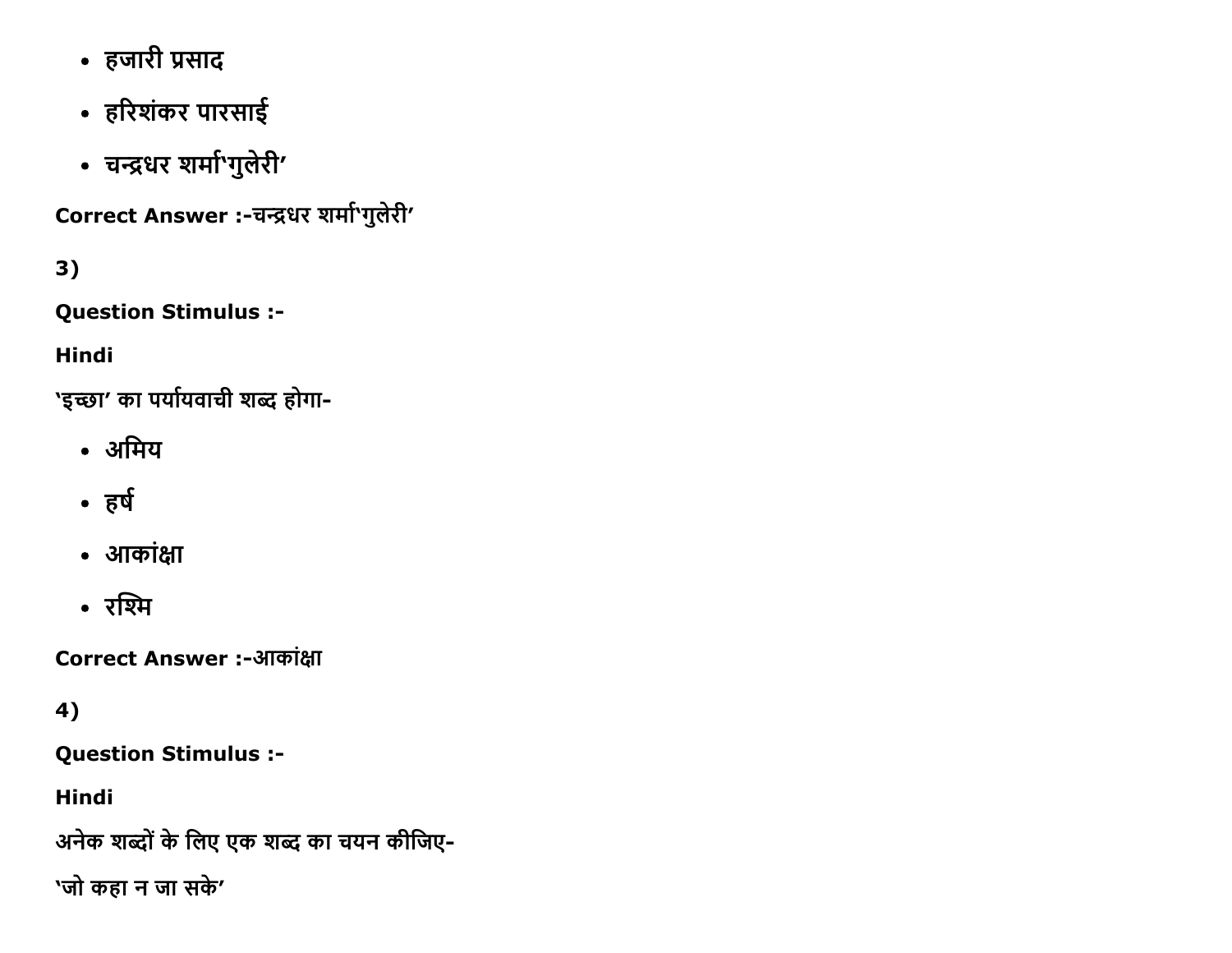- हजारी प्रसाद
- हरिशंकर पारसाई
- चन्द्रधर शर्मा'गुलेरी'

**Correct Answer :-**चन्द्रधर शर्मा'गुलेरी'

**3)**

**Question Stimulus :-**

**Hindi**

'इच्छा' का पर्यायवाची शब्द होगा-

- अमिय
- हर्ष
- आकांक्षा
- रश्मि

**Correct Answer :-**आकांक्षा

**4)**

**Question Stimulus :-**

**Hindi**

अनेक शब्दों के लिए एक शब्द का चयन कीजिए-

'जो कहा न जा सके'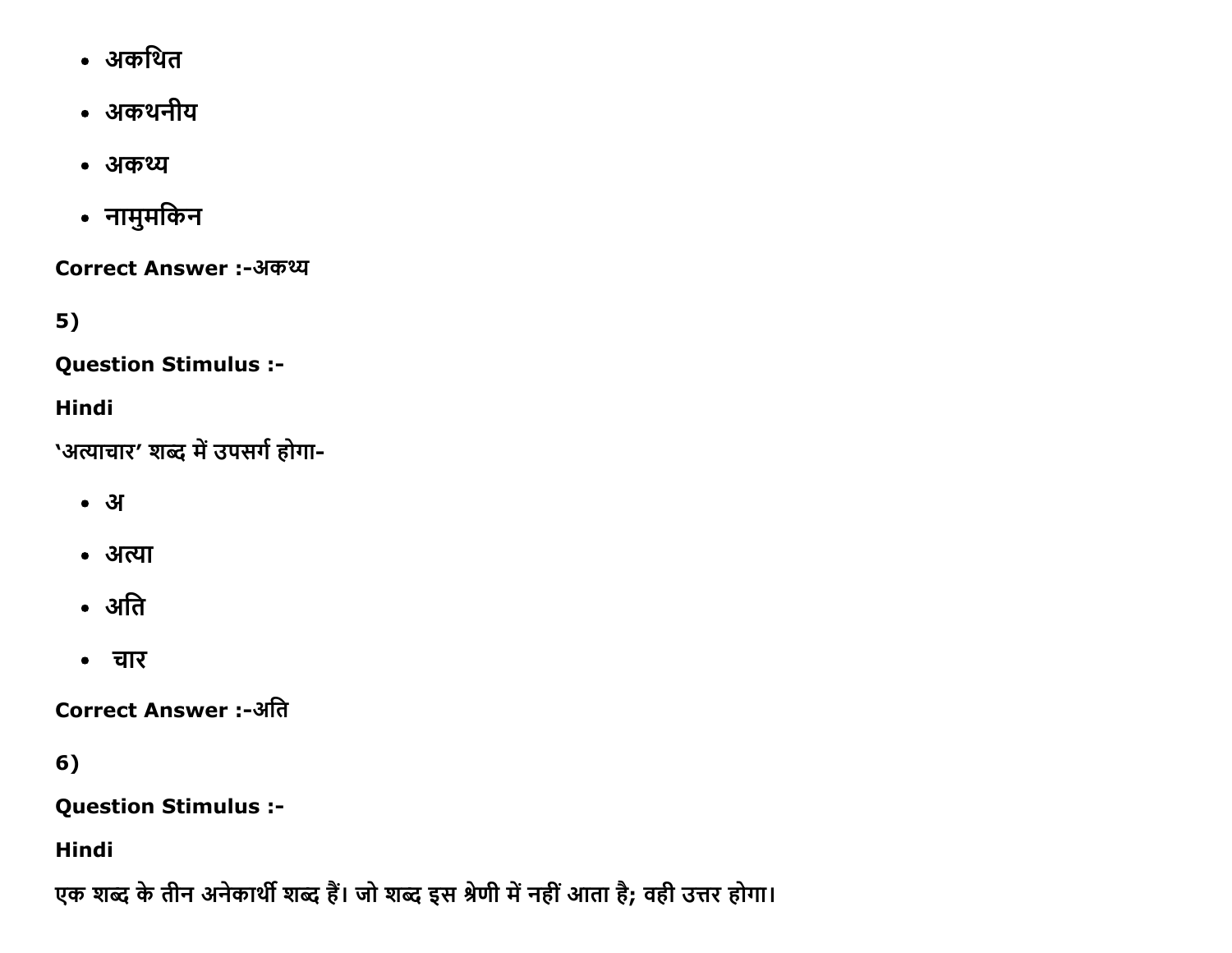- अकथित
- अकथनीय
- अकथ्य
- नामुमकिन

**Correct Answer :-**अकथ्य

**5)**

**Question Stimulus :-**

**Hindi**

'अत्याचार' शब्द में उपसर्ग होगा-

- अ
- अत्या
- अति
- चार

**Correct Answer :-**अति

**6)**

**Question Stimulus :-**

**Hindi**

एक शब्द के तीन अनेकार्थी शब्द हैं। जो शब्द इस श्रेणी में नहीं आता है; वही उत्तर होगा।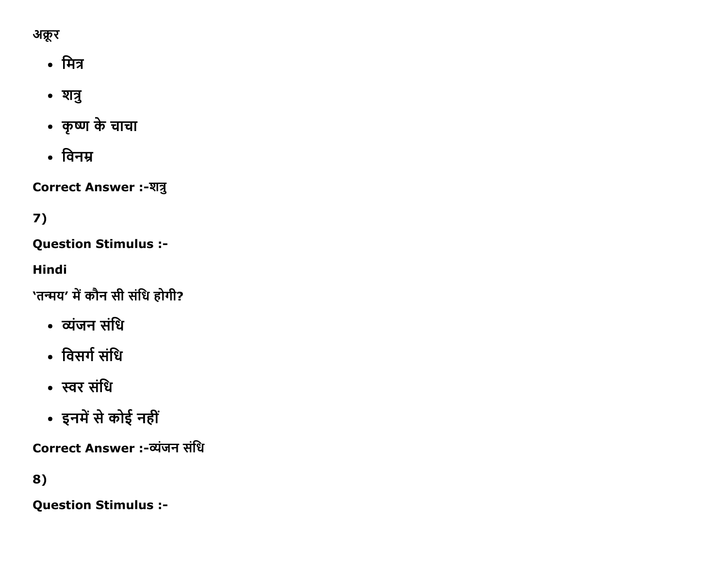अक्रूर

- मित्र
- शत्रु
- कृष्ण के चाचा
- विनम्र

**Correct Answer :-**शत्रु

**7)**

**Question Stimulus :-**

**Hindi**

'तन्मय' में कौन सी संधि होगी?

- व्यंजन संधि
- विसर्ग संधि
- स्वर संधि
- इनमें से कोई नहीं

**Correct Answer :-**व्यंजन संधि

**8)**

**Question Stimulus :-**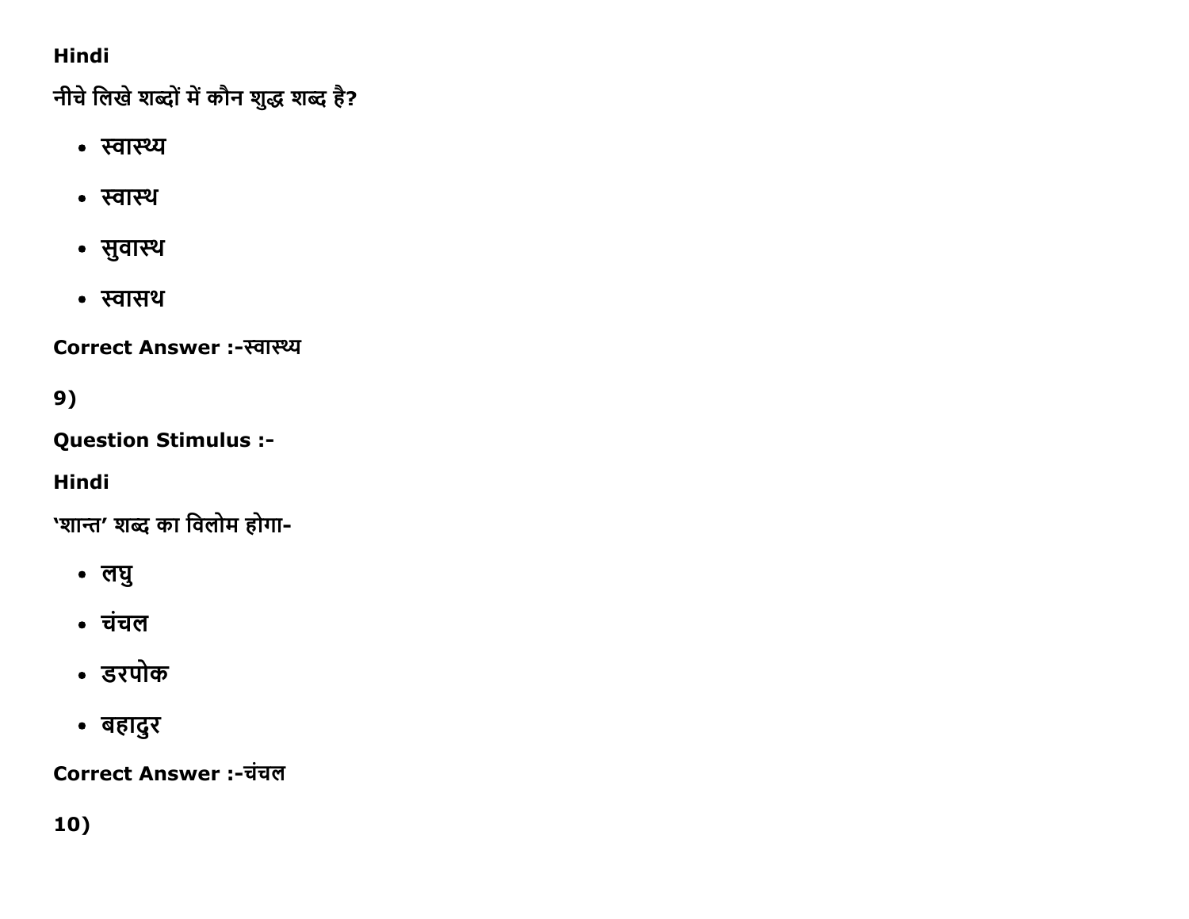Hindi

नीचे लिखे शब्दों में कौन शुद्ध शब्द है?

- स्वास्थ्य
- स्वास्थ
- सुवास्थ
- स्वासथ

Correct Answer :-स्वास्थ्य

9)

Question Stimulus :-

Hindi

'शान्त' शब्द का विलोम होगा-

- लघु
- चंचल
- डरपोक
- बहादुर

Correct Answer :-चंचल

10)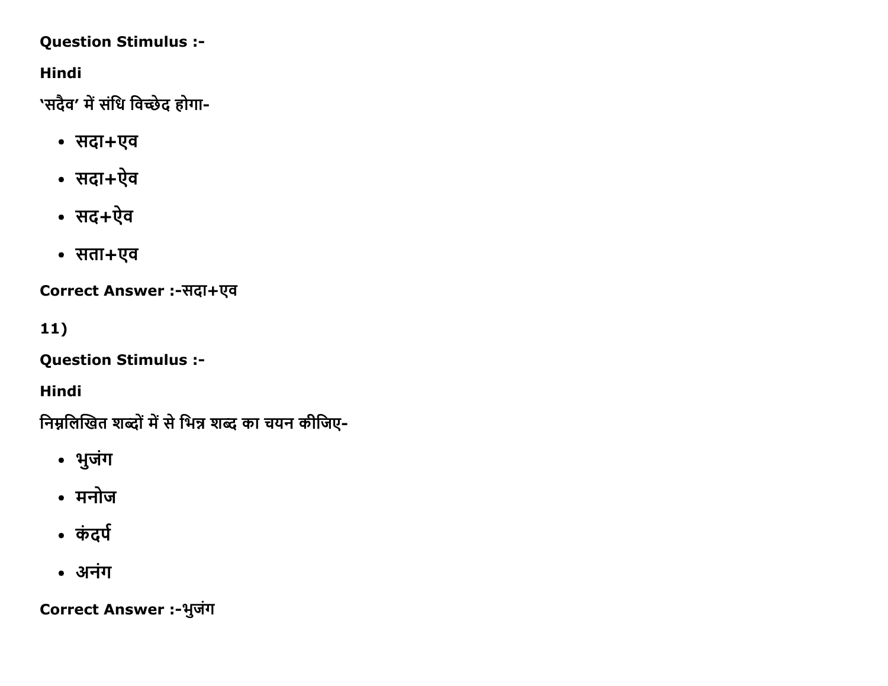**Question Stimulus :-**

**Hindi**

'सदैव' में संधि विच्छेद होगा-

- सदा+एव
- सदा+ऐव
- सद+ऐव
- सता+एव

**Correct Answer :-**सदा+एव

11)

**Question Stimulus :-**

**Hindi**

निम्नलिखित शब्दों में से भिन्न शब्द का चयन कीजिए-

- भुजंग
- मनोज
- कंदर्प
- अनंग

**Correct Answer :-**भुजंग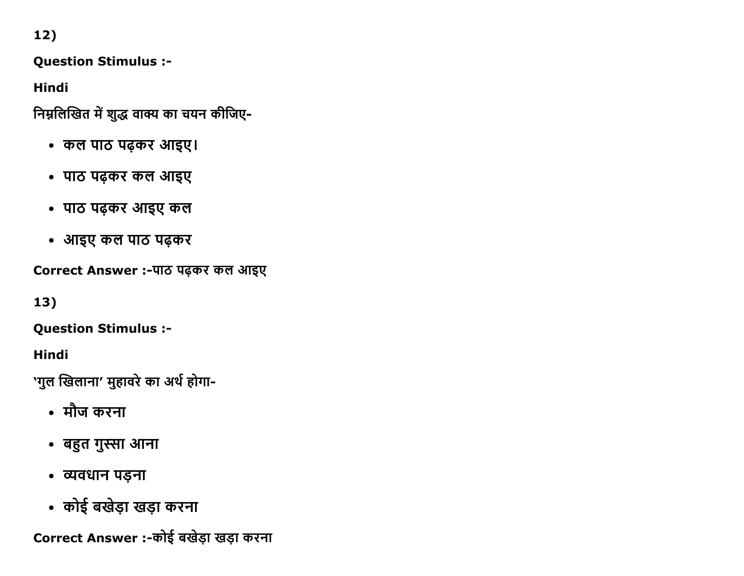12)

**Question Stimulus :-**

**Hindi**

निम्नलिखित में शुद्ध वाक्य का चयन कीजिए-

- कल पाठ पढ़कर आइए।
- पाठ पढ़कर कल आइए
- पाठ पढ़कर आइए कल
- आइए कल पाठ पढ़कर

**Correct Answer :-**पाठ पढ़कर कल आइए

13)

**Question Stimulus :-**

**Hindi**

'गुल खिलाना' मुहावरे का अर्थ होगा-

- मौज करना
- बहुत गुस्सा आना
- व्यवधान पड़ना
- कोई बखेड़ा खड़ा करना

**Correct Answer :-**कोई बखेड़ा खड़ा करना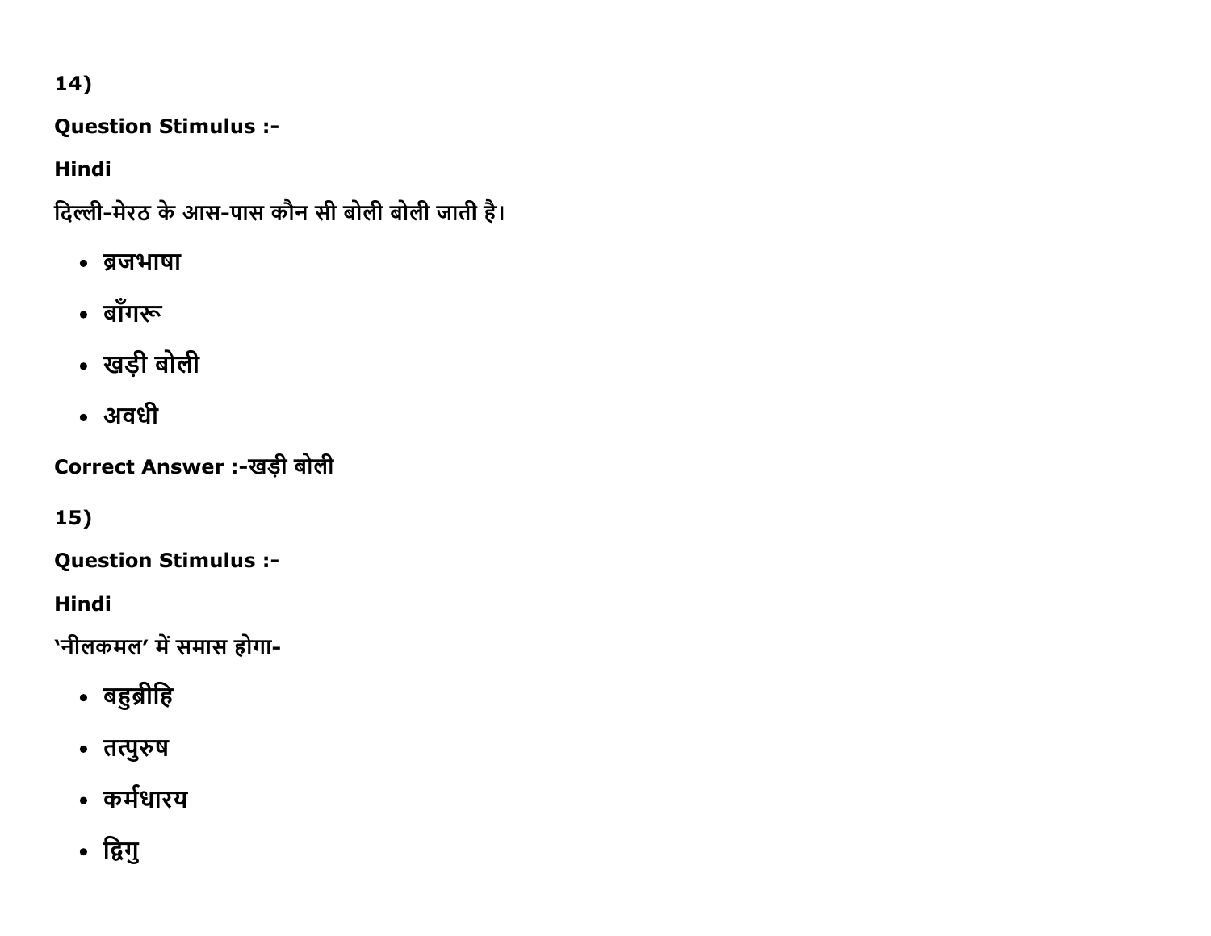14)

**Question Stimulus :-**

**Hindi**

**दिल्ली-मेरठ के आस-पास कौन सी बोली बोली जाती है।**

- ब्रजभाषा
- बाँगरू
- खड़ी बोली
- अवधी

**Correct Answer :-खड़ी बोली**

15)

**Question Stimulus :-**

**Hindi**

**'नीलकमल' में समास होगा-**

- बहुब्रीहि
- तत्पुरुष
- कर्मधारय
- द्विगु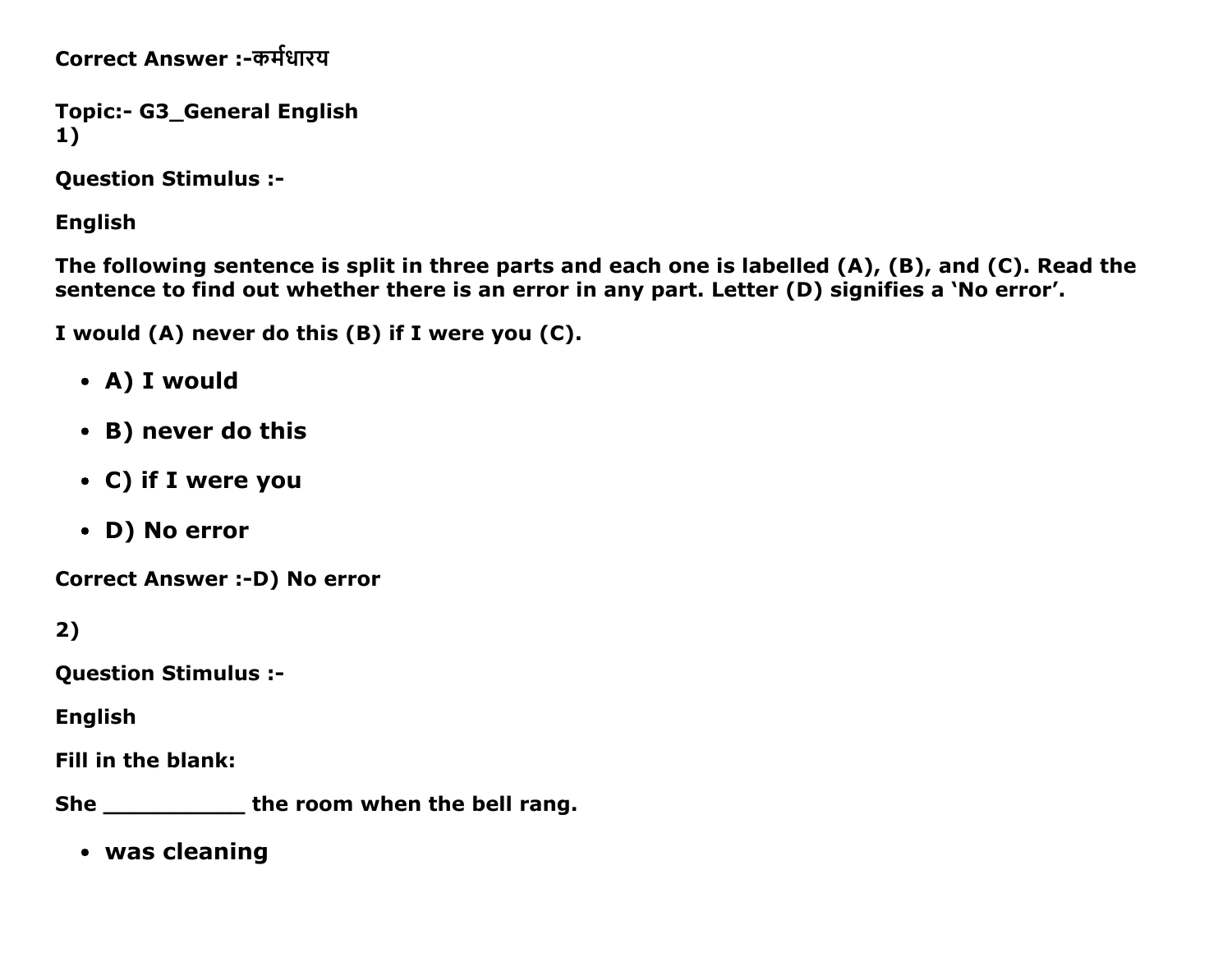**Correct Answer :-कर्मधारय**

**Topic:- G3_General English**
**1)**

**Question Stimulus :-**

**English**

**The following sentence is split in three parts and each one is labelled (A), (B), and (C). Read the sentence to find out whether there is an error in any part. Letter (D) signifies a 'No error'.**

**I would (A) never do this (B) if I were you (C).**

- **A) I would**
- **B) never do this**
- **C) if I were you**
- **D) No error**

**Correct Answer :-D) No error**

**2)**

**Question Stimulus :-**

**English**

**Fill in the blank:**

**She ___________ the room when the bell rang.**

- **was cleaning**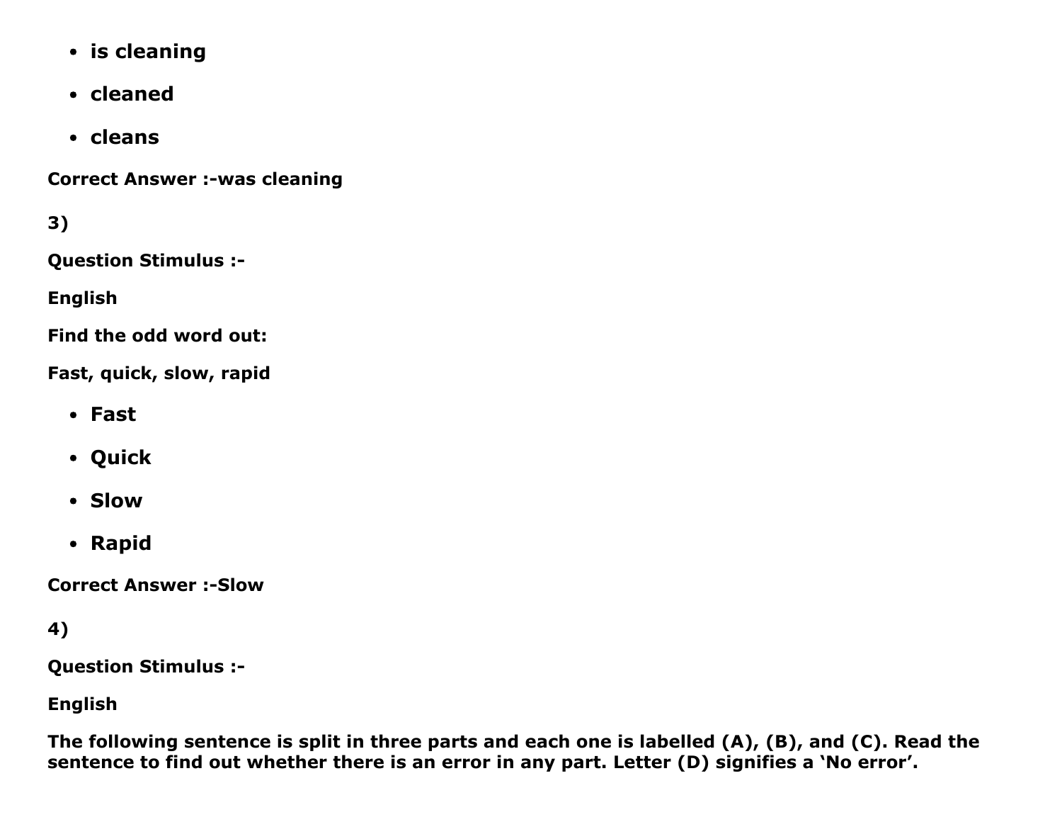- **is cleaning**
- **cleaned**
- **cleans**

**Correct Answer :-was cleaning**

**3)**

**Question Stimulus :-**

**English**

**Find the odd word out:**

**Fast, quick, slow, rapid**

- **Fast**
- **Quick**
- **Slow**
- **Rapid**

**Correct Answer :-Slow**

**4)**

**Question Stimulus :-**

**English**

**The following sentence is split in three parts and each one is labelled (A), (B), and (C). Read the sentence to find out whether there is an error in any part. Letter (D) signifies a 'No error'.**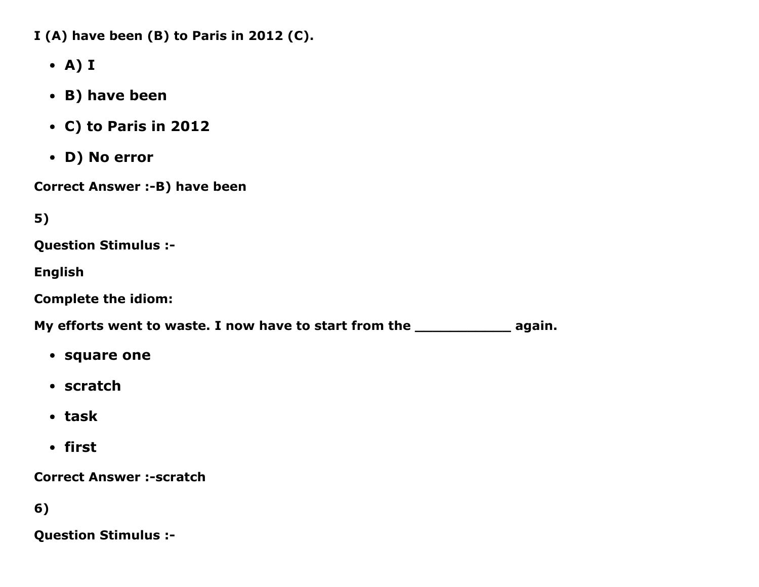**I (A) have been (B) to Paris in 2012 (C).**

- **A) I**
- **B) have been**
- **C) to Paris in 2012**
- **D) No error**

**Correct Answer :-B) have been**

**5)**

**Question Stimulus :-**

**English**

**Complete the idiom:**

**My efforts went to waste. I now have to start from the ____________ again.**

- **square one**
- **scratch**
- **task**
- **first**

**Correct Answer :-scratch**

**6)**

**Question Stimulus :-**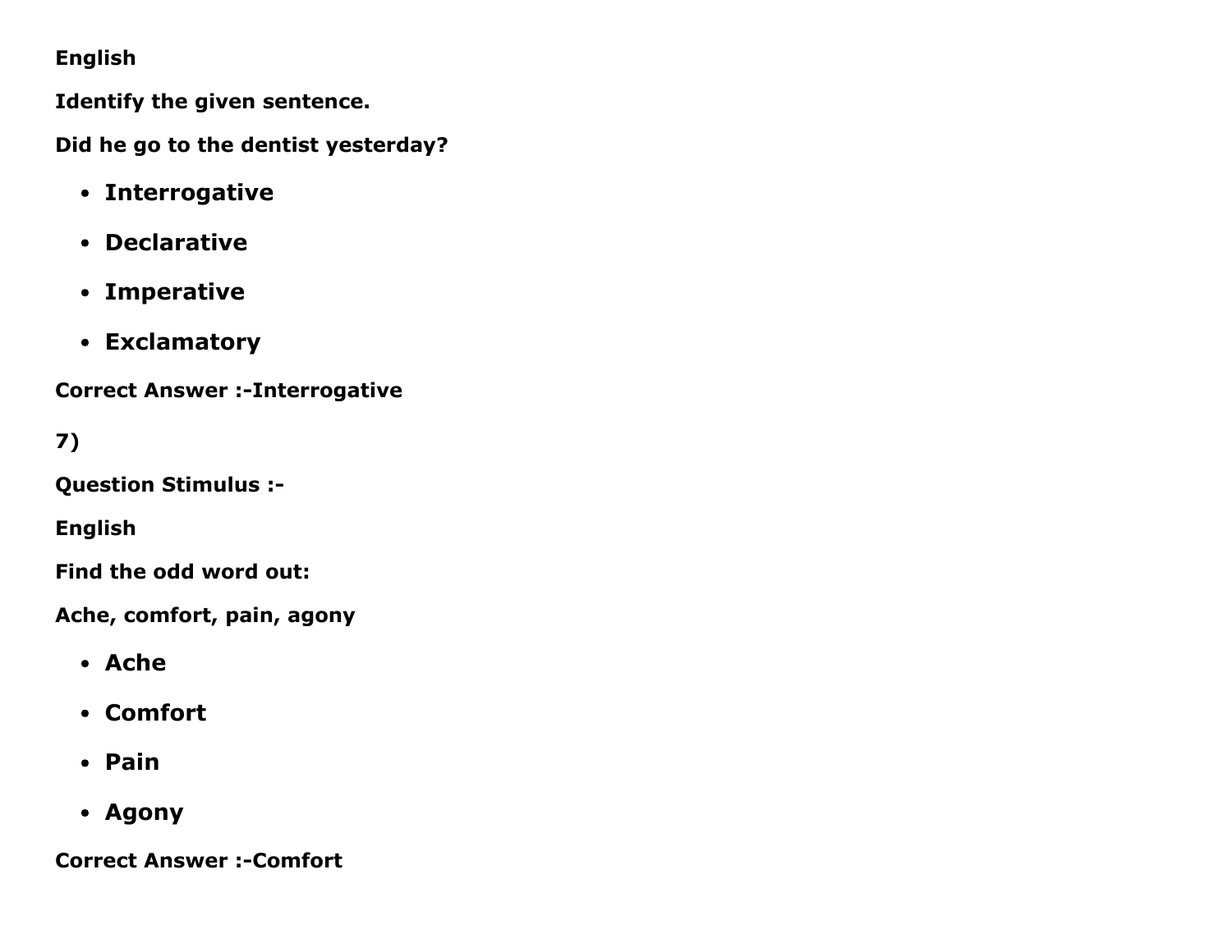**English**

**Identify the given sentence.**

**Did he go to the dentist yesterday?**

- **Interrogative**
- **Declarative**
- **Imperative**
- **Exclamatory**

**Correct Answer :-Interrogative**

**7)**

**Question Stimulus :-**

**English**

**Find the odd word out:**

**Ache, comfort, pain, agony**

- **Ache**
- **Comfort**
- **Pain**
- **Agony**

**Correct Answer :-Comfort**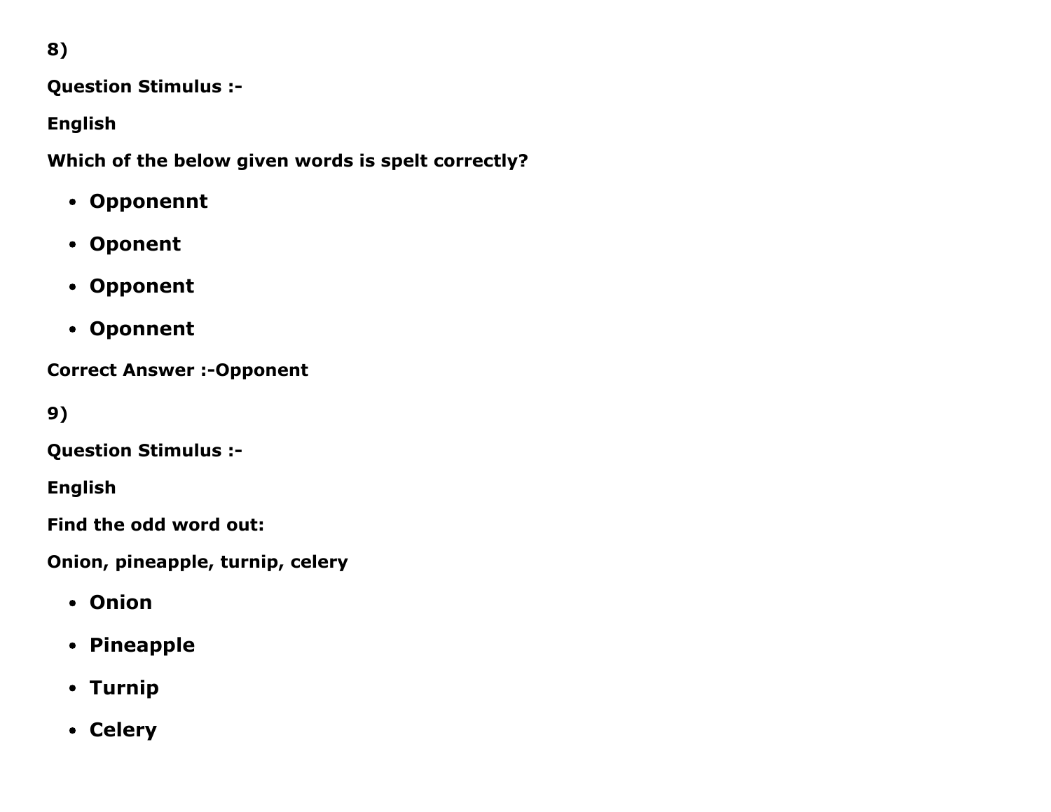8)

**Question Stimulus :-**

**English**

**Which of the below given words is spelt correctly?**

- **Opponennt**
- **Oponent**
- **Opponent**
- **Oponnent**

**Correct Answer :-Opponent**

9)

**Question Stimulus :-**

**English**

**Find the odd word out:**

**Onion, pineapple, turnip, celery**

- **Onion**
- **Pineapple**
- **Turnip**
- **Celery**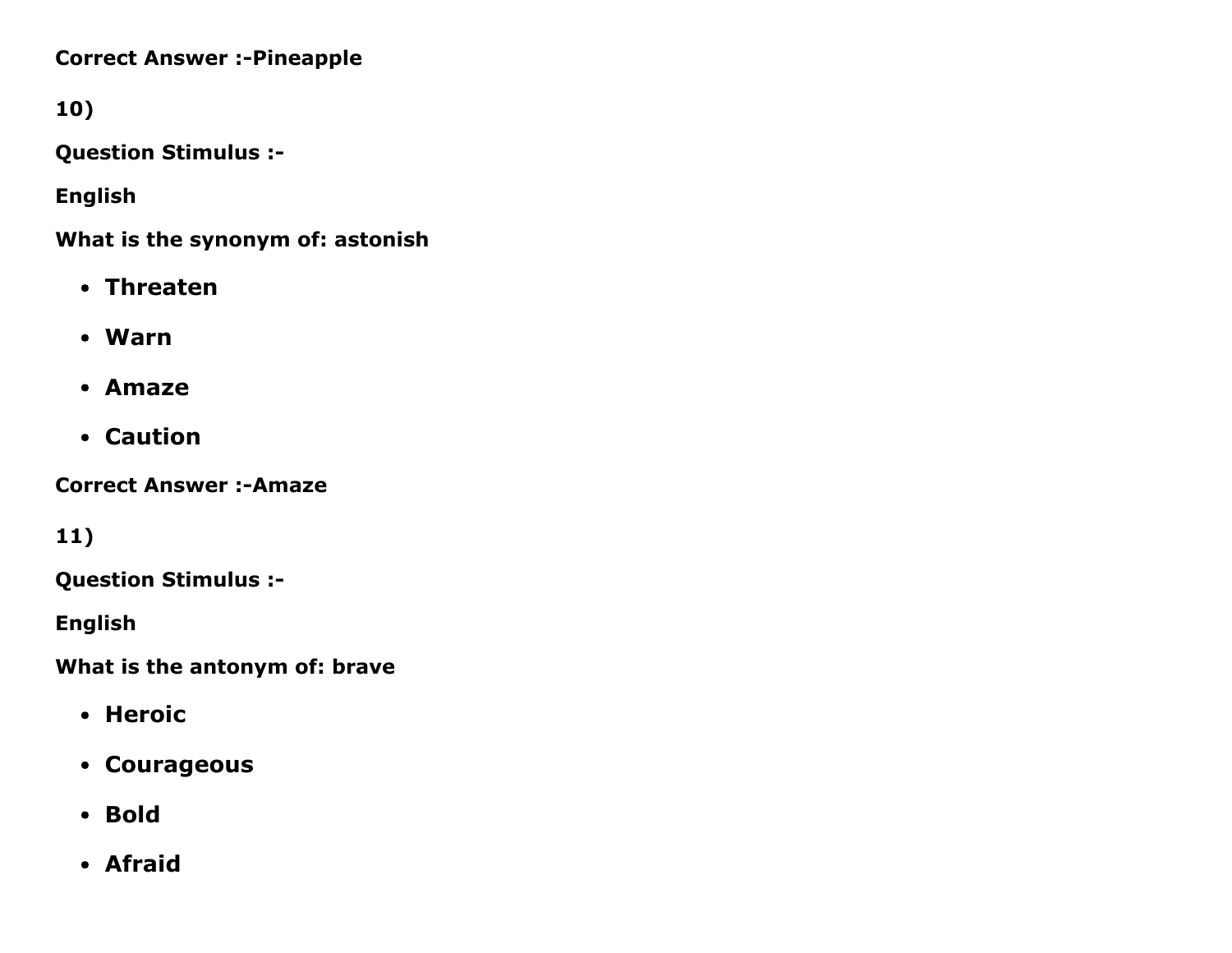**Correct Answer :-Pineapple**

**10)**

**Question Stimulus :-**

**English**

**What is the synonym of: astonish**

- **Threaten**
- **Warn**
- **Amaze**
- **Caution**

**Correct Answer :-Amaze**

**11)**

**Question Stimulus :-**

**English**

**What is the antonym of: brave**

- **Heroic**
- **Courageous**
- **Bold**
- **Afraid**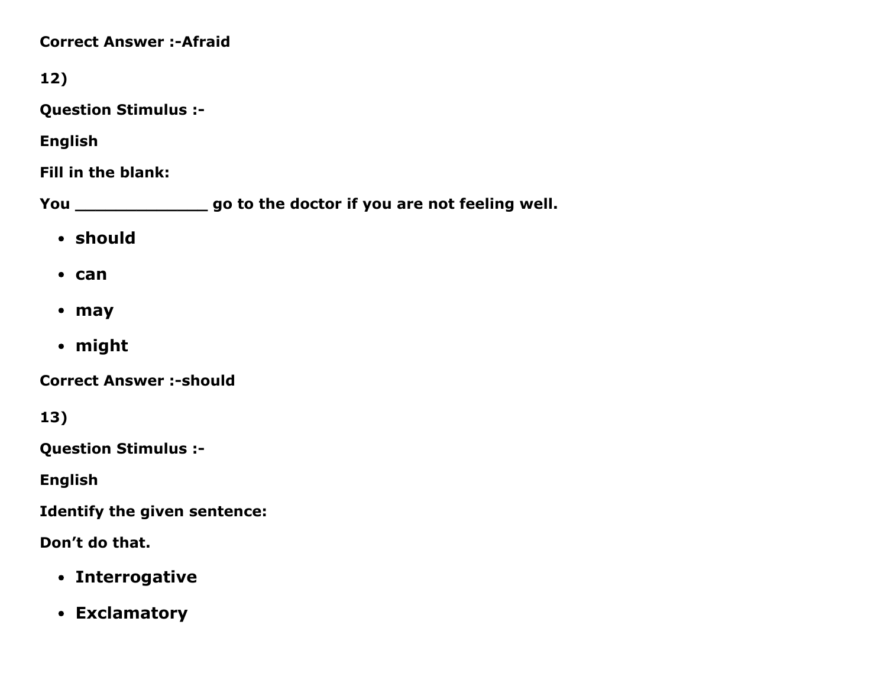**Correct Answer :-Afraid**

**12)**

**Question Stimulus :-**

**English**

**Fill in the blank:**

**You _____________ go to the doctor if you are not feeling well.**

- **should**
- **can**
- **may**
- **might**

**Correct Answer :-should**

**13)**

**Question Stimulus :-**

**English**

**Identify the given sentence:**

**Don't do that.**

- **Interrogative**
- **Exclamatory**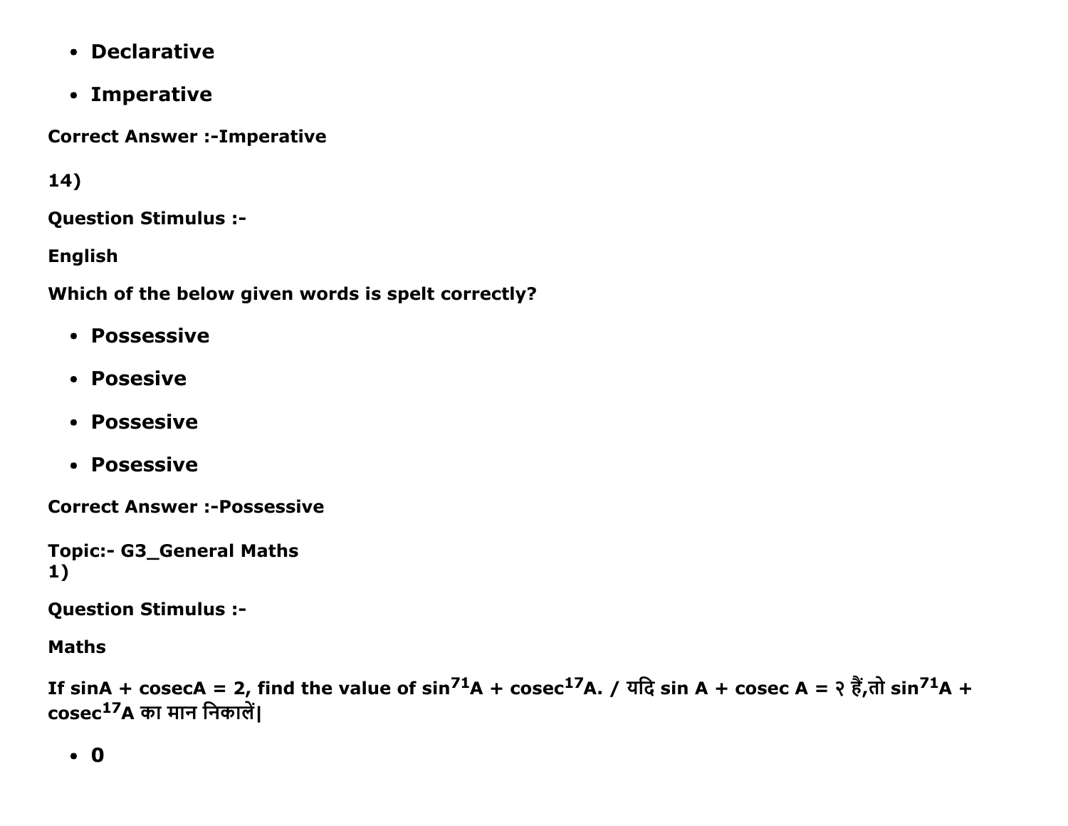- **Declarative**
- **Imperative**

**Correct Answer :-Imperative**

**14)**

**Question Stimulus :-**

**English**

**Which of the below given words is spelt correctly?**

- **Possessive**
- **Posesive**
- **Possesive**
- **Posessive**

**Correct Answer :-Possessive**

**Topic:- G3_General Maths**
**1)**

**Question Stimulus :-**

**Maths**

**If sinA + cosecA = 2, find the value of $\sin^{71}A + \text{cosec}^{17}A$. / यदि sin A + cosec A = २ हैं,तो $\sin^{71}A + \text{cosec}^{17}A$ का मान निकालें|**

- **0**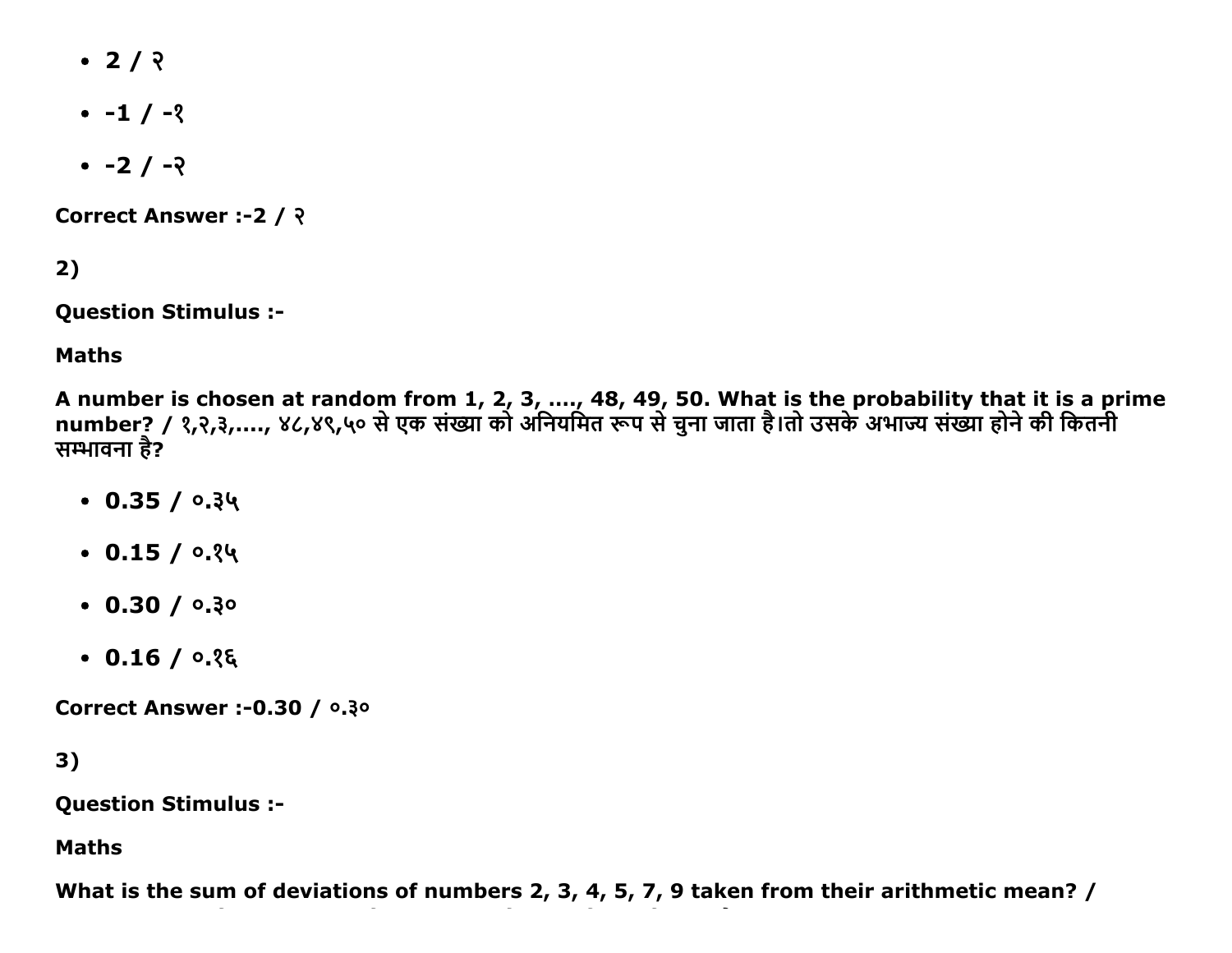- 2 / २
- -1 / -१
- -2 / -२

**Correct Answer :-2 / २**

**2)**

**Question Stimulus :-**

**Maths**

**A number is chosen at random from 1, 2, 3, ...., 48, 49, 50. What is the probability that it is a prime number? / १,२,३,...., ४८,४९,५० से एक संख्या को अनियमित रूप से चुना जाता है।तो उसके अभाज्य संख्या होने की कितनी सम्भावना है?**

- **0.35 / ०.३५**
- **0.15 / ०.१५**
- **0.30 / ०.३०**
- **0.16 / ०.१६**

**Correct Answer :-0.30 / ०.३०**

**3)**

**Question Stimulus :-**

**Maths**

**What is the sum of deviations of numbers 2, 3, 4, 5, 7, 9 taken from their arithmetic mean? /**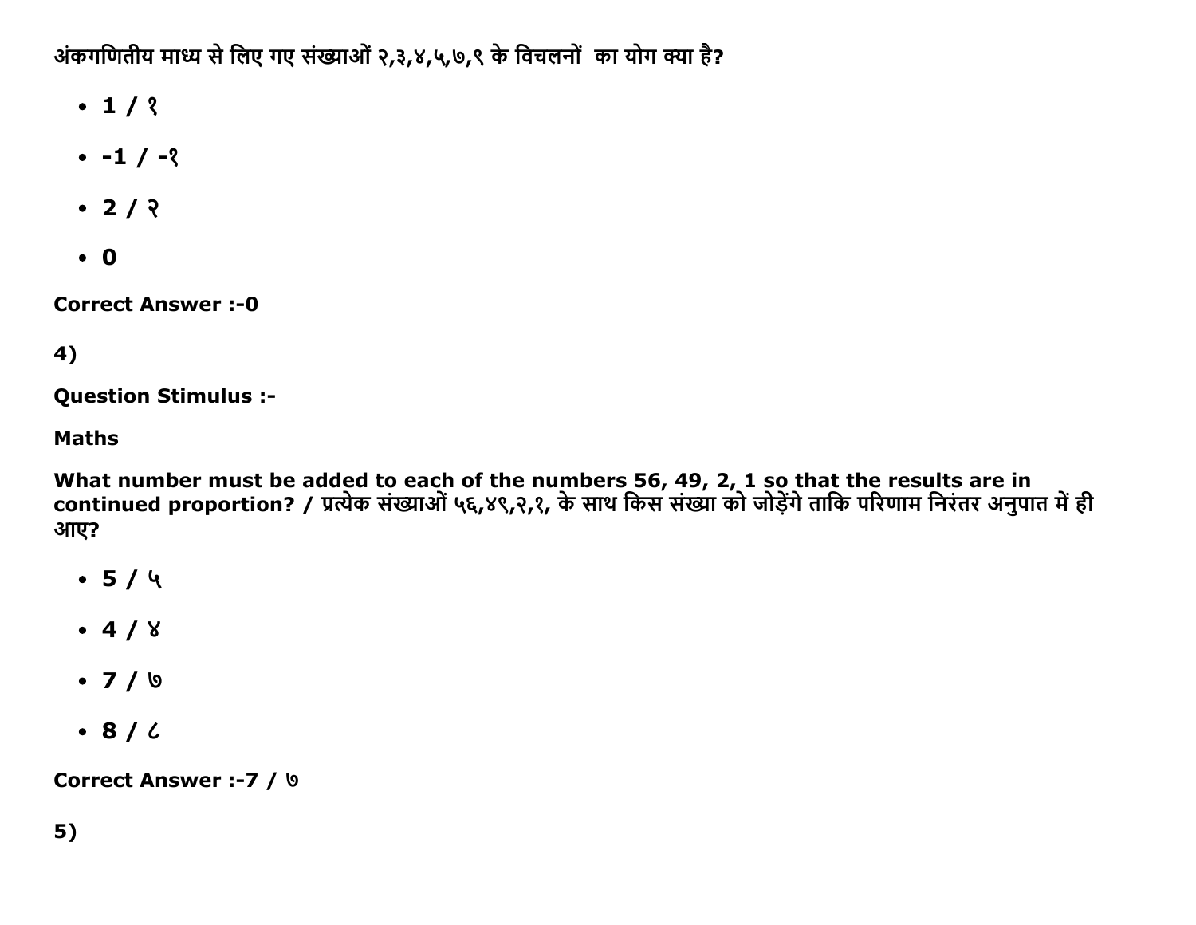अंकगणितीय माध्य से लिए गए संख्याओं २,३,४,५,७,९ के विचलनों का योग क्या है?

- **1 / १**
- **-1 / -१**
- **2 / २**
- **0**

**Correct Answer :-0**

**4)**

**Question Stimulus :-**

**Maths**

**What number must be added to each of the numbers 56, 49, 2, 1 so that the results are in continued proportion? / प्रत्येक संख्याओं ५६,४९,२,१, के साथ किस संख्या को जोड़ेंगे ताकि परिणाम निरंतर अनुपात में ही आए?**

- **5 / ५**
- **4 / ४**
- **7 / ७**
- **8 / ८**

**Correct Answer :-7 / ७**

**5)**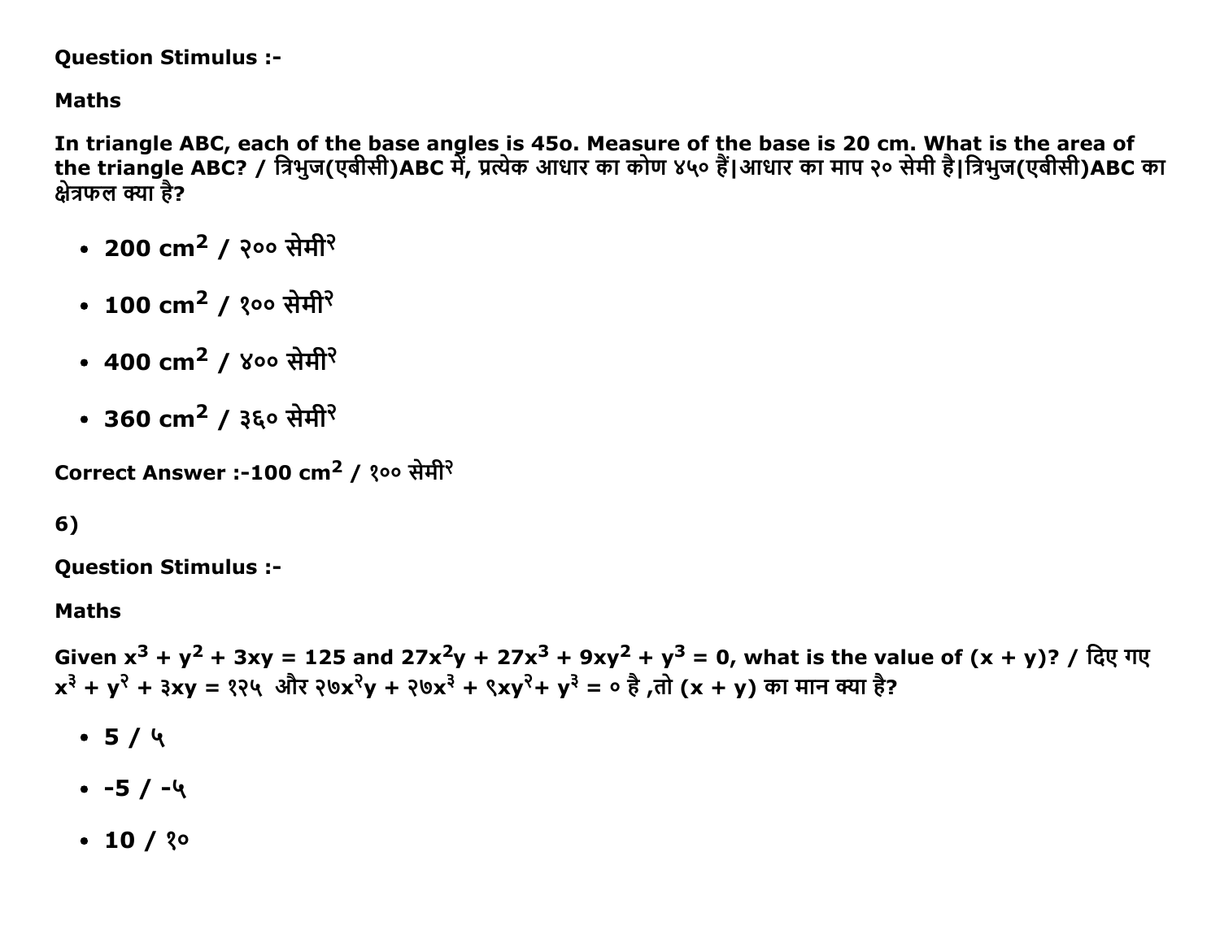Question Stimulus :-

**Maths**

**In triangle ABC, each of the base angles is 45o. Measure of the base is 20 cm. What is the area of the triangle ABC? / त्रिभुज(एबीसी)ABC में, प्रत्येक आधार का कोण ४५० हैं|आधार का माप २० सेमी है|त्रिभुज(एबीसी)ABC का क्षेत्रफल क्या है?**

- **200 $cm^2$ / २०० सेमी२**
- **100 $cm^2$ / १०० सेमी२**
- **400 $cm^2$ / ४०० सेमी२**
- **360 $cm^2$ / ३६० सेमी२**

**Correct Answer :-100 $cm^2$ / १०० सेमी२**

**6)**

**Question Stimulus :-**

**Maths**

**Given $x^3 + y^2 + 3xy = 125$ and $27x^2y + 27x^3 + 9xy^2 + y^3 = 0$, what is the value of (x + y)? / दिए गए x³ + y² + ३xy = १२५ और २७x²y + २७x³ + ९xy²+ y³ = ० है ,तो (x + y) का मान क्या है?**

- **5 / ५**
- **-5 / -५**
- **10 / १०**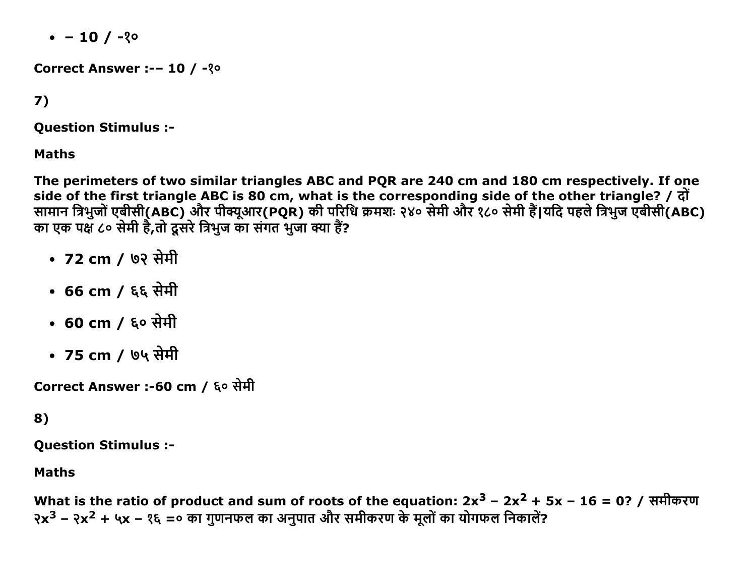- – 10 / -१०

Correct Answer :-– 10 / -१०

7)

**Question Stimulus :-**

**Maths**

**The perimeters of two similar triangles ABC and PQR are 240 cm and 180 cm respectively. If one side of the first triangle ABC is 80 cm, what is the corresponding side of the other triangle? / दों सामान त्रिभुजों एबीसी(ABC) और पीक्यूआर(PQR) की परिधि क्रमशः २४० सेमी और १८० सेमी हैं|यदि पहले त्रिभुज एबीसी(ABC) का एक पक्ष ८० सेमी है,तो दूसरे त्रिभुज का संगत भुजा क्या हैं?**

- **72 cm / ७२ सेमी**
- **66 cm / ६६ सेमी**
- **60 cm / ६० सेमी**
- **75 cm / ७५ सेमी**

**Correct Answer :-60 cm / ६० सेमी**

8)

**Question Stimulus :-**

**Maths**

**What is the ratio of product and sum of roots of the equation: $2x^3 – 2x^2 + 5x – 16 = 0$? / समीकरण $२x^3 – २x^2 + ५x – १६ =०$ का गुणनफल का अनुपात और समीकरण के मूलों का योगफल निकालें?**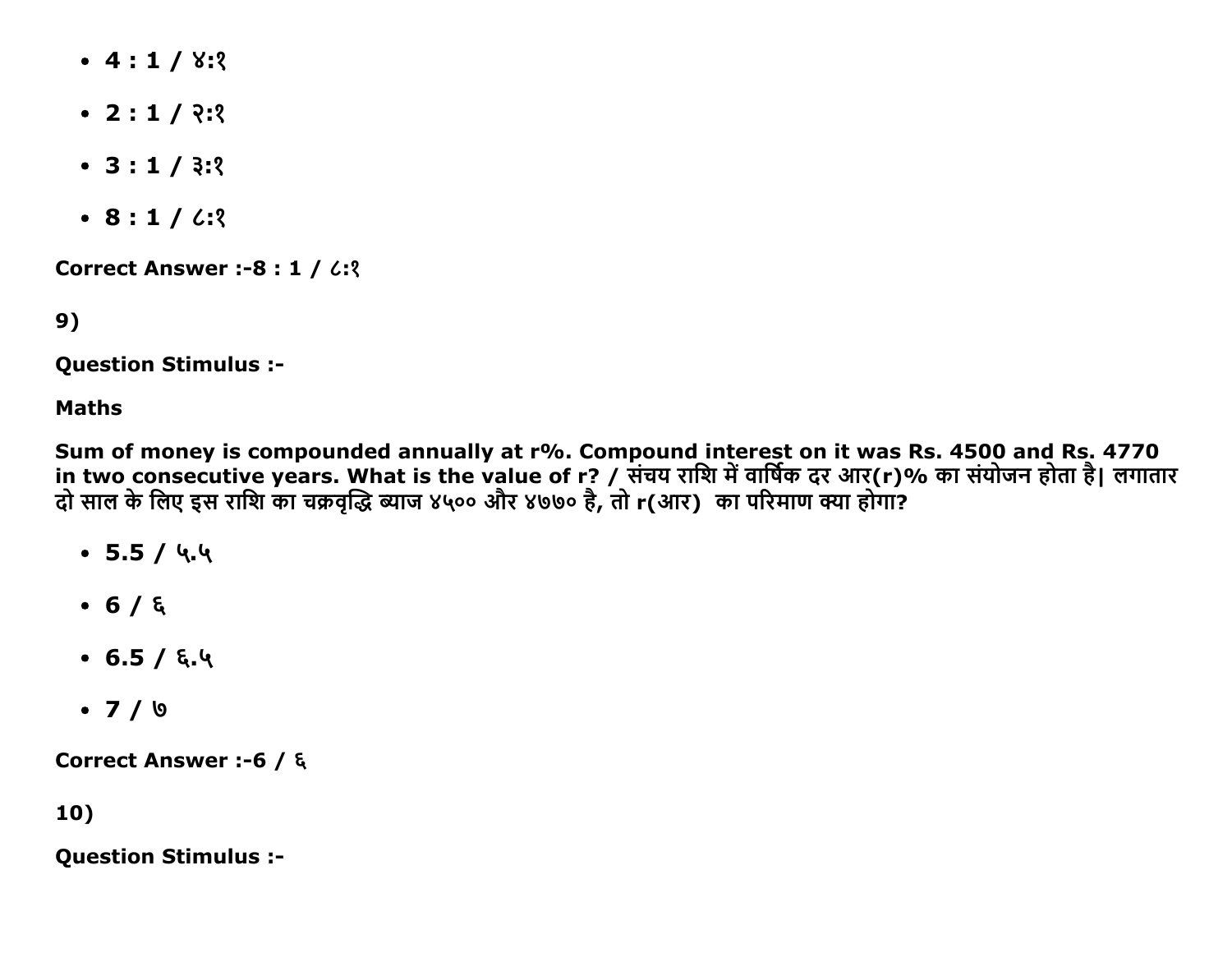- 4 : 1 / ४:१
- 2 : 1 / २:१
- 3 : 1 / ३:१
- 8 : 1 / ८:१

**Correct Answer :-8 : 1 / ८:१**

**9)**

**Question Stimulus :-**

**Maths**

**Sum of money is compounded annually at r%. Compound interest on it was Rs. 4500 and Rs. 4770 in two consecutive years. What is the value of r? / संचय राशि में वार्षिक दर आर(r)% का संयोजन होता है| लगातार दो साल के लिए इस राशि का चक्रवृद्धि ब्याज ४५०० और ४७७० है, तो r(आर) का परिमाण क्या होगा?**

- 5.5 / ५.५
- 6 / ६
- 6.5 / ६.५
- 7 / ७

**Correct Answer :-6 / ६**

**10)**

**Question Stimulus :-**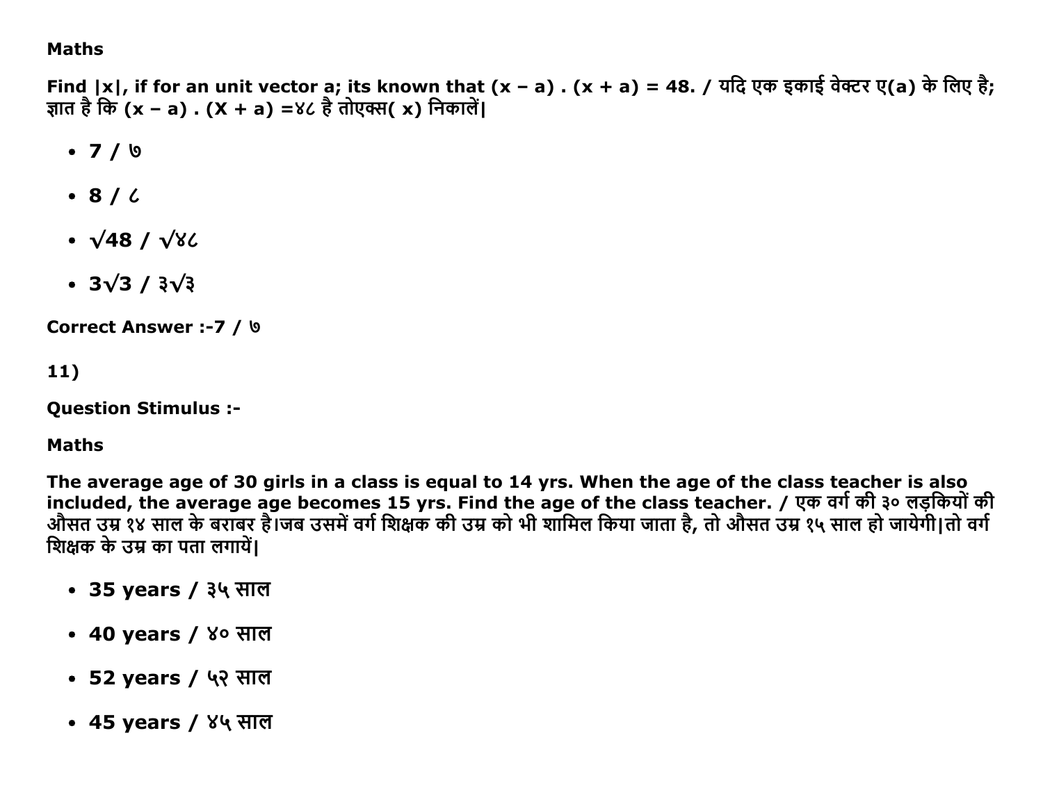**Maths**

**Find |x|, if for an unit vector a; its known that (x – a) . (x + a) = 48. / यदि एक इकाई वेक्टर ए(a) के लिए है; ज्ञात है कि (x – a) . (X + a) =४८ है तोएक्स( x) निकालें|**

- **7 / ७**
- **8 / ८**
- **√48 / √४८**
- **3√3 / ३√३**

**Correct Answer :-7 / ७**

**11)**

**Question Stimulus :-**

**Maths**

**The average age of 30 girls in a class is equal to 14 yrs. When the age of the class teacher is also included, the average age becomes 15 yrs. Find the age of the class teacher. / एक वर्ग की ३० लड़कियों की औसत उम्र १४ साल के बराबर है।जब उसमें वर्ग शिक्षक की उम्र को भी शामिल किया जाता है, तो औसत उम्र १५ साल हो जायेगी|तो वर्ग शिक्षक के उम्र का पता लगायें|**

- **35 years / ३५ साल**
- **40 years / ४० साल**
- **52 years / ५२ साल**
- **45 years / ४५ साल**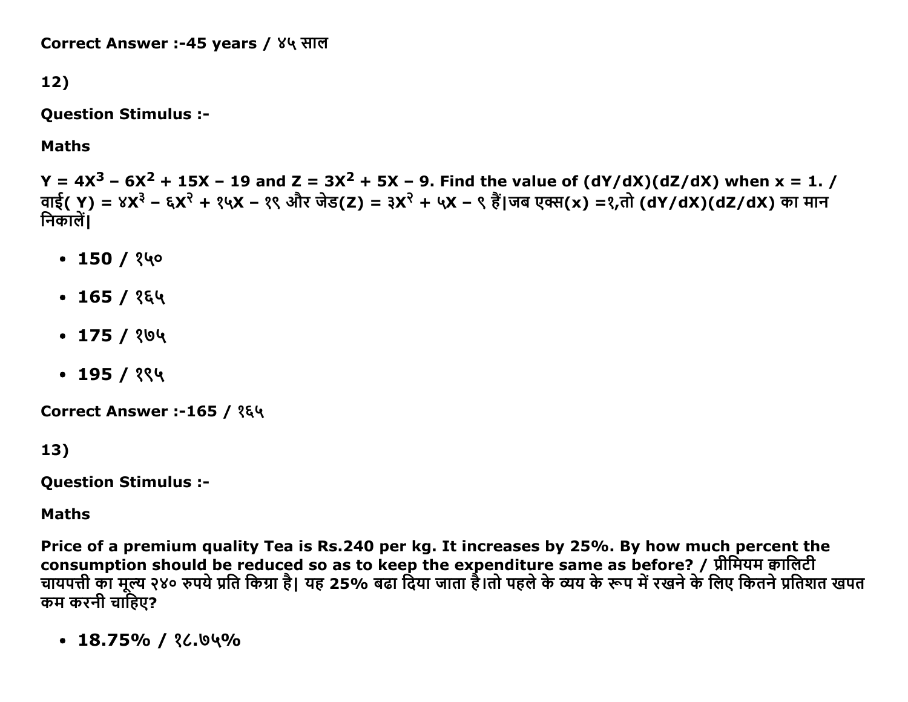**Correct Answer :-45 years / ४५ साल**

**12)**

**Question Stimulus :-**

**Maths**

**$Y = 4X^3 - 6X^2 + 15X - 19$ and $Z = 3X^2 + 5X - 9$. Find the value of (dY/dX)(dZ/dX) when x = 1. / वाई( Y) = ४X$^३$ – ६X$^२$ + १५X – १९ और जेड(Z) = ३X$^२$ + ५X – ९ हैं|जब एक्स(x) =१,तो (dY/dX)(dZ/dX) का मान निकालें|**

- **150 / १५०**
- **165 / १६५**
- **175 / १७५**
- **195 / १९५**

**Correct Answer :-165 / १६५**

**13)**

**Question Stimulus :-**

**Maths**

**Price of a premium quality Tea is Rs.240 per kg. It increases by 25%. By how much percent the consumption should be reduced so as to keep the expenditure same as before? / प्रीमियम क्वालिटी चायपत्ती का मूल्य २४० रुपये प्रति किग्रा है| यह 25% बढा दिया जाता है।तो पहले के व्यय के रूप में रखने के लिए कितने प्रतिशत खपत कम करनी चाहिए?**

- **18.75% / १८.७५%**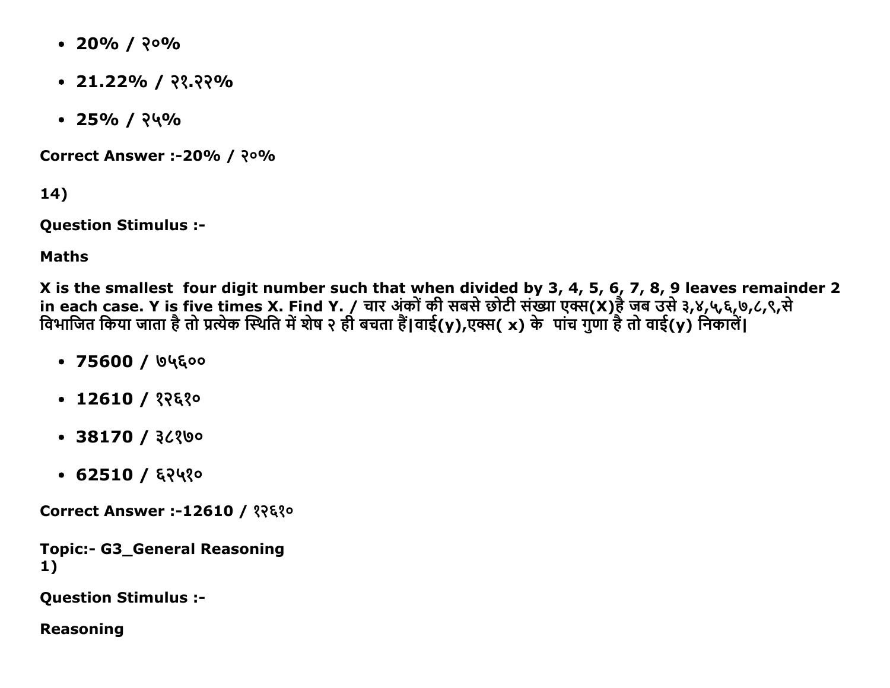- **20% / २०%**
- **21.22% / २१.२२%**
- **25% / २५%**

**Correct Answer :-20% / २०%**

**14)**

**Question Stimulus :-**

**Maths**

**X is the smallest four digit number such that when divided by 3, 4, 5, 6, 7, 8, 9 leaves remainder 2 in each case. Y is five times X. Find Y. / चार अंकों की सबसे छोटी संख्या एक्स(X)है जब उसे ३,४,५,६,७,८,९,से विभाजित किया जाता है तो प्रत्येक स्थिति में शेष २ ही बचता हैं|वाई(y),एक्स( x) के पांच गुणा है तो वाई(y) निकालें|**

- **75600 / ७५६००**
- **12610 / १२६१०**
- **38170 / ३८१७०**
- **62510 / ६२५१०**

**Correct Answer :-12610 / १२६१०**

**Topic:- G3_General Reasoning**
**1)**

**Question Stimulus :-**

**Reasoning**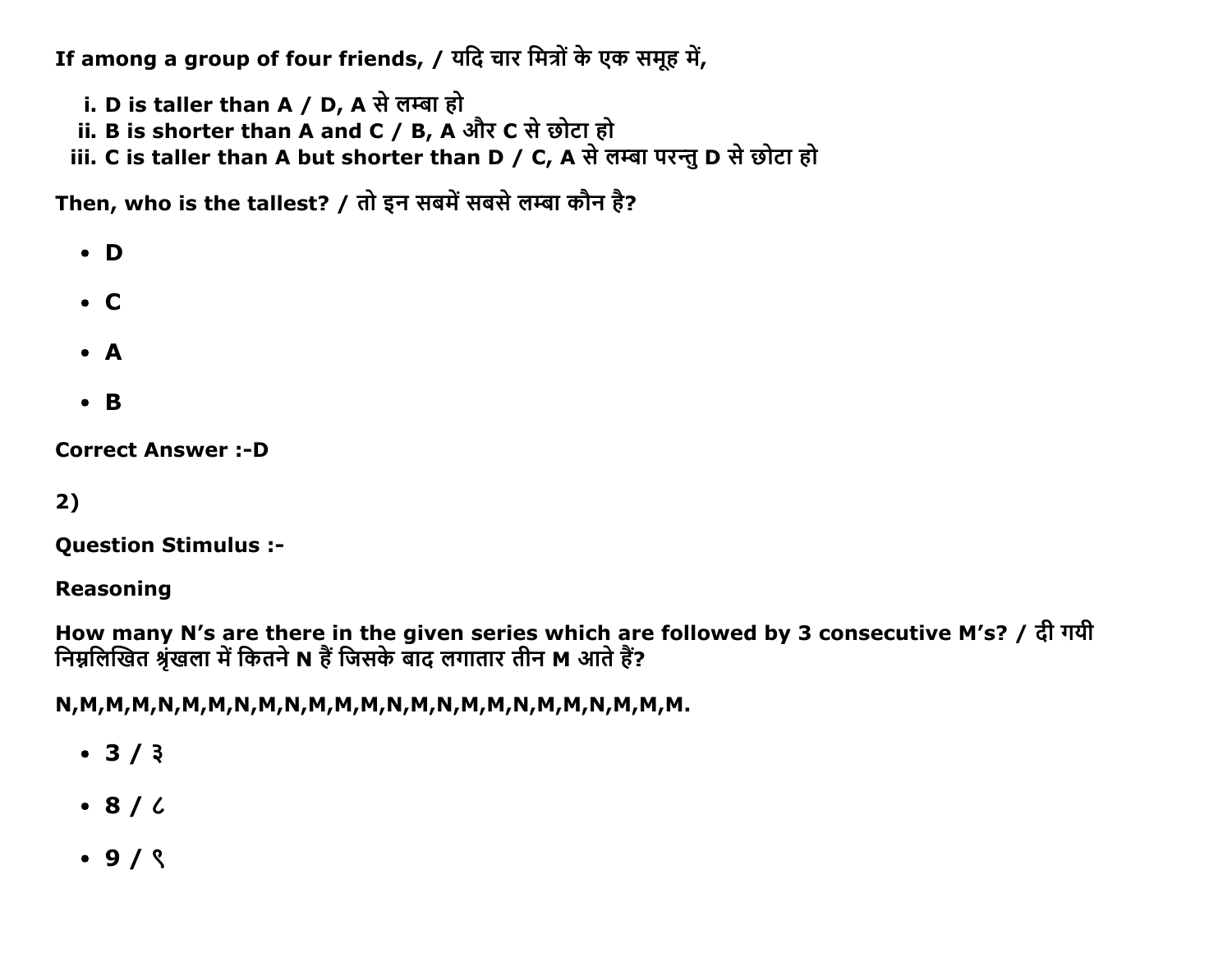**If among a group of four friends, / यदि चार मित्रों के एक समूह में,**

i. **D is taller than A / D, A से लम्बा हो**
ii. **B is shorter than A and C / B, A और C से छोटा हो**
iii. **C is taller than A but shorter than D / C, A से लम्बा परन्तु D से छोटा हो**

**Then, who is the tallest? / तो इन सबमें सबसे लम्बा कौन है?**

- **D**
- **C**
- **A**
- **B**

**Correct Answer :-D**

**2)**

**Question Stimulus :-**

**Reasoning**

**How many N's are there in the given series which are followed by 3 consecutive M's? / दी गयी निम्नलिखित श्रृंखला में कितने N हैं जिसके बाद लगातार तीन M आते हैं?**

**N,M,M,M,N,M,M,N,M,N,M,M,M,N,M,N,M,M,N,M,M,N,M,M,M.**

- **3 / ३**
- **8 / ८**
- **9 / ९**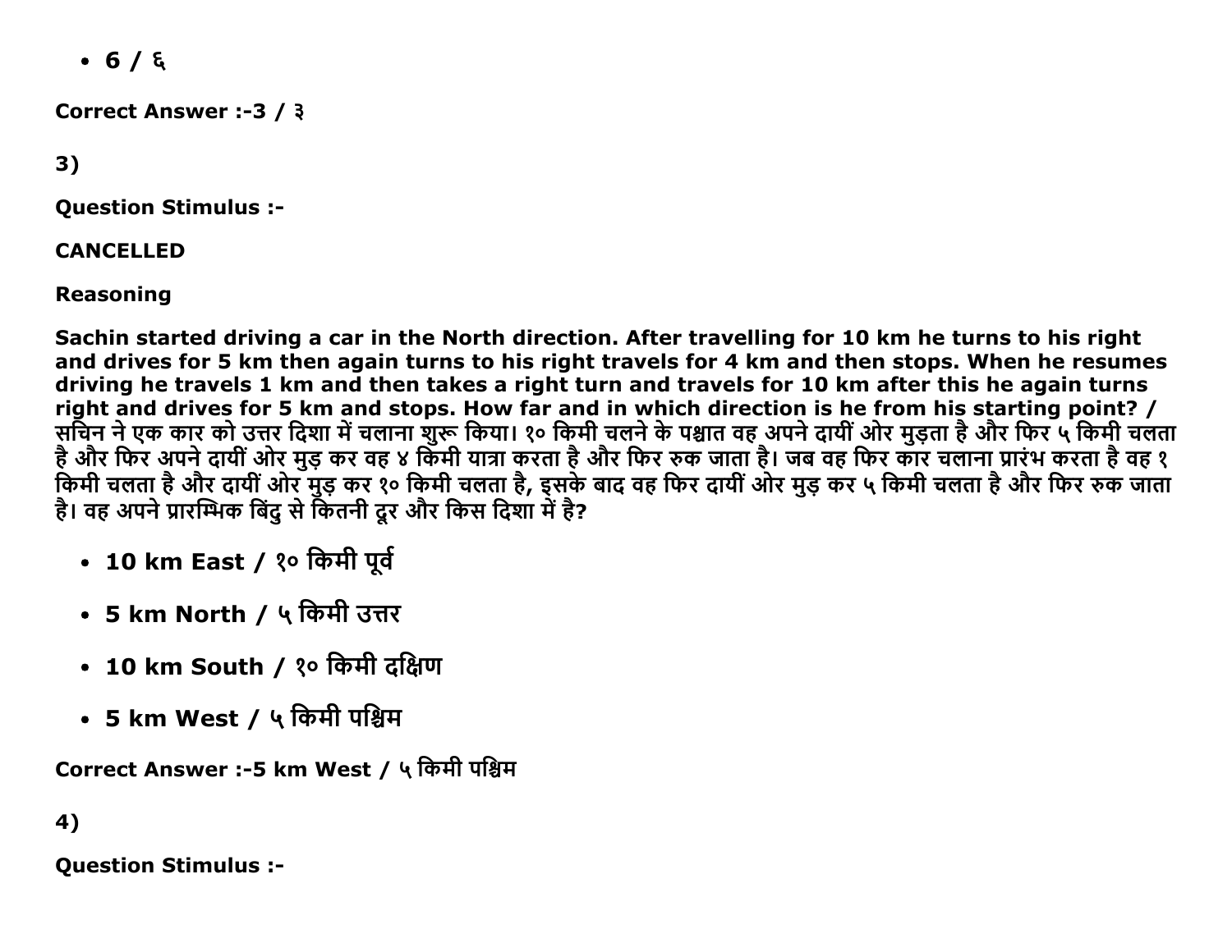- 6 / ६

**Correct Answer :-3 / ३**

**3)**

**Question Stimulus :-**

**CANCELLED**

**Reasoning**

**Sachin started driving a car in the North direction. After travelling for 10 km he turns to his right and drives for 5 km then again turns to his right travels for 4 km and then stops. When he resumes driving he travels 1 km and then takes a right turn and travels for 10 km after this he again turns right and drives for 5 km and stops. How far and in which direction is he from his starting point? / सचिन ने एक कार को उत्तर दिशा में चलाना शुरू किया। १० किमी चलने के पश्चात वह अपने दायीं ओर मुड़ता है और फिर ५ किमी चलता है और फिर अपने दायीं ओर मुड़ कर वह ४ किमी यात्रा करता है और फिर रुक जाता है। जब वह फिर कार चलाना प्रारंभ करता है वह १ किमी चलता है और दायीं ओर मुड़ कर १० किमी चलता है, इसके बाद वह फिर दायीं ओर मुड़ कर ५ किमी चलता है और फिर रुक जाता है। वह अपने प्रारम्भिक बिंदु से कितनी दूर और किस दिशा में है?**

- **10 km East / १० किमी पूर्व**
- **5 km North / ५ किमी उत्तर**
- **10 km South / १० किमी दक्षिण**
- **5 km West / ५ किमी पश्चिम**

**Correct Answer :-5 km West / ५ किमी पश्चिम**

**4)**

**Question Stimulus :-**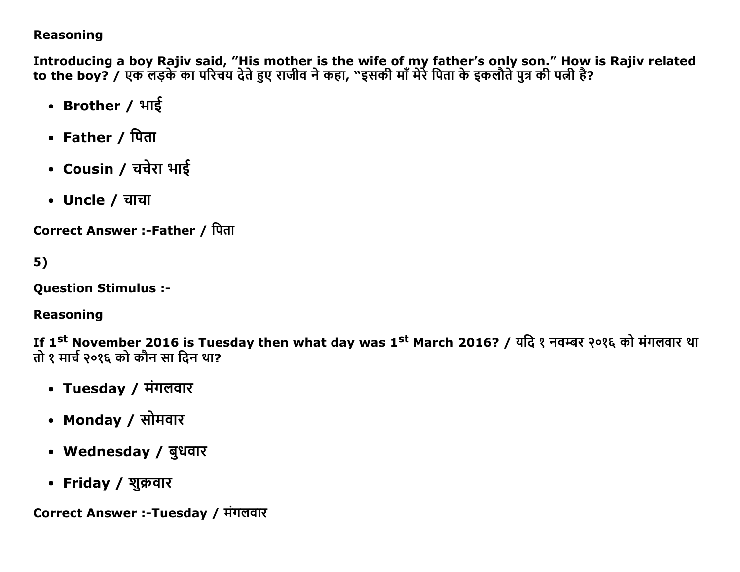**Reasoning**

**Introducing a boy Rajiv said, ”His mother is the wife of my father’s only son.” How is Rajiv related to the boy? / एक लड़के का परिचय देते हुए राजीव ने कहा, "इसकी माँ मेरे पिता के इकलौते पुत्र की पत्नी है?**

- **Brother / भाई**
- **Father / पिता**
- **Cousin / चचेरा भाई**
- **Uncle / चाचा**

**Correct Answer :-Father / पिता**

**5)**

**Question Stimulus :-**

**Reasoning**

**If 1st November 2016 is Tuesday then what day was 1st March 2016? / यदि १ नवम्बर २०१६ को मंगलवार था तो १ मार्च २०१६ को कौन सा दिन था?**

- **Tuesday / मंगलवार**
- **Monday / सोमवार**
- **Wednesday / बुधवार**
- **Friday / शुक्रवार**

**Correct Answer :-Tuesday / मंगलवार**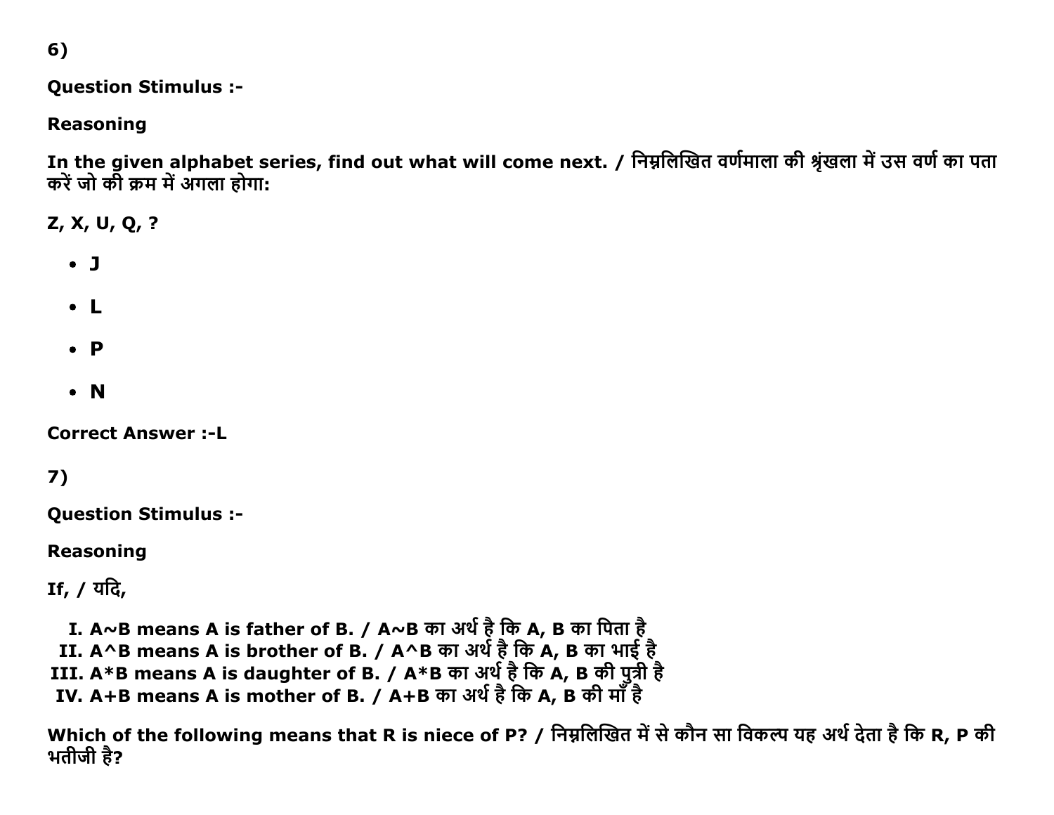6)

**Question Stimulus :-**

**Reasoning**

**In the given alphabet series, find out what will come next. / निम्नलिखित वर्णमाला की श्रृंखला में उस वर्ण का पता करें जो की क्रम में अगला होगा:**

**Z, X, U, Q, ?**

- **J**
- **L**
- **P**
- **N**

**Correct Answer :-L**

7)

**Question Stimulus :-**

**Reasoning**

**If, / यदि,**

I. **A~B means A is father of B. / A~B का अर्थ है कि A, B का पिता है**
II. **A^B means A is brother of B. / A^B का अर्थ है कि A, B का भाई है**
III. **A*B means A is daughter of B. / A*B का अर्थ है कि A, B की पुत्री है**
IV. **A+B means A is mother of B. / A+B का अर्थ है कि A, B की माँ है**

**Which of the following means that R is niece of P? / निम्नलिखित में से कौन सा विकल्प यह अर्थ देता है कि R, P की भतीजी है?**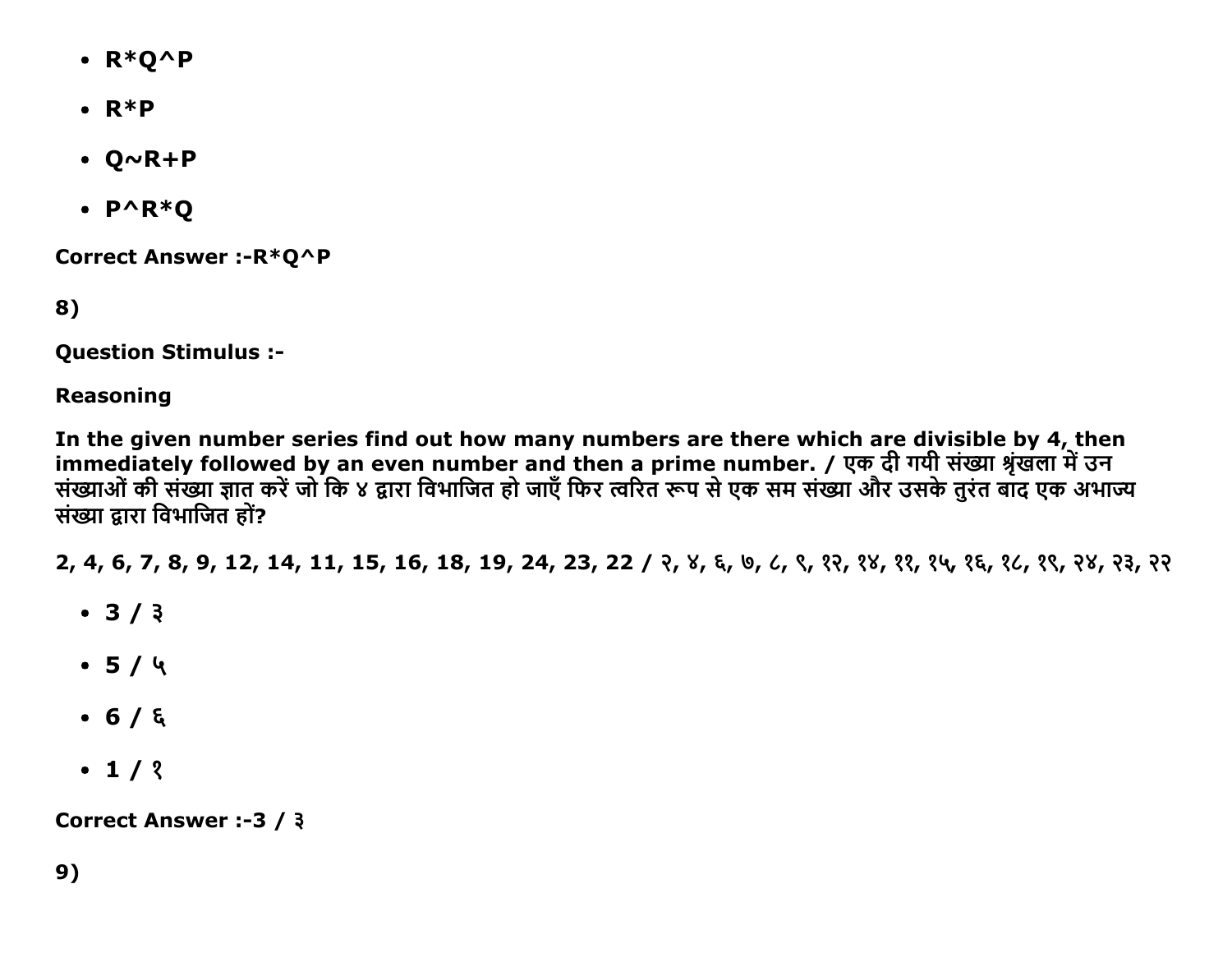- R*Q^P
- R*P
- Q~R+P
- P^R*Q

**Correct Answer :-R*Q^P**

**8)**

**Question Stimulus :-**

**Reasoning**

**In the given number series find out how many numbers are there which are divisible by 4, then immediately followed by an even number and then a prime number. / एक दी गयी संख्या श्रृंखला में उन संख्याओं की संख्या ज्ञात करें जो कि ४ द्वारा विभाजित हो जाएँ फिर त्वरित रूप से एक सम संख्या और उसके तुरंत बाद एक अभाज्य संख्या द्वारा विभाजित हों?**

**2, 4, 6, 7, 8, 9, 12, 14, 11, 15, 16, 18, 19, 24, 23, 22 / २, ४, ६, ७, ८, ९, १२, १४, ११, १५, १६, १८, १९, २४, २३, २२**

- 3 / ३
- 5 / ५
- 6 / ६
- 1 / १

**Correct Answer :-3 / ३**

**9)**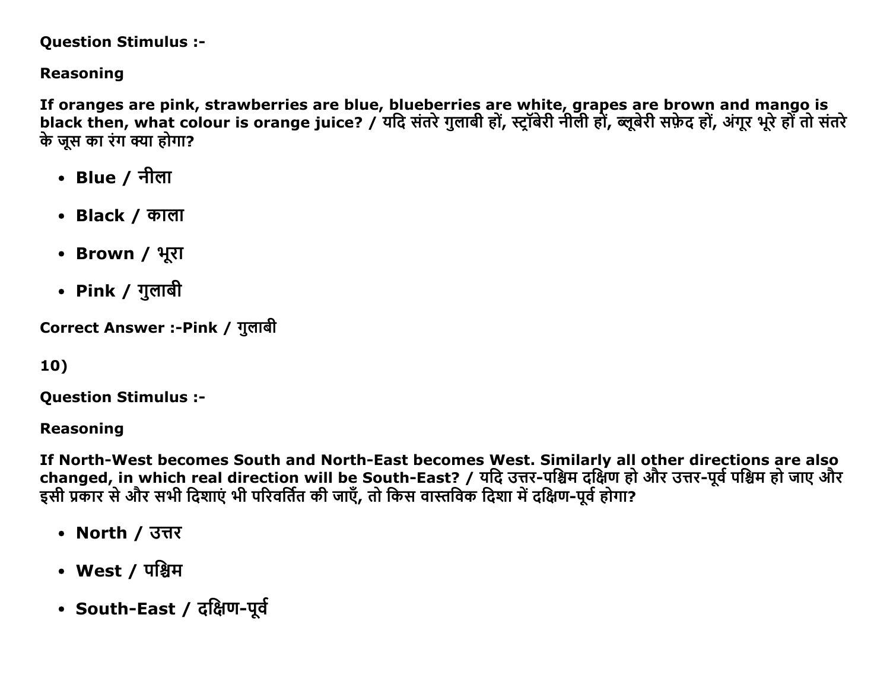Question Stimulus :-

**Reasoning**

**If oranges are pink, strawberries are blue, blueberries are white, grapes are brown and mango is black then, what colour is orange juice? / यदि संतरे गुलाबी हों, स्ट्रॉबेरी नीली हों, ब्लूबेरी सफ़ेद हों, अंगूर भूरे हों तो संतरे के जूस का रंग क्या होगा?**

- **Blue / नीला**
- **Black / काला**
- **Brown / भूरा**
- **Pink / गुलाबी**

**Correct Answer :-Pink / गुलाबी**

**10)**

**Question Stimulus :-**

**Reasoning**

**If North-West becomes South and North-East becomes West. Similarly all other directions are also changed, in which real direction will be South-East? / यदि उत्तर-पश्चिम दक्षिण हो और उत्तर-पूर्व पश्चिम हो जाए और इसी प्रकार से और सभी दिशाएं भी परिवर्तित की जाएँ, तो किस वास्तविक दिशा में दक्षिण-पूर्व होगा?**

- **North / उत्तर**
- **West / पश्चिम**
- **South-East / दक्षिण-पूर्व**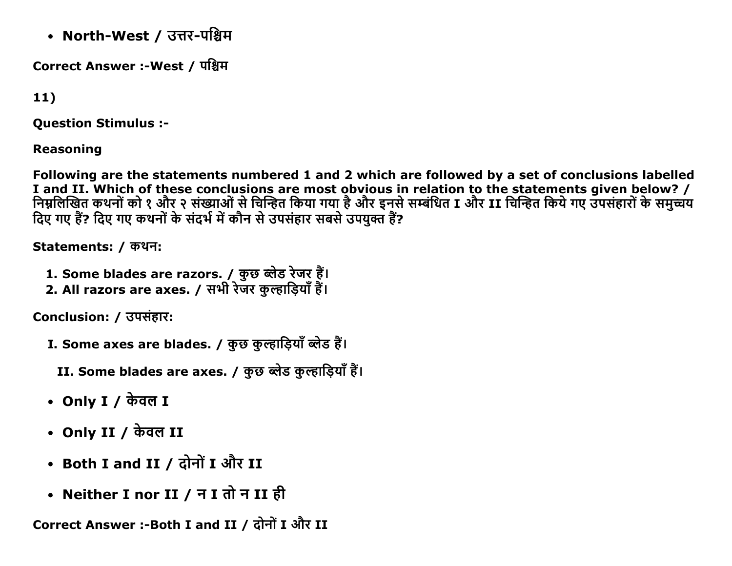- North-West / उत्तर-पश्चिम

**Correct Answer :-West / पश्चिम**

**11)**

**Question Stimulus :-**

**Reasoning**

**Following are the statements numbered 1 and 2 which are followed by a set of conclusions labelled I and II. Which of these conclusions are most obvious in relation to the statements given below? / निम्नलिखित कथनों को १ और २ संख्याओं से चिन्हित किया गया है और इनसे सम्बंधित I और II चिन्हित किये गए उपसंहारों के समुच्चय दिए गए हैं? दिए गए कथनों के संदर्भ में कौन से उपसंहार सबसे उपयुक्त हैं?**

**Statements: / कथन:**

1. **Some blades are razors. / कुछ ब्लेड रेजर हैं।**
2. **All razors are axes. / सभी रेजर कुल्हाड़ियाँ हैं।**

**Conclusion: / उपसंहार:**

**I. Some axes are blades. / कुछ कुल्हाड़ियाँ ब्लेड हैं।**

**II. Some blades are axes. / कुछ ब्लेड कुल्हाड़ियाँ हैं।**

- **Only I / केवल I**
- **Only II / केवल II**
- **Both I and II / दोनों I और II**
- **Neither I nor II / न I तो न II ही**

**Correct Answer :-Both I and II / दोनों I और II**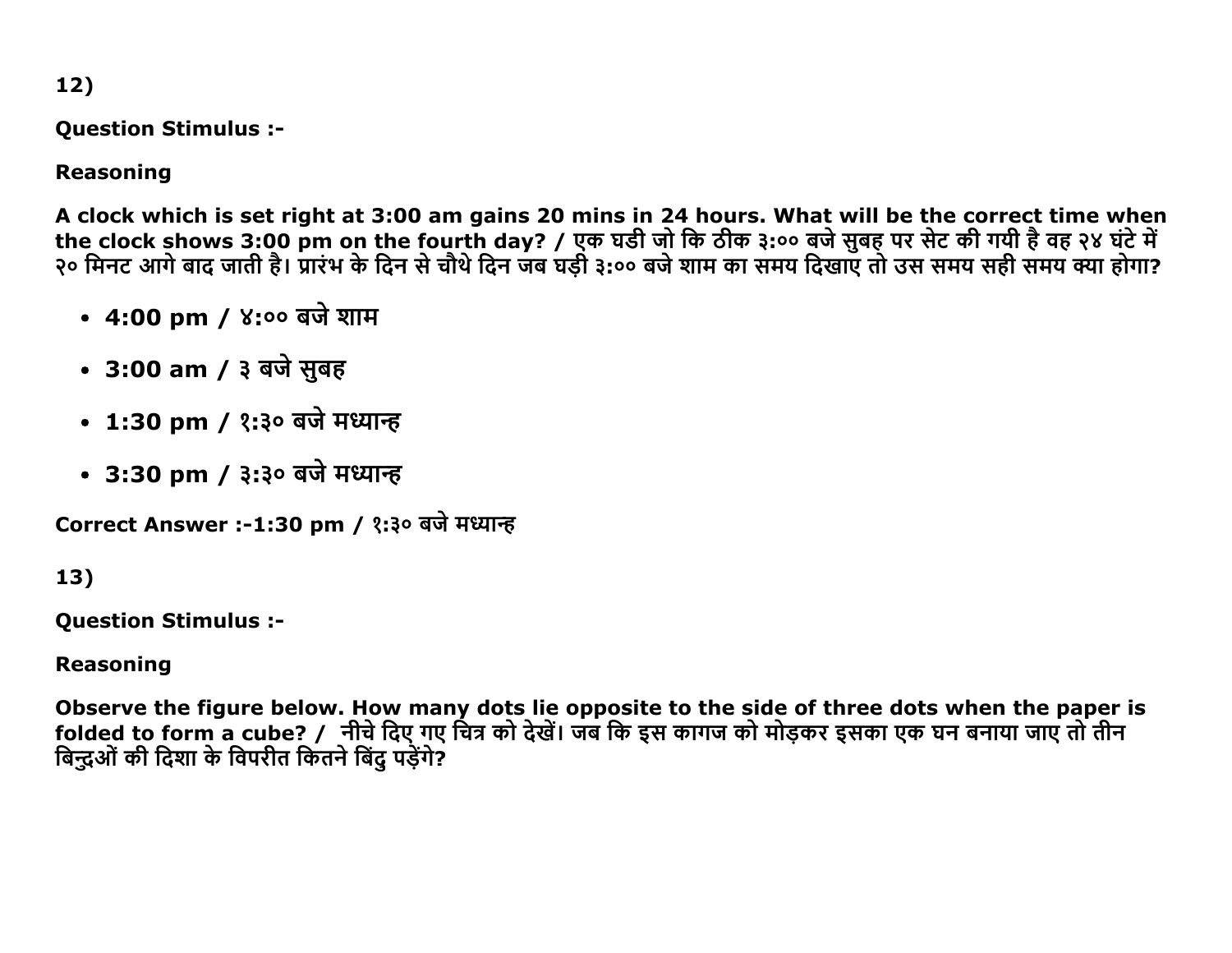12)

**Question Stimulus :-**

**Reasoning**

**A clock which is set right at 3:00 am gains 20 mins in 24 hours. What will be the correct time when the clock shows 3:00 pm on the fourth day? / एक घडी जो कि ठीक ३:०० बजे सुबह पर सेट की गयी है वह २४ घंटे में २० मिनट आगे बाद जाती है। प्रारंभ के दिन से चौथे दिन जब घड़ी ३:०० बजे शाम का समय दिखाए तो उस समय सही समय क्या होगा?**

- **4:00 pm / ४:०० बजे शाम**
- **3:00 am / ३ बजे सुबह**
- **1:30 pm / १:३० बजे मध्यान्ह**
- **3:30 pm / ३:३० बजे मध्यान्ह**

**Correct Answer :-1:30 pm / १:३० बजे मध्यान्ह**

13)

**Question Stimulus :-**

**Reasoning**

**Observe the figure below. How many dots lie opposite to the side of three dots when the paper is folded to form a cube? / नीचे दिए गए चित्र को देखें। जब कि इस कागज को मोड़कर इसका एक घन बनाया जाए तो तीन बिन्दुओं की दिशा के विपरीत कितने बिंदु पड़ेंगे?**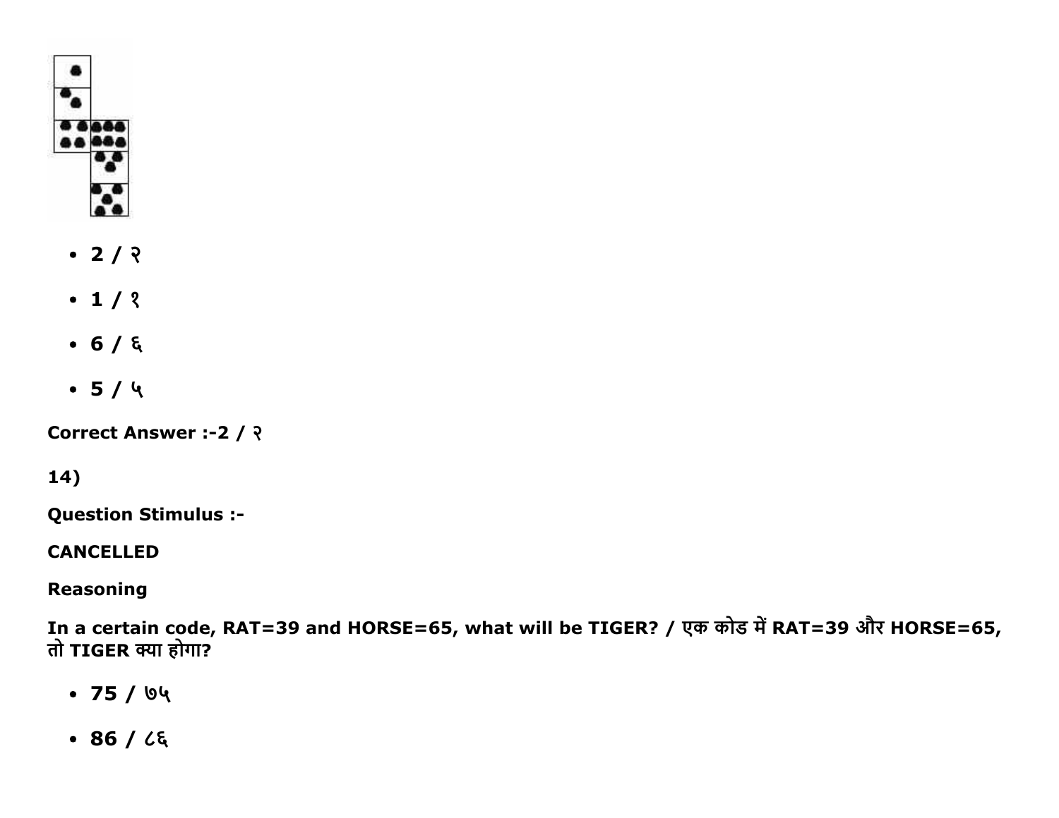- 2 / २
- 1 / १
- 6 / ६
- 5 / ५

**Correct Answer :-2 / २**

**14)**

**Question Stimulus :-**

**CANCELLED**

**Reasoning**

**In a certain code, RAT=39 and HORSE=65, what will be TIGER? / एक कोड में RAT=39 और HORSE=65, तो TIGER क्या होगा?**

- 75 / ७५
- 86 / ८६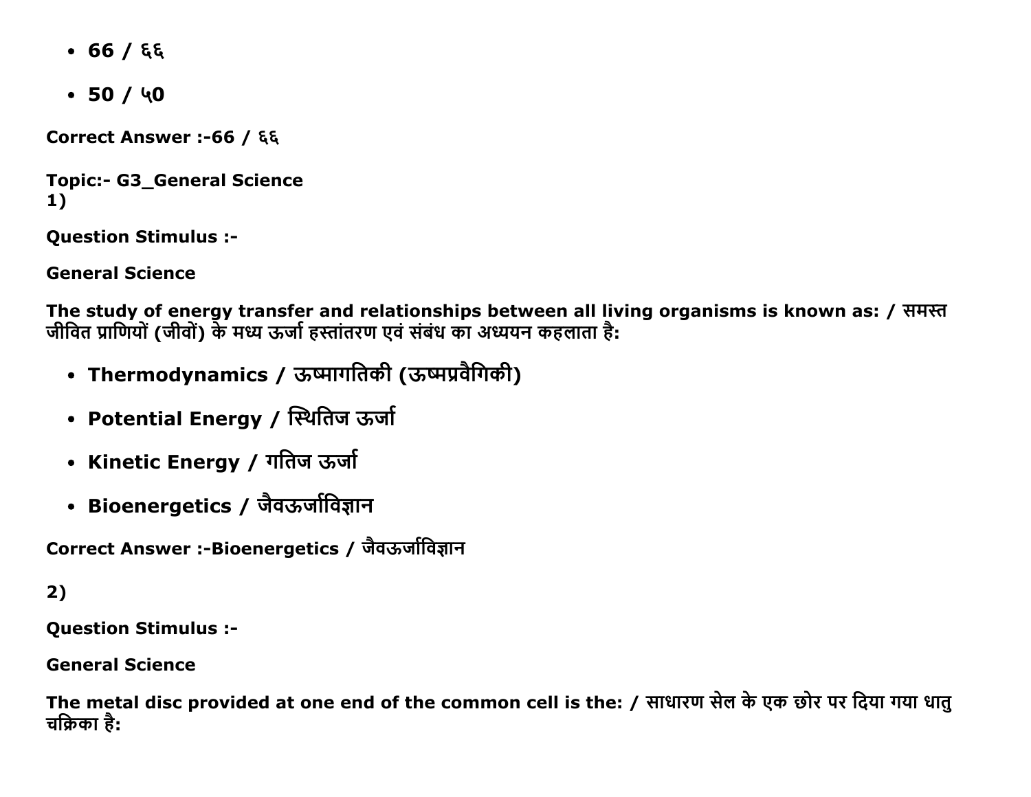- **66 / ६६**
- **50 / ५0**

**Correct Answer :-66 / ६६**

**Topic:- G3_General Science**
**1)**

**Question Stimulus :-**

**General Science**

**The study of energy transfer and relationships between all living organisms is known as: / समस्त जीवित प्राणियों (जीवों) के मध्य ऊर्जा हस्तांतरण एवं संबंध का अध्ययन कहलाता है:**

- **Thermodynamics / ऊष्मागतिकी (ऊष्मप्रवैगिकी)**
- **Potential Energy / स्थितिज ऊर्जा**
- **Kinetic Energy / गतिज ऊर्जा**
- **Bioenergetics / जैवऊर्जाविज्ञान**

**Correct Answer :-Bioenergetics / जैवऊर्जाविज्ञान**

**2)**

**Question Stimulus :-**

**General Science**

**The metal disc provided at one end of the common cell is the: / साधारण सेल के एक छोर पर दिया गया धातु चक्रिका है:**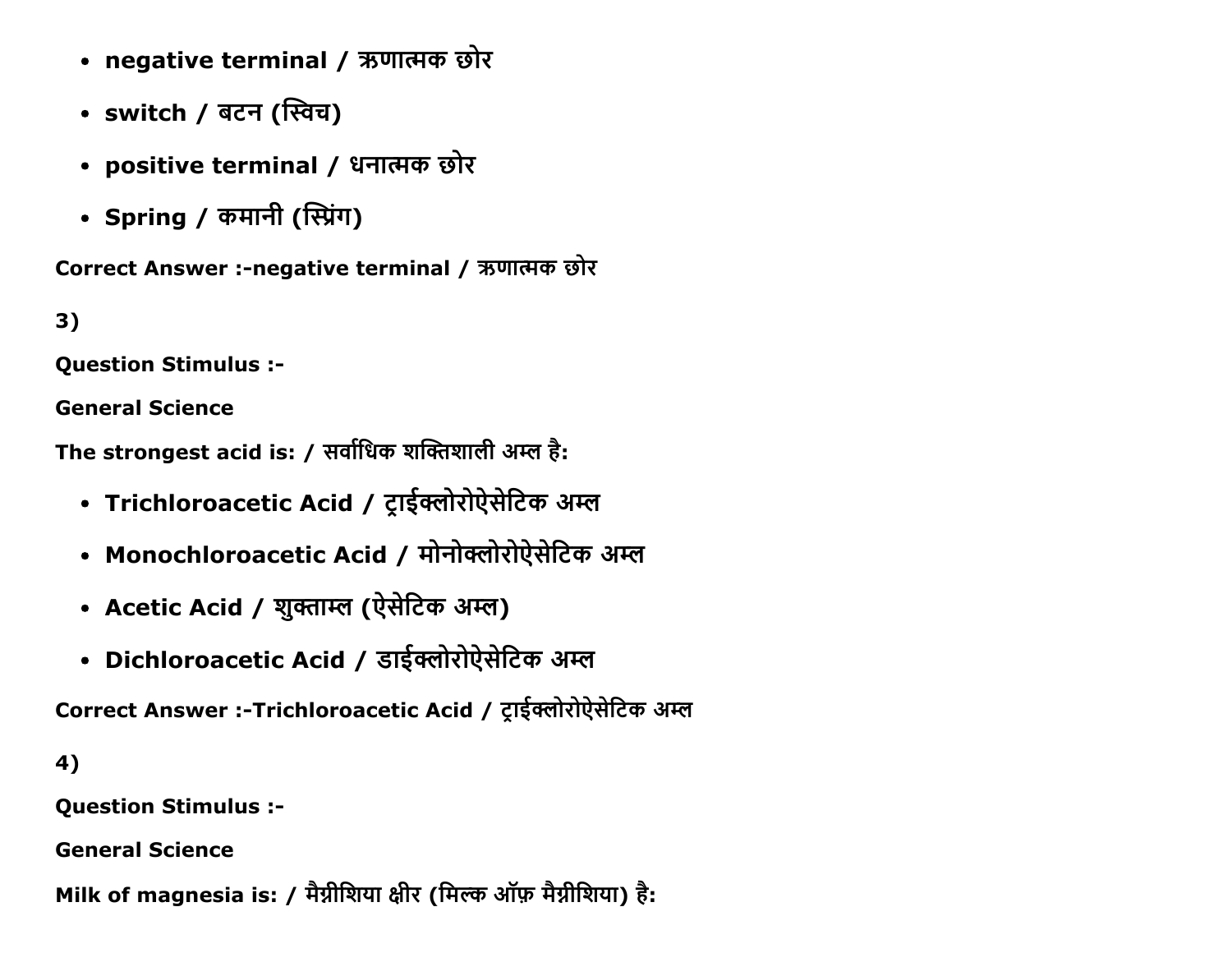- **negative terminal / ऋणात्मक छोर**
- **switch / बटन (स्विच)**
- **positive terminal / धनात्मक छोर**
- **Spring / कमानी (स्प्रिंग)**

**Correct Answer :-negative terminal / ऋणात्मक छोर**

**3)**

**Question Stimulus :-**

**General Science**

**The strongest acid is: / सर्वाधिक शक्तिशाली अम्ल है:**

- **Trichloroacetic Acid / ट्राईक्लोरोऐसेटिक अम्ल**
- **Monochloroacetic Acid / मोनोक्लोरोऐसेटिक अम्ल**
- **Acetic Acid / शुक्ताम्ल (ऐसेटिक अम्ल)**
- **Dichloroacetic Acid / डाईक्लोरोऐसेटिक अम्ल**

**Correct Answer :-Trichloroacetic Acid / ट्राईक्लोरोऐसेटिक अम्ल**

**4)**

**Question Stimulus :-**

**General Science**

**Milk of magnesia is: / मैग्नीशिया क्षीर (मिल्क ऑफ़ मैग्नीशिया) है:**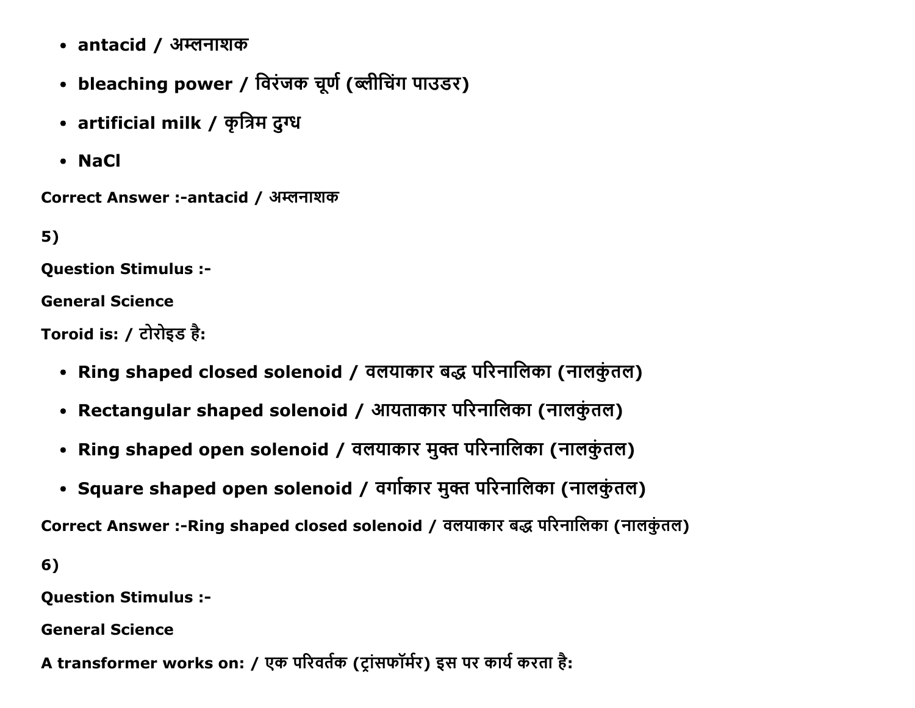- **antacid / अम्लनाशक**
- **bleaching power / विरंजक चूर्ण (ब्लीचिंग पाउडर)**
- **artificial milk / कृत्रिम दुग्ध**
- **NaCl**

**Correct Answer :-antacid / अम्लनाशक**

**5)**

**Question Stimulus :-**

**General Science**

**Toroid is: / टोरोइड है:**

- **Ring shaped closed solenoid / वलयाकार बद्ध परिनालिका (नालकुंतल)**
- **Rectangular shaped solenoid / आयताकार परिनालिका (नालकुंतल)**
- **Ring shaped open solenoid / वलयाकार मुक्त परिनालिका (नालकुंतल)**
- **Square shaped open solenoid / वर्गाकार मुक्त परिनालिका (नालकुंतल)**

**Correct Answer :-Ring shaped closed solenoid / वलयाकार बद्ध परिनालिका (नालकुंतल)**

**6)**

**Question Stimulus :-**

**General Science**

**A transformer works on: / एक परिवर्तक (ट्रांसफॉर्मर) इस पर कार्य करता है:**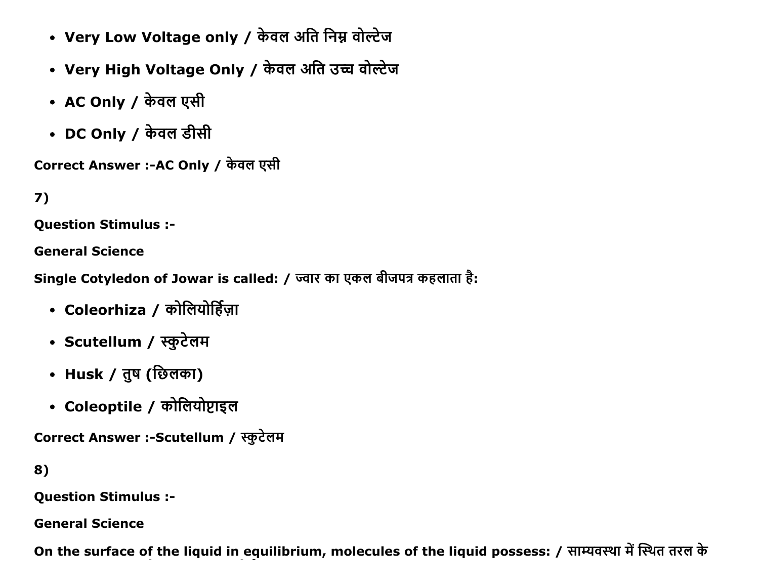- **Very Low Voltage only / केवल अति निम्न वोल्टेज**
- **Very High Voltage Only / केवल अति उच्च वोल्टेज**
- **AC Only / केवल एसी**
- **DC Only / केवल डीसी**

**Correct Answer :-AC Only / केवल एसी**

**7)**

**Question Stimulus :-**

**General Science**

**Single Cotyledon of Jowar is called: / ज्वार का एकल बीजपत्र कहलाता है:**

- **Coleorhiza / कोलियोर्हिज़ा**
- **Scutellum / स्कुटेलम**
- **Husk / तुष (छिलका)**
- **Coleoptile / कोलियोप्टाइल**

**Correct Answer :-Scutellum / स्कुटेलम**

**8)**

**Question Stimulus :-**

**General Science**

**On the surface of the liquid in equilibrium, molecules of the liquid possess: / साम्यवस्था में स्थित तरल के**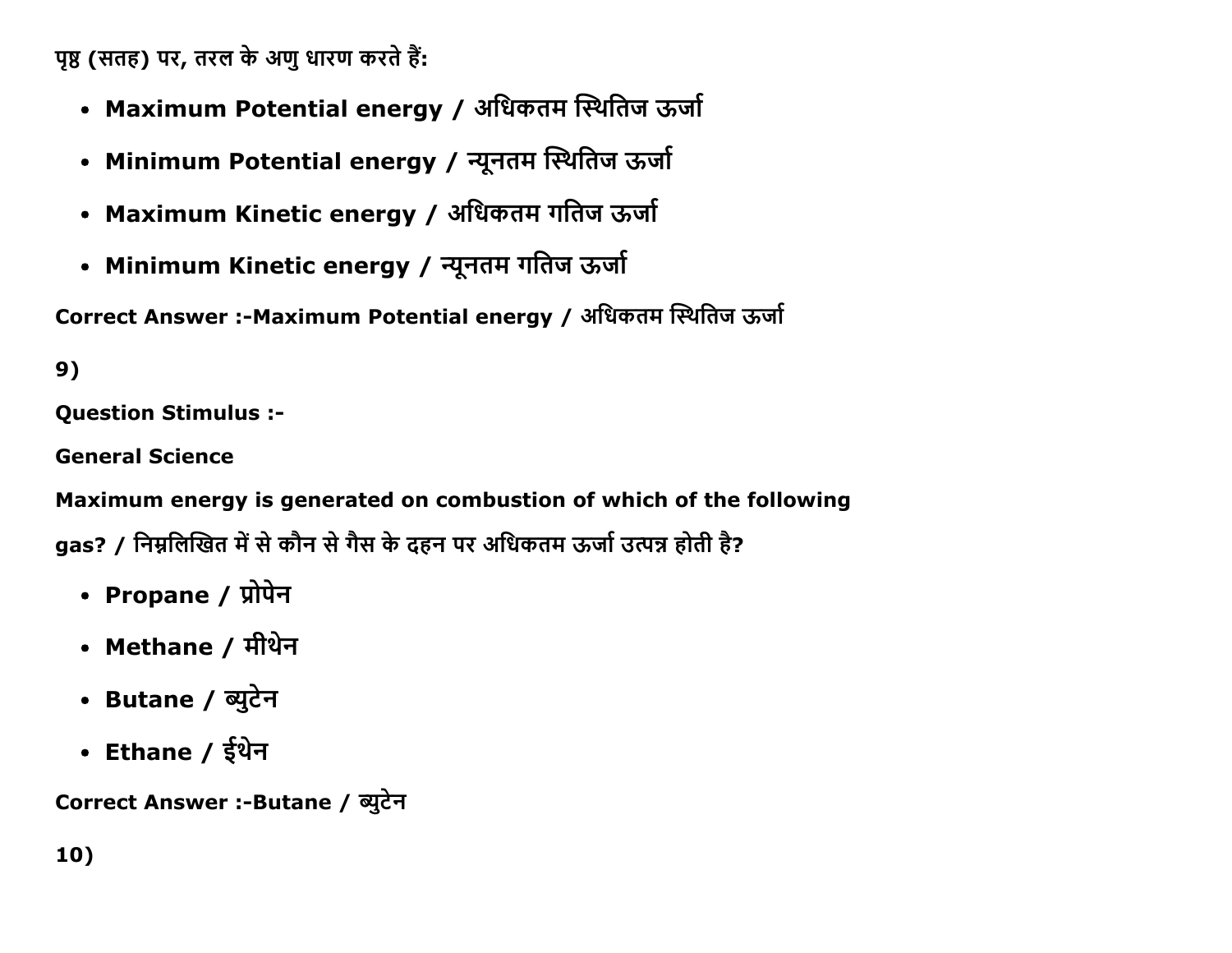पृष्ठ (सतह) पर, तरल के अणु धारण करते हैं:

- **Maximum Potential energy / अधिकतम स्थितिज ऊर्जा**
- **Minimum Potential energy / न्यूनतम स्थितिज ऊर्जा**
- **Maximum Kinetic energy / अधिकतम गतिज ऊर्जा**
- **Minimum Kinetic energy / न्यूनतम गतिज ऊर्जा**

**Correct Answer :-Maximum Potential energy / अधिकतम स्थितिज ऊर्जा**

**9)**

**Question Stimulus :-**

**General Science**

**Maximum energy is generated on combustion of which of the following gas? / निम्नलिखित में से कौन से गैस के दहन पर अधिकतम ऊर्जा उत्पन्न होती है?**

- **Propane / प्रोपेन**
- **Methane / मीथेन**
- **Butane / ब्युटेन**
- **Ethane / ईथेन**

**Correct Answer :-Butane / ब्युटेन**

**10)**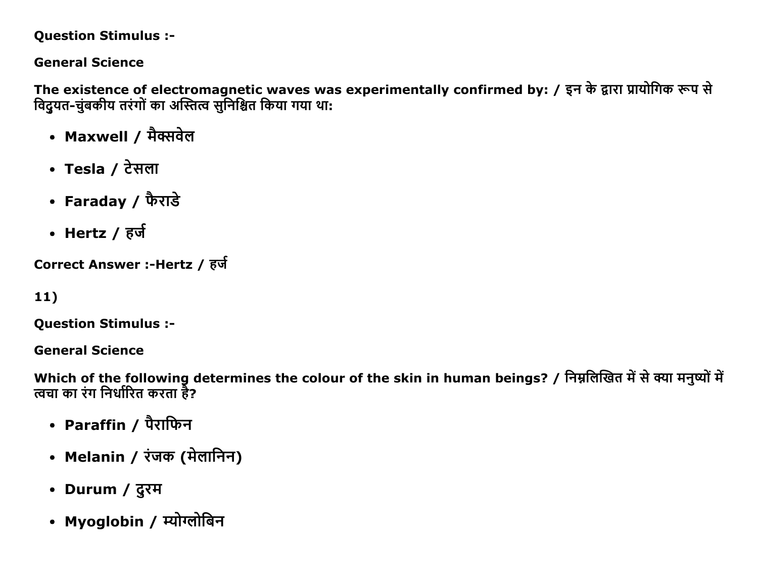**Question Stimulus :-**

**General Science**

**The existence of electromagnetic waves was experimentally confirmed by: / इन के द्वारा प्रायोगिक रूप से विद्युत-चुंबकीय तरंगों का अस्तित्व सुनिश्चित किया गया था:**

- **Maxwell / मैक्सवेल**
- **Tesla / टेसला**
- **Faraday / फैराडे**
- **Hertz / हर्ज**

**Correct Answer :-Hertz / हर्ज**

**11)**

**Question Stimulus :-**

**General Science**

**Which of the following determines the colour of the skin in human beings? / निम्नलिखित में से क्या मनुष्यों में त्वचा का रंग निर्धारित करता है?**

- **Paraffin / पैराफिन**
- **Melanin / रंजक (मेलानिन)**
- **Durum / दुरम**
- **Myoglobin / म्योग्लोबिन**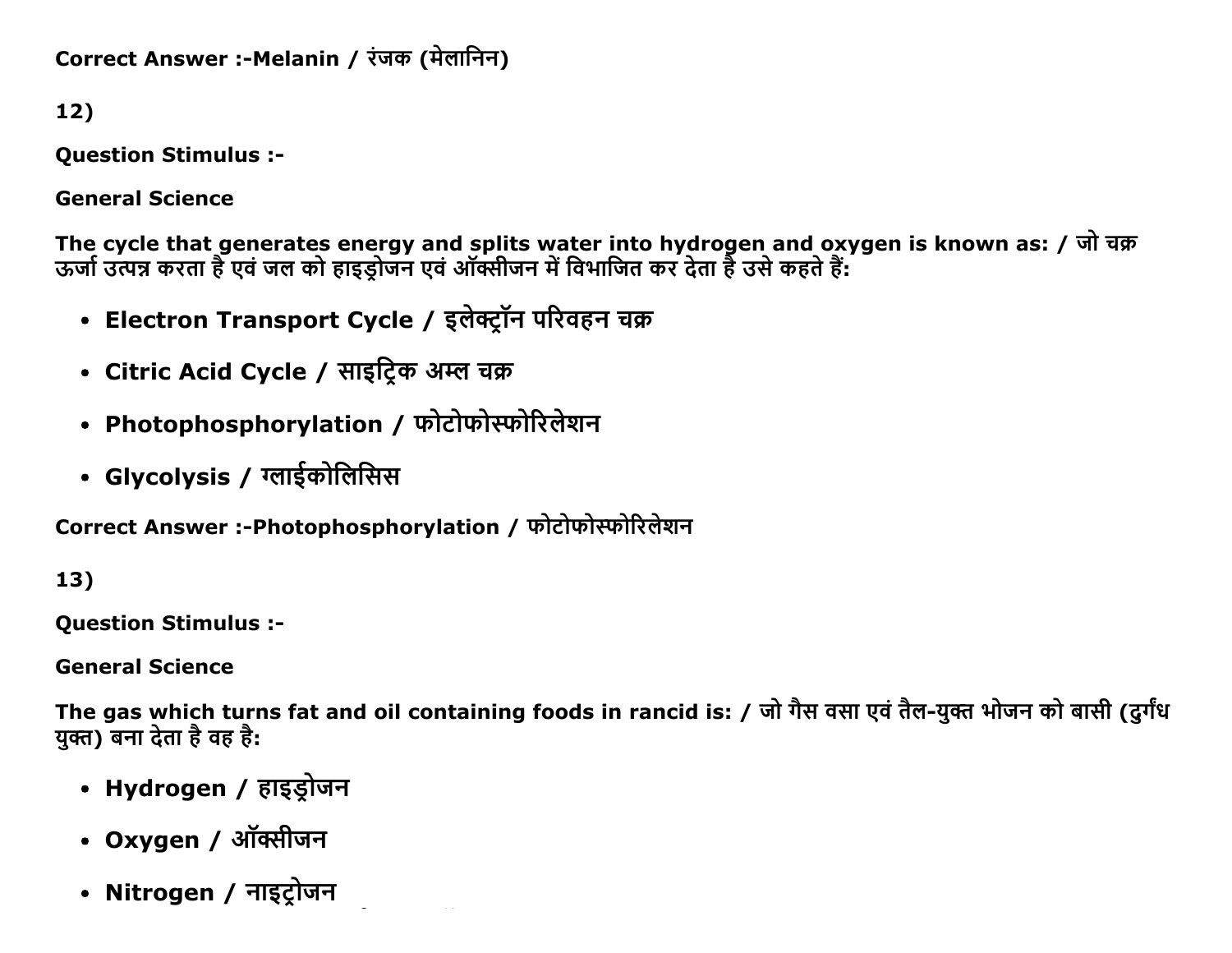Correct Answer :-Melanin / रंजक (मेलानिन)

12)

**Question Stimulus :-**

**General Science**

**The cycle that generates energy and splits water into hydrogen and oxygen is known as: / जो चक्र ऊर्जा उत्पन्न करता है एवं जल को हाइड्रोजन एवं ऑक्सीजन में विभाजित कर देता है उसे कहते हैं:**

- **Electron Transport Cycle / इलेक्ट्रॉन परिवहन चक्र**
- **Citric Acid Cycle / साइट्रिक अम्ल चक्र**
- **Photophosphorylation / फोटोफोस्फोरिलेशन**
- **Glycolysis / ग्लाईकोलिसिस**

**Correct Answer :-Photophosphorylation / फोटोफोस्फोरिलेशन**

13)

**Question Stimulus :-**

**General Science**

**The gas which turns fat and oil containing foods in rancid is: / जो गैस वसा एवं तैल-युक्त भोजन को बासी (दुर्गंध युक्त) बना देता है वह है:**

- **Hydrogen / हाइड्रोजन**
- **Oxygen / ऑक्सीजन**
- **Nitrogen / नाइट्रोजन**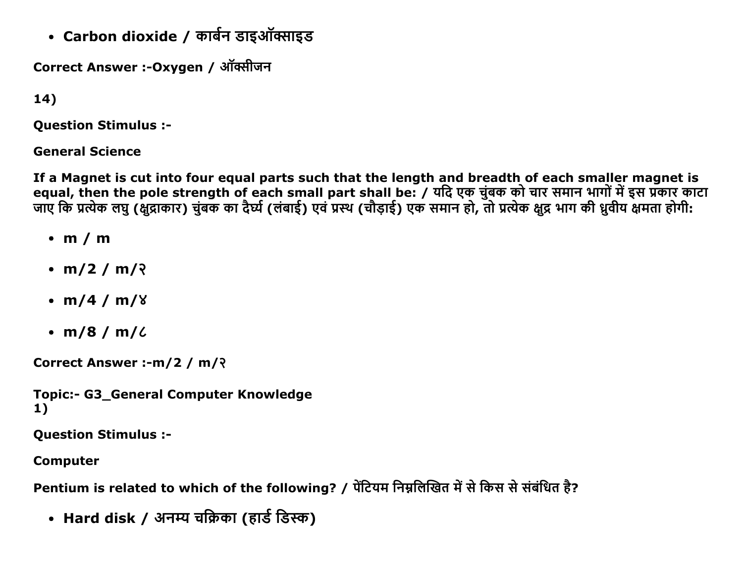- **Carbon dioxide / कार्बन डाइऑक्साइड**

**Correct Answer :-Oxygen / ऑक्सीजन**

**14)**

**Question Stimulus :-**

**General Science**

**If a Magnet is cut into four equal parts such that the length and breadth of each smaller magnet is equal, then the pole strength of each small part shall be: / यदि एक चुंबक को चार समान भागों में इस प्रकार काटा जाए कि प्रत्येक लघु (क्षुद्राकार) चुंबक का दैर्घ्य (लंबाई) एवं प्रस्थ (चौड़ाई) एक समान हो, तो प्रत्येक क्षुद्र भाग की ध्रुवीय क्षमता होगी:**

- **m / m**
- **m/2 / m/२**
- **m/4 / m/४**
- **m/8 / m/८**

**Correct Answer :-m/2 / m/२**

**Topic:- G3_General Computer Knowledge**
**1)**

**Question Stimulus :-**

**Computer**

**Pentium is related to which of the following? / पेंटियम निम्नलिखित में से किस से संबंधित है?**

- **Hard disk / अनम्य चक्रिका (हार्ड डिस्क)**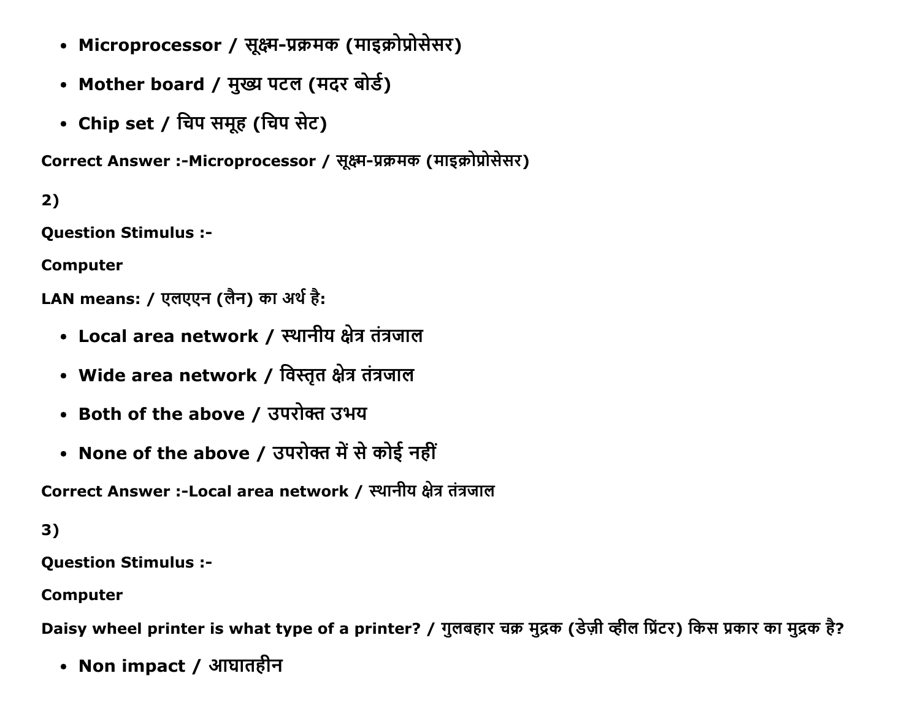- **Microprocessor / सूक्ष्म-प्रक्रमक (माइक्रोप्रोसेसर)**
- **Mother board / मुख्य पटल (मदर बोर्ड)**
- **Chip set / चिप समूह (चिप सेट)**

**Correct Answer :-Microprocessor / सूक्ष्म-प्रक्रमक (माइक्रोप्रोसेसर)**

**2)**

**Question Stimulus :-**

**Computer**

**LAN means: / एलएएन (लैन) का अर्थ है:**

- **Local area network / स्थानीय क्षेत्र तंत्रजाल**
- **Wide area network / विस्तृत क्षेत्र तंत्रजाल**
- **Both of the above / उपरोक्त उभय**
- **None of the above / उपरोक्त में से कोई नहीं**

**Correct Answer :-Local area network / स्थानीय क्षेत्र तंत्रजाल**

**3)**

**Question Stimulus :-**

**Computer**

**Daisy wheel printer is what type of a printer? / गुलबहार चक्र मुद्रक (डेज़ी व्हील प्रिंटर) किस प्रकार का मुद्रक है?**

- **Non impact / आघातहीन**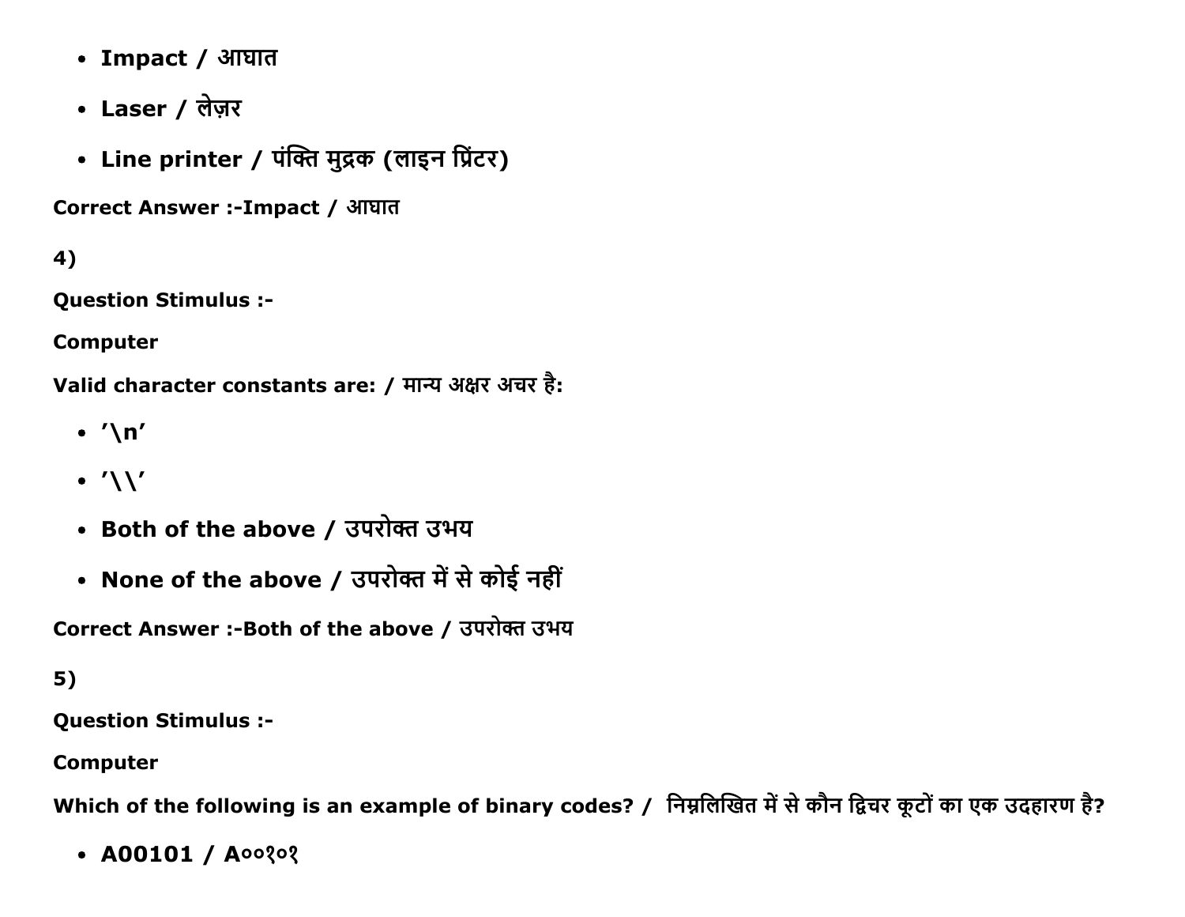- **Impact / आघात**
- **Laser / लेज़र**
- **Line printer / पंक्ति मुद्रक (लाइन प्रिंटर)**

**Correct Answer :-Impact / आघात**

**4)**

**Question Stimulus :-**

**Computer**

**Valid character constants are: / मान्य अक्षर अचर है:**

- **'\n'**
- **'\\'**
- **Both of the above / उपरोक्त उभय**
- **None of the above / उपरोक्त में से कोई नहीं**

**Correct Answer :-Both of the above / उपरोक्त उभय**

**5)**

**Question Stimulus :-**

**Computer**

**Which of the following is an example of binary codes? / निम्नलिखित में से कौन द्विचर कूटों का एक उदहारण है?**

- **A00101 / A००१०१**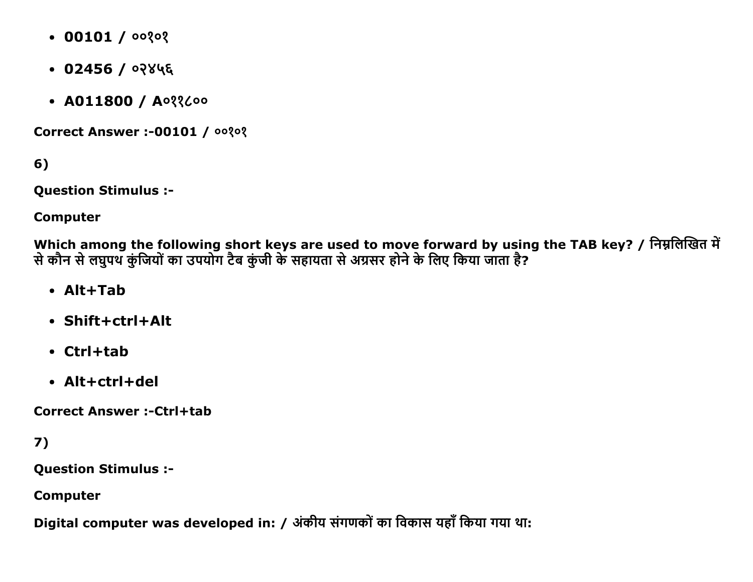- 00101 / ००१०१
- 02456 / ०२४५६
- A011800 / A०११८००

**Correct Answer :-00101 / ००१०१**

**6)**

**Question Stimulus :-**

**Computer**

**Which among the following short keys are used to move forward by using the TAB key? / निम्नलिखित में से कौन से लघुपथ कुंजियों का उपयोग टैब कुंजी के सहायता से अग्रसर होने के लिए किया जाता है?**

- **Alt+Tab**
- **Shift+ctrl+Alt**
- **Ctrl+tab**
- **Alt+ctrl+del**

**Correct Answer :-Ctrl+tab**

**7)**

**Question Stimulus :-**

**Computer**

**Digital computer was developed in: / अंकीय संगणकों का विकास यहाँ किया गया था:**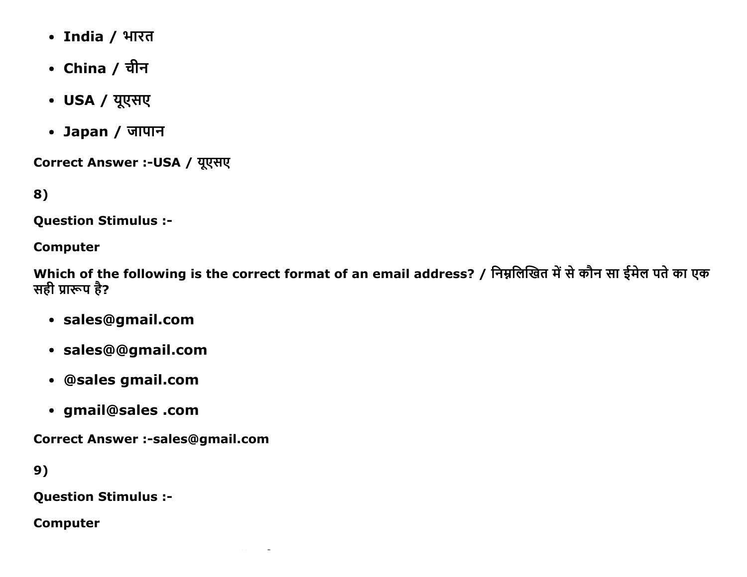- **India / भारत**
- **China / चीन**
- **USA / यूएसए**
- **Japan / जापान**

**Correct Answer :-USA / यूएसए**

**8)**

**Question Stimulus :-**

**Computer**

**Which of the following is the correct format of an email address? / निम्नलिखित में से कौन सा ईमेल पते का एक सही प्रारूप है?**

- **sales@gmail.com**
- **sales@@gmail.com**
- **@sales gmail.com**
- **gmail@sales .com**

**Correct Answer :-sales@gmail.com**

**9)**

**Question Stimulus :-**

**Computer**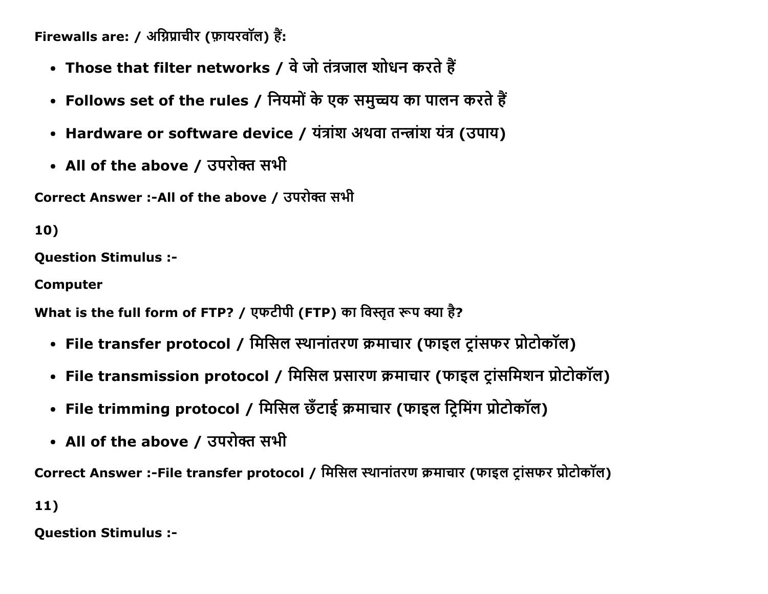**Firewalls are: / अग्निप्राचीर (फ़ायरवॉल) हैं:**

- **Those that filter networks / वे जो तंत्रजाल शोधन करते हैं**
- **Follows set of the rules / नियमों के एक समुच्चय का पालन करते हैं**
- **Hardware or software device / यंत्रांश अथवा तन्त्रांश यंत्र (उपाय)**
- **All of the above / उपरोक्त सभी**

**Correct Answer :-All of the above / उपरोक्त सभी**

**10)**

**Question Stimulus :-**

**Computer**

**What is the full form of FTP? / एफटीपी (FTP) का विस्तृत रूप क्या है?**

- **File transfer protocol / मिसिल स्थानांतरण क्रमाचार (फाइल ट्रांसफर प्रोटोकॉल)**
- **File transmission protocol / मिसिल प्रसारण क्रमाचार (फाइल ट्रांसमिशन प्रोटोकॉल)**
- **File trimming protocol / मिसिल छँटाई क्रमाचार (फाइल ट्रिमिंग प्रोटोकॉल)**
- **All of the above / उपरोक्त सभी**

**Correct Answer :-File transfer protocol / मिसिल स्थानांतरण क्रमाचार (फाइल ट्रांसफर प्रोटोकॉल)**

**11)**

**Question Stimulus :-**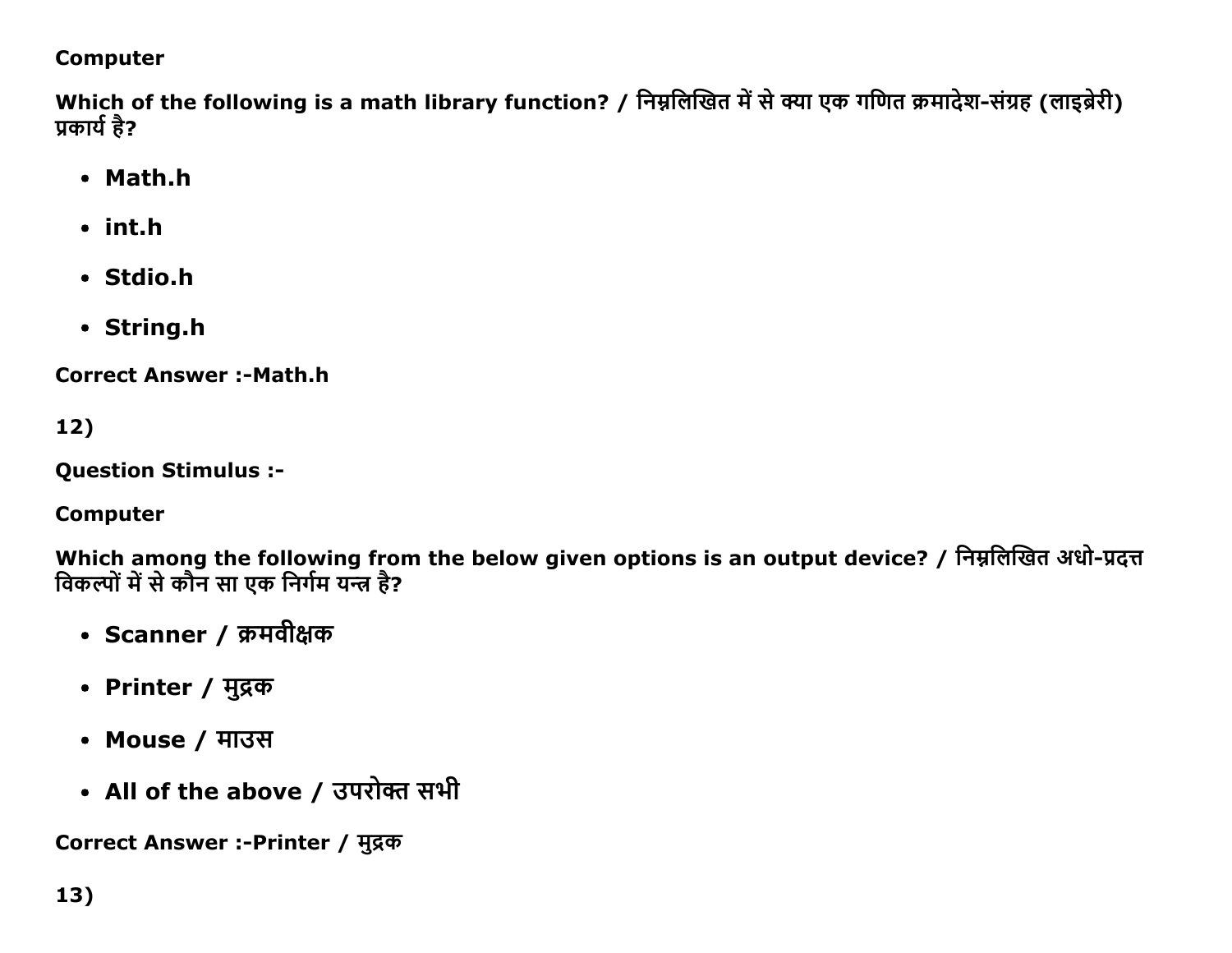**Computer**

**Which of the following is a math library function? / निम्नलिखित में से क्या एक गणित क्रमादेश-संग्रह (लाइब्रेरी) प्रकार्य है?**

- **Math.h**
- **int.h**
- **Stdio.h**
- **String.h**

**Correct Answer :-Math.h**

**12)**

**Question Stimulus :-**

**Computer**

**Which among the following from the below given options is an output device? / निम्नलिखित अधो-प्रदत्त विकल्पों में से कौन सा एक निर्गम यन्त्र है?**

- **Scanner / क्रमवीक्षक**
- **Printer / मुद्रक**
- **Mouse / माउस**
- **All of the above / उपरोक्त सभी**

**Correct Answer :-Printer / मुद्रक**

**13)**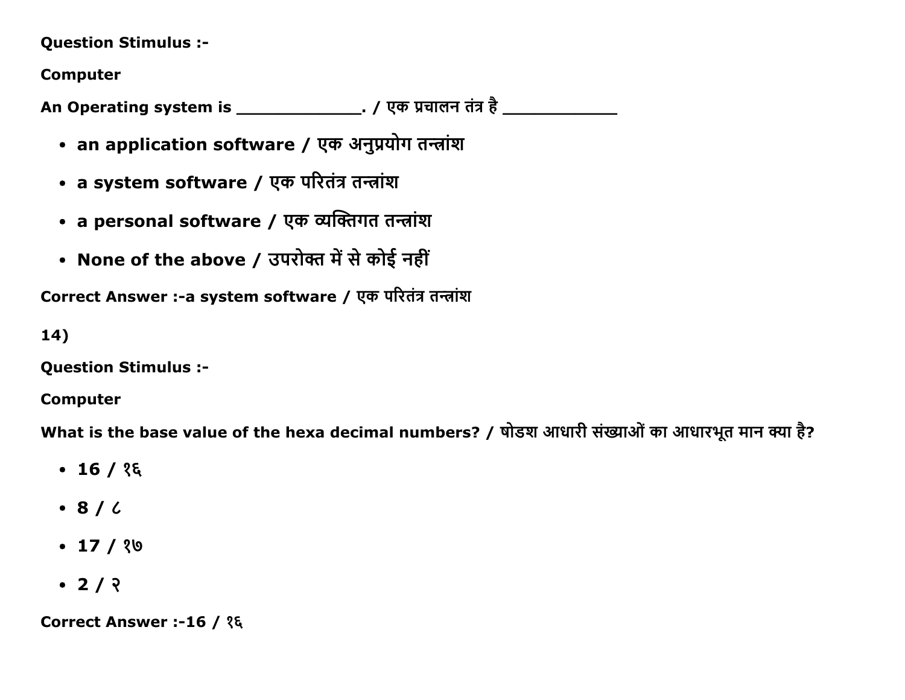Question Stimulus :-

Computer

An Operating system is _____________. / एक प्रचालन तंत्र है ____________

- an application software / एक अनुप्रयोग तन्त्रांश
- a system software / एक परितंत्र तन्त्रांश
- a personal software / एक व्यक्तिगत तन्त्रांश
- None of the above / उपरोक्त में से कोई नहीं

Correct Answer :-a system software / एक परितंत्र तन्त्रांश

14)

Question Stimulus :-

Computer

What is the base value of the hexa decimal numbers? / षोडश आधारी संख्याओं का आधारभूत मान क्या है?

- 16 / १६
- 8 / ८
- 17 / १७
- 2 / २

Correct Answer :-16 / १६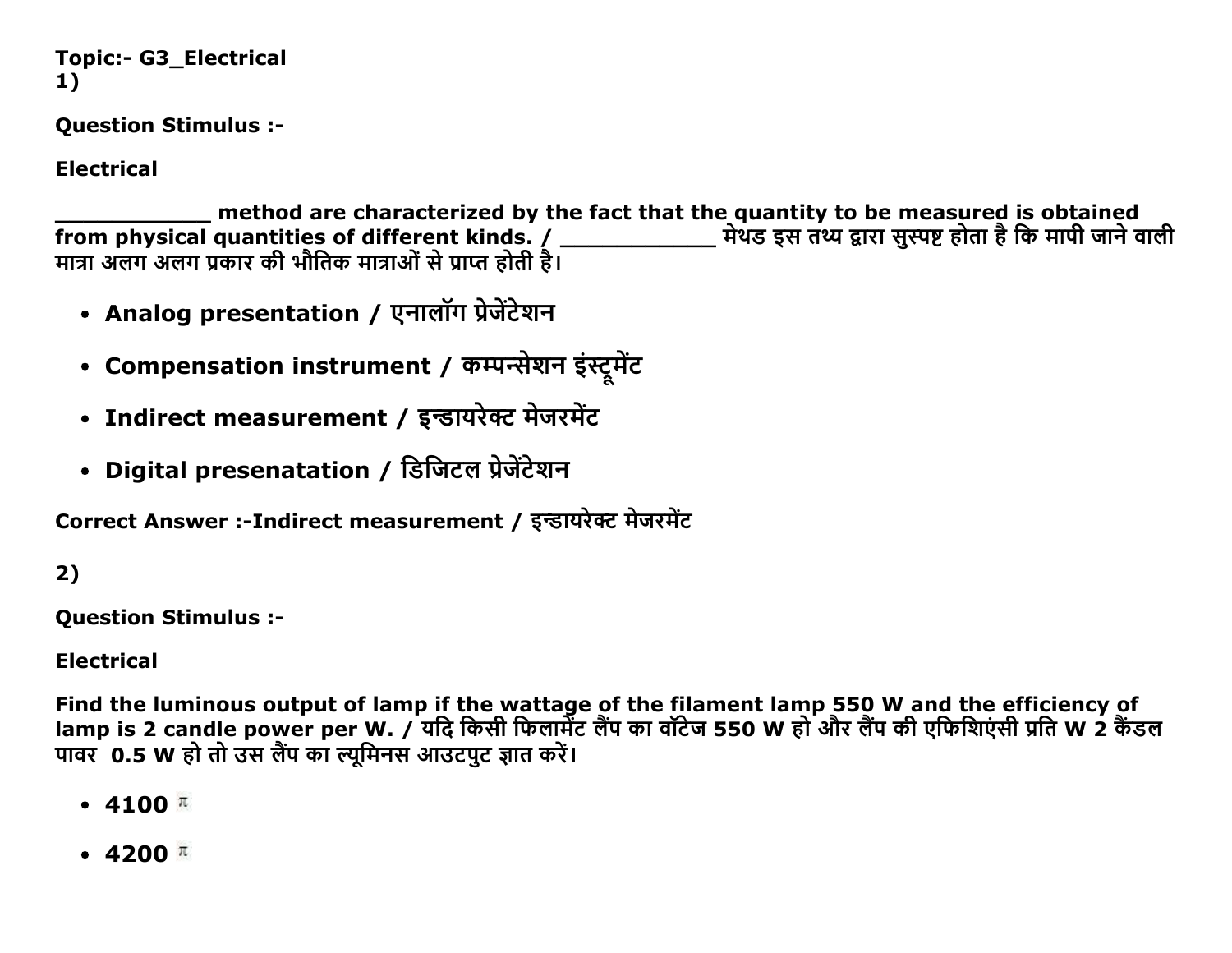**Topic:- G3_Electrical**
**1)**

**Question Stimulus :-**

**Electrical**

**___________ method are characterized by the fact that the quantity to be measured is obtained from physical quantities of different kinds. / ___________ मेथड इस तथ्य द्वारा सुस्पष्ट होता है कि मापी जाने वाली मात्रा अलग अलग प्रकार की भौतिक मात्राओं से प्राप्त होती है।**

- **Analog presentation / एनालॉग प्रेजेंटेशन**
- **Compensation instrument / कम्पन्सेशन इंस्ट्रूमेंट**
- **Indirect measurement / इन्डायरेक्ट मेजरमेंट**
- **Digital presenatation / डिजिटल प्रेजेंटेशन**

**Correct Answer :-Indirect measurement / इन्डायरेक्ट मेजरमेंट**

**2)**

**Question Stimulus :-**

**Electrical**

**Find the luminous output of lamp if the wattage of the filament lamp 550 W and the efficiency of lamp is 2 candle power per W. / यदि किसी फिलामेंट लैंप का वॉटेज 550 W हो और लैंप की एफिशिएंसी प्रति W 2 कैंडल पावर 0.5 W हो तो उस लैंप का ल्यूमिनस आउटपुट ज्ञात करें।**

- **4100** $\pi$
- **4200** $\pi$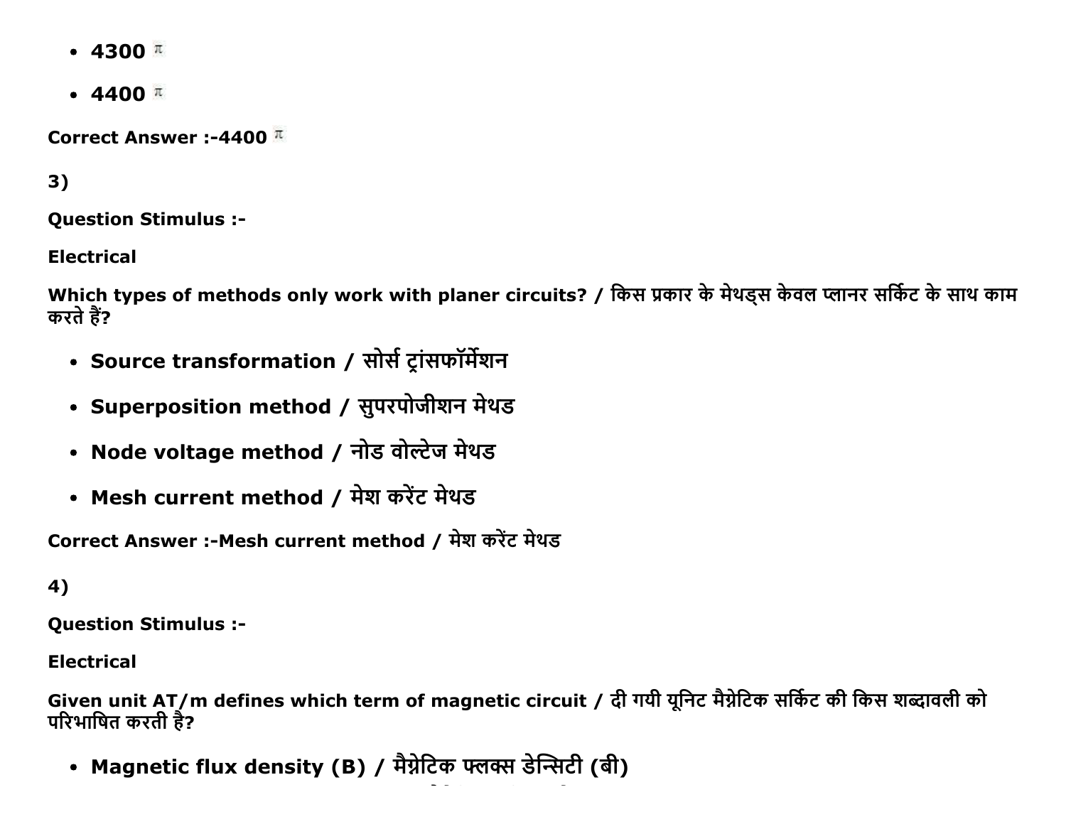- 4300 $\pi$
- 4400 $\pi$

Correct Answer :-4400 $\pi$

3)

Question Stimulus :-

Electrical

Which types of methods only work with planer circuits? / किस प्रकार के मेथड्स केवल प्लानर सर्किट के साथ काम करते हैं?

- Source transformation / सोर्स ट्रांसफॉर्मेशन
- Superposition method / सुपरपोजीशन मेथड
- Node voltage method / नोड वोल्टेज मेथड
- Mesh current method / मेश करेंट मेथड

Correct Answer :-Mesh current method / मेश करेंट मेथड

4)

Question Stimulus :-

Electrical

Given unit AT/m defines which term of magnetic circuit / दी गयी यूनिट मैग्नेटिक सर्किट की किस शब्दावली को परिभाषित करती है?

- Magnetic flux density (B) / मैग्नेटिक फ्लक्स डेन्सिटी (बी)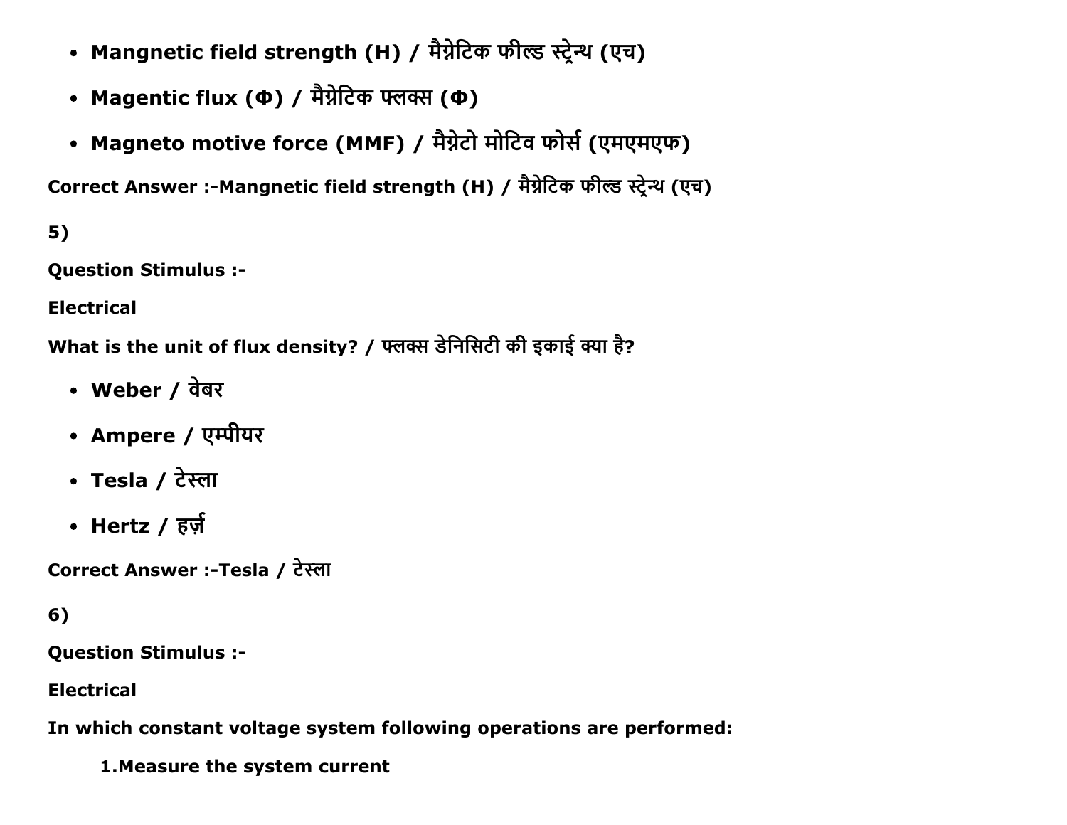- **Mangnetic field strength (H) / मैग्नेटिक फील्ड स्ट्रेन्थ (एच)**
- **Magentic flux (Φ) / मैग्नेटिक फ्लक्स (Φ)**
- **Magneto motive force (MMF) / मैग्नेटो मोटिव फोर्स (एमएमएफ)**

**Correct Answer :-Mangnetic field strength (H) / मैग्नेटिक फील्ड स्ट्रेन्थ (एच)**

**5)**

**Question Stimulus :-**

**Electrical**

**What is the unit of flux density? / फ्लक्स डेनिसिटी की इकाई क्या है?**

- **Weber / वेबर**
- **Ampere / एम्पीयर**
- **Tesla / टेस्ला**
- **Hertz / हर्ज़**

**Correct Answer :-Tesla / टेस्ला**

**6)**

**Question Stimulus :-**

**Electrical**

**In which constant voltage system following operations are performed:**

**1.Measure the system current**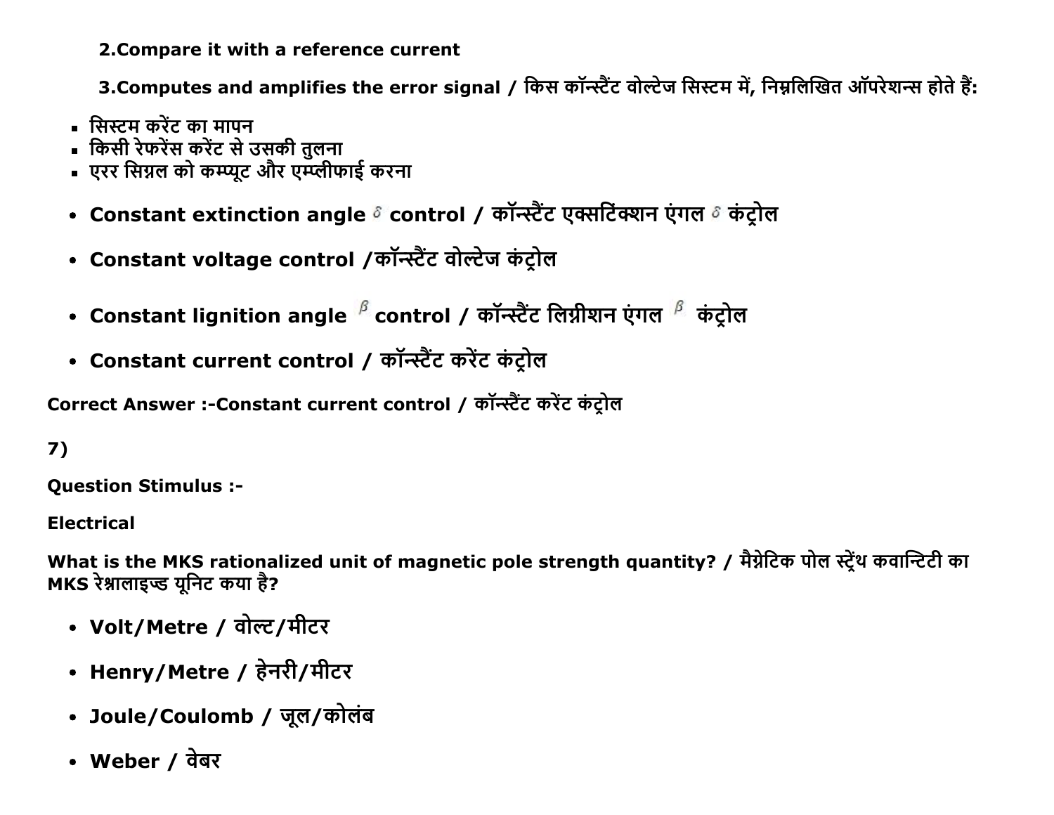2.Compare it with a reference current

3.Computes and amplifies the error signal / किस कॉन्स्टैंट वोल्टेज सिस्टम में, निम्नलिखित ऑपरेशन्स होते हैं:

- सिस्टम करेंट का मापन
- किसी रेफरेंस करेंट से उसकी तुलना
- एरर सिग्नल को कम्प्यूट और एम्प्लीफाई करना

- **Constant extinction angle $\delta$ control / कॉन्स्टैंट एक्सटिंक्शन एंगल $\delta$ कंट्रोल**
- **Constant voltage control /कॉन्स्टैंट वोल्टेज कंट्रोल**
- **Constant lignition angle $\beta$ control / कॉन्स्टैंट लिग्नीशन एंगल $\beta$ कंट्रोल**
- **Constant current control / कॉन्स्टैंट करेंट कंट्रोल**

**Correct Answer :-Constant current control / कॉन्स्टैंट करेंट कंट्रोल**

**7)**

**Question Stimulus :-**

**Electrical**

**What is the MKS rationalized unit of magnetic pole strength quantity? / मैग्नेटिक पोल स्ट्रेंथ कवान्टिटी का MKS रेश्नालाइज्ड यूनिट कया है?**

- **Volt/Metre / वोल्ट/मीटर**
- **Henry/Metre / हेनरी/मीटर**
- **Joule/Coulomb / जूल/कोलंब**
- **Weber / वेबर**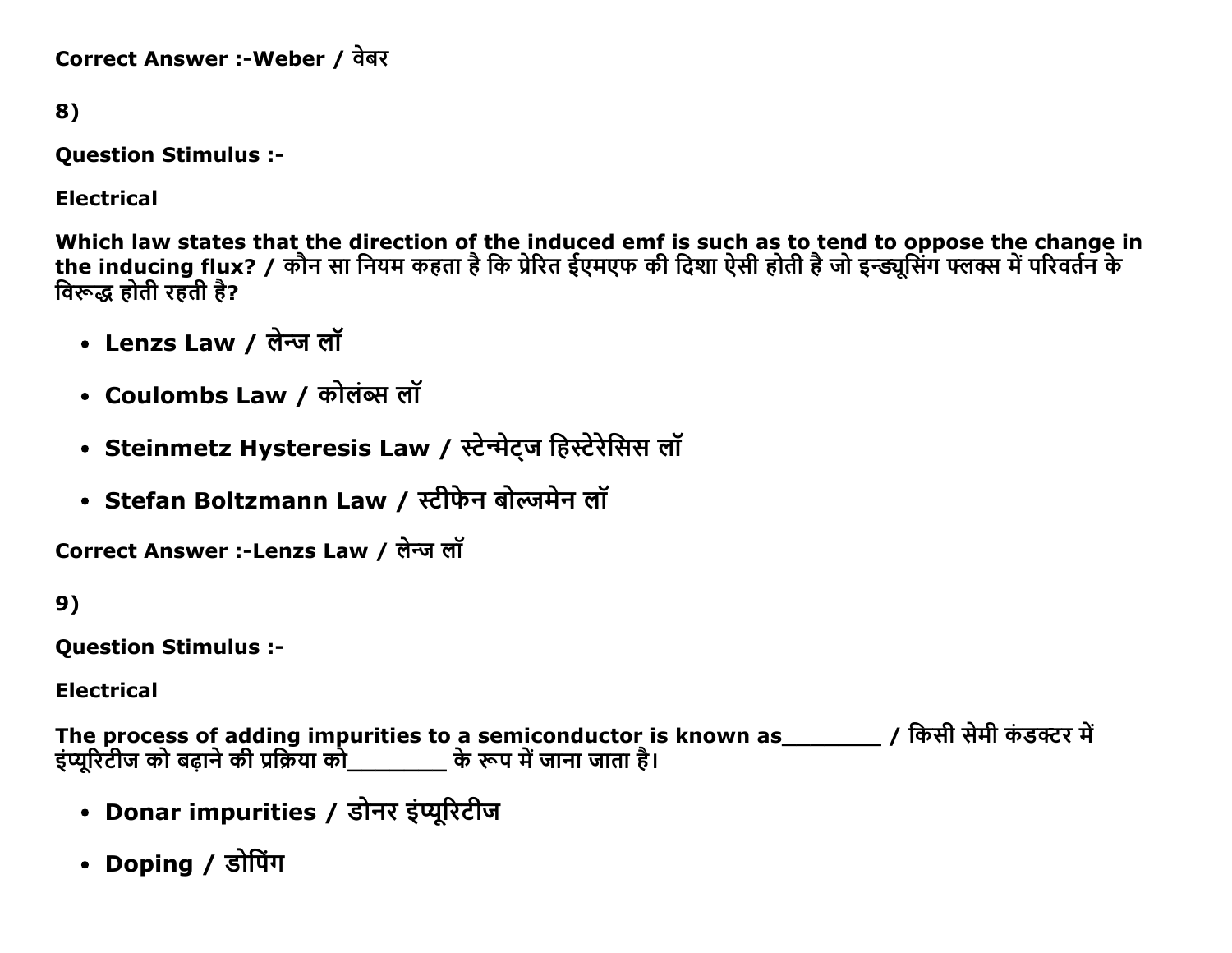**Correct Answer :-Weber / वेबर**

**8)**

**Question Stimulus :-**

**Electrical**

**Which law states that the direction of the induced emf is such as to tend to oppose the change in the inducing flux? / कौन सा नियम कहता है कि प्रेरित ईएमएफ की दिशा ऐसी होती है जो इन्ड्यूसिंग फ्लक्स में परिवर्तन के विरूद्ध होती रहती है?**

- **Lenzs Law / लेन्ज लॉ**
- **Coulombs Law / कोलंब्स लॉ**
- **Steinmetz Hysteresis Law / स्टेन्मेट्ज हिस्टेरेसिस लॉ**
- **Stefan Boltzmann Law / स्टीफेन बोल्जमेन लॉ**

**Correct Answer :-Lenzs Law / लेन्ज लॉ**

**9)**

**Question Stimulus :-**

**Electrical**

**The process of adding impurities to a semiconductor is known as________ / किसी सेमी कंडक्टर में इंप्यूरिटीज को बढ़ाने की प्रक्रिया को________ के रूप में जाना जाता है।**

- **Donar impurities / डोनर इंप्यूरिटीज**
- **Doping / डोपिंग**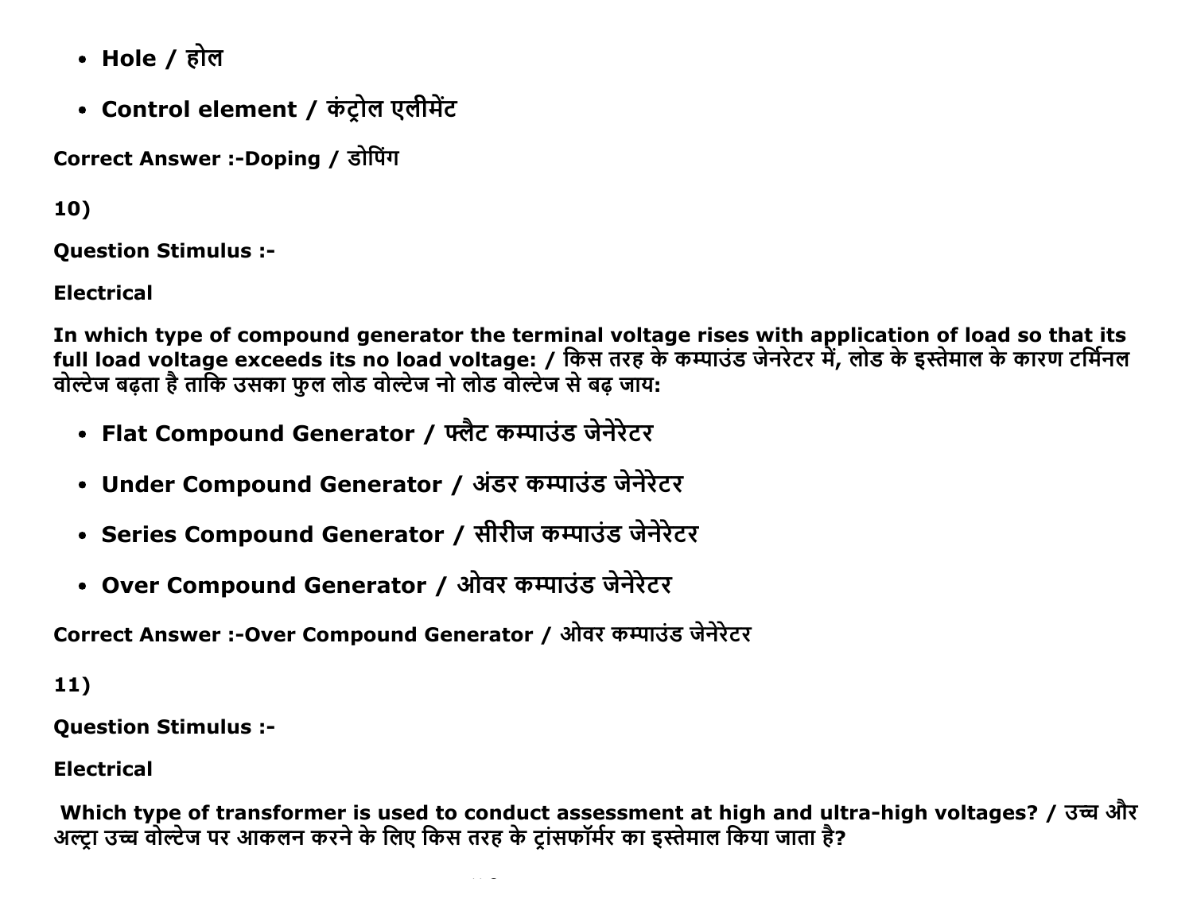- **Hole / होल**
- **Control element / कंट्रोल एलीमेंट**

**Correct Answer :-Doping / डोपिंग**

**10)**

**Question Stimulus :-**

**Electrical**

**In which type of compound generator the terminal voltage rises with application of load so that its full load voltage exceeds its no load voltage: / किस तरह के कम्पाउंड जेनरेटर में, लोड के इस्तेमाल के कारण टर्मिनल वोल्टेज बढ़ता है ताकि उसका फुल लोड वोल्टेज नो लोड वोल्टेज से बढ़ जाय:**

- **Flat Compound Generator / फ्लैट कम्पाउंड जेनेरेटर**
- **Under Compound Generator / अंडर कम्पाउंड जेनेरेटर**
- **Series Compound Generator / सीरीज कम्पाउंड जेनेरेटर**
- **Over Compound Generator / ओवर कम्पाउंड जेनेरेटर**

**Correct Answer :-Over Compound Generator / ओवर कम्पाउंड जेनेरेटर**

**11)**

**Question Stimulus :-**

**Electrical**

**Which type of transformer is used to conduct assessment at high and ultra-high voltages? / उच्च और अल्ट्रा उच्च वोल्टेज पर आकलन करने के लिए किस तरह के ट्रांसफॉर्मर का इस्तेमाल किया जाता है?**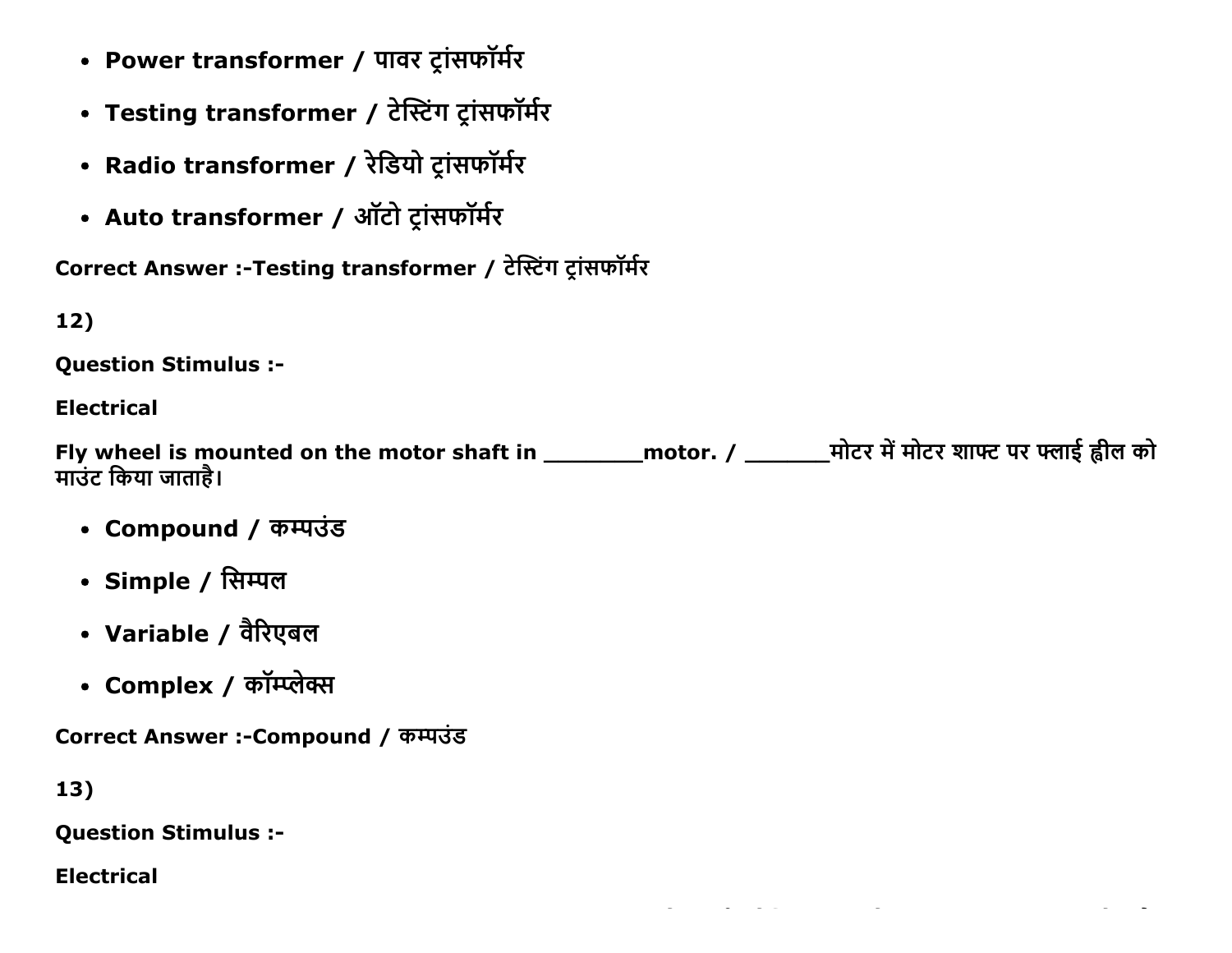- **Power transformer / पावर ट्रांसफॉर्मर**
- **Testing transformer / टेस्टिंग ट्रांसफॉर्मर**
- **Radio transformer / रेडियो ट्रांसफॉर्मर**
- **Auto transformer / ऑटो ट्रांसफॉर्मर**

**Correct Answer :-Testing transformer / टेस्टिंग ट्रांसफॉर्मर**

**12)**

**Question Stimulus :-**

**Electrical**

**Fly wheel is mounted on the motor shaft in ________motor. / _______मोटर में मोटर शाफ्ट पर फ्लाई व्हील को माउंट किया जाताहै।**

- **Compound / कम्पउंड**
- **Simple / सिम्पल**
- **Variable / वैरिएबल**
- **Complex / कॉम्प्लेक्स**

**Correct Answer :-Compound / कम्पउंड**

**13)**

**Question Stimulus :-**

**Electrical**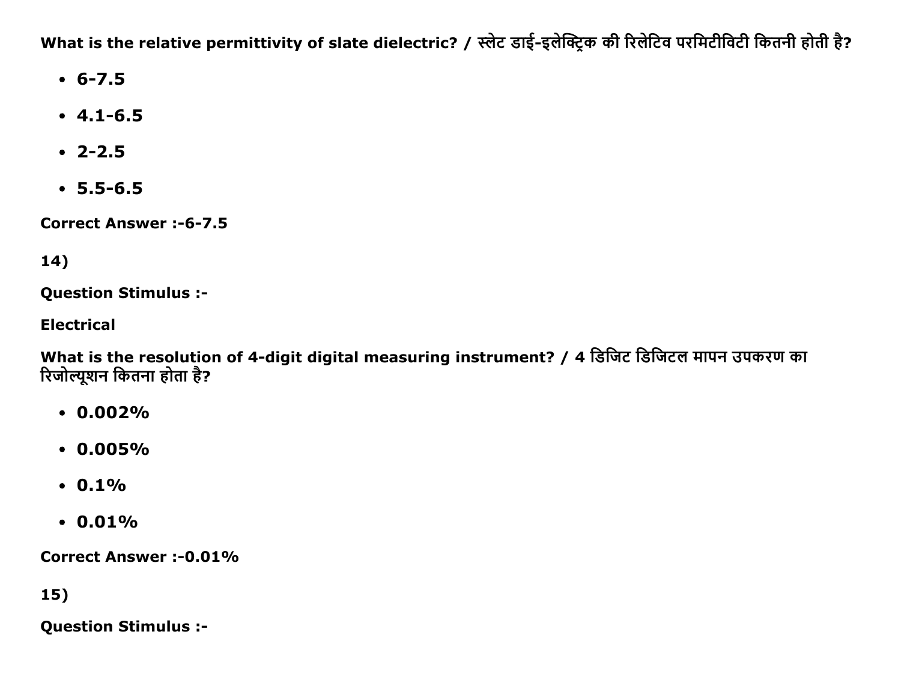**What is the relative permittivity of slate dielectric? / स्लेट डाई-इलेक्ट्रिक की रिलेटिव परमिटीविटी कितनी होती है?**

- **6-7.5**
- **4.1-6.5**
- **2-2.5**
- **5.5-6.5**

**Correct Answer :-6-7.5**

**14)**

**Question Stimulus :-**

**Electrical**

**What is the resolution of 4-digit digital measuring instrument? / 4 डिजिट डिजिटल मापन उपकरण का रिजोल्यूशन कितना होता है?**

- **0.002%**
- **0.005%**
- **0.1%**
- **0.01%**

**Correct Answer :-0.01%**

**15)**

**Question Stimulus :-**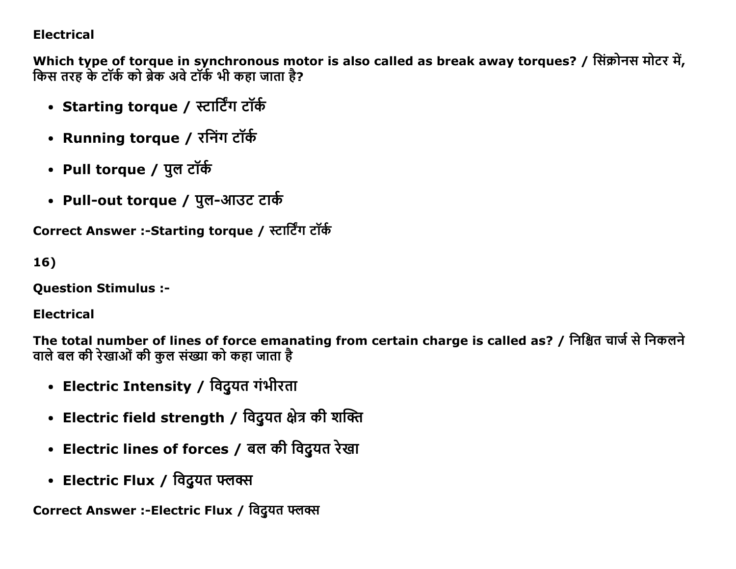**Electrical**

**Which type of torque in synchronous motor is also called as break away torques? / सिंक्रोनस मोटर में, किस तरह के टॉर्क को ब्रेक अवे टॉर्क भी कहा जाता है?**

- **Starting torque / स्टार्टिंग टॉर्क**
- **Running torque / रनिंग टॉर्क**
- **Pull torque / पुल टॉर्क**
- **Pull-out torque / पुल-आउट टार्क**

**Correct Answer :-Starting torque / स्टार्टिंग टॉर्क**

**16)**

**Question Stimulus :-**

**Electrical**

**The total number of lines of force emanating from certain charge is called as? / निश्चित चार्ज से निकलने वाले बल की रेखाओं की कुल संख्या को कहा जाता है**

- **Electric Intensity / विदुयत गंभीरता**
- **Electric field strength / विदुयत क्षेत्र की शक्ति**
- **Electric lines of forces / बल की विदुयत रेखा**
- **Electric Flux / विदुयत फ्लक्स**

**Correct Answer :-Electric Flux / विदुयत फ्लक्स**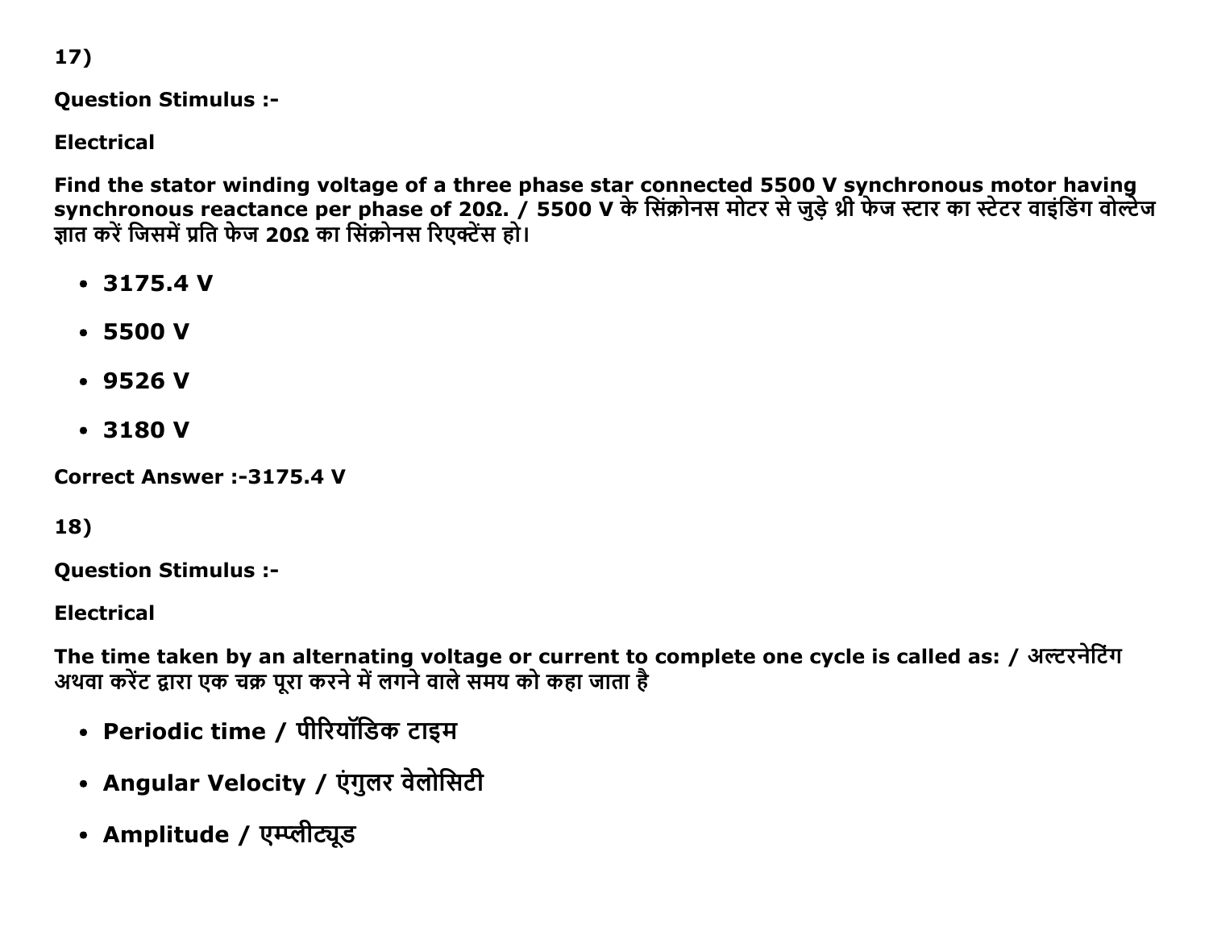17)

**Question Stimulus :-**

**Electrical**

**Find the stator winding voltage of a three phase star connected 5500 V synchronous motor having synchronous reactance per phase of 20Ω. / 5500 V के सिंक्रोनस मोटर से जुड़े थ्री फेज स्टार का स्टेटर वाइंडिंग वोल्टेज ज्ञात करें जिसमें प्रति फेज 20Ω का सिंक्रोनस रिएक्टेंस हो।**

- **3175.4 V**
- **5500 V**
- **9526 V**
- **3180 V**

**Correct Answer :-3175.4 V**

18)

**Question Stimulus :-**

**Electrical**

**The time taken by an alternating voltage or current to complete one cycle is called as: / अल्टरनेटिंग अथवा करेंट द्वारा एक चक्र पूरा करने में लगने वाले समय को कहा जाता है**

- **Periodic time / पीरियॉडिक टाइम**
- **Angular Velocity / एंगुलर वेलोसिटी**
- **Amplitude / एम्प्लीट्यूड**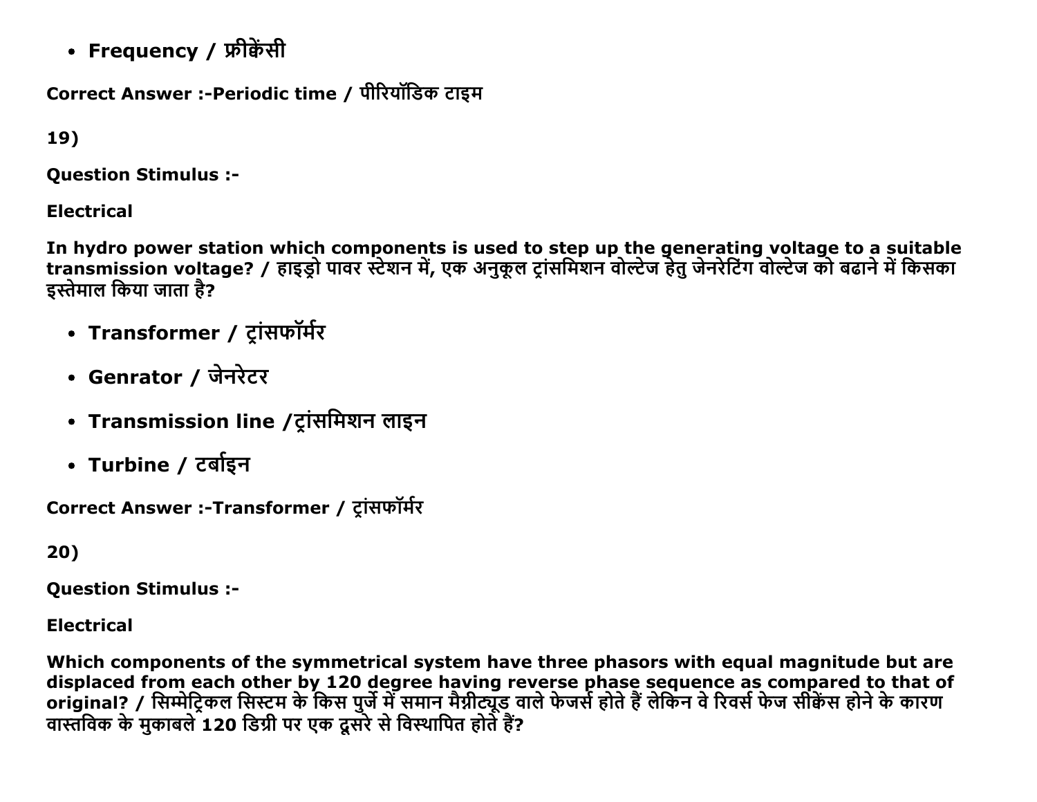- **Frequency / फ्रीक्वेंसी**

**Correct Answer :-Periodic time / पीरियॉडिक टाइम**

**19)**

**Question Stimulus :-**

**Electrical**

**In hydro power station which components is used to step up the generating voltage to a suitable transmission voltage? / हाइड्रो पावर स्टेशन में, एक अनुकूल ट्रांसमिशन वोल्टेज हेतु जेनरेटिंग वोल्टेज को बढाने में किसका इस्तेमाल किया जाता है?**

- **Transformer / ट्रांसफॉर्मर**
- **Genrator / जेनरेटर**
- **Transmission line /ट्रांसमिशन लाइन**
- **Turbine / टर्बाइन**

**Correct Answer :-Transformer / ट्रांसफॉर्मर**

**20)**

**Question Stimulus :-**

**Electrical**

**Which components of the symmetrical system have three phasors with equal magnitude but are displaced from each other by 120 degree having reverse phase sequence as compared to that of original? / सिम्मेट्रिकल सिस्टम के किस पुर्जे में समान मैग्नीट्यूड वाले फेजर्स होते हैं लेकिन वे रिवर्स फेज सीक्वेंस होने के कारण वास्तविक के मुकाबले 120 डिग्री पर एक दूसरे से विस्थापित होते हैं?**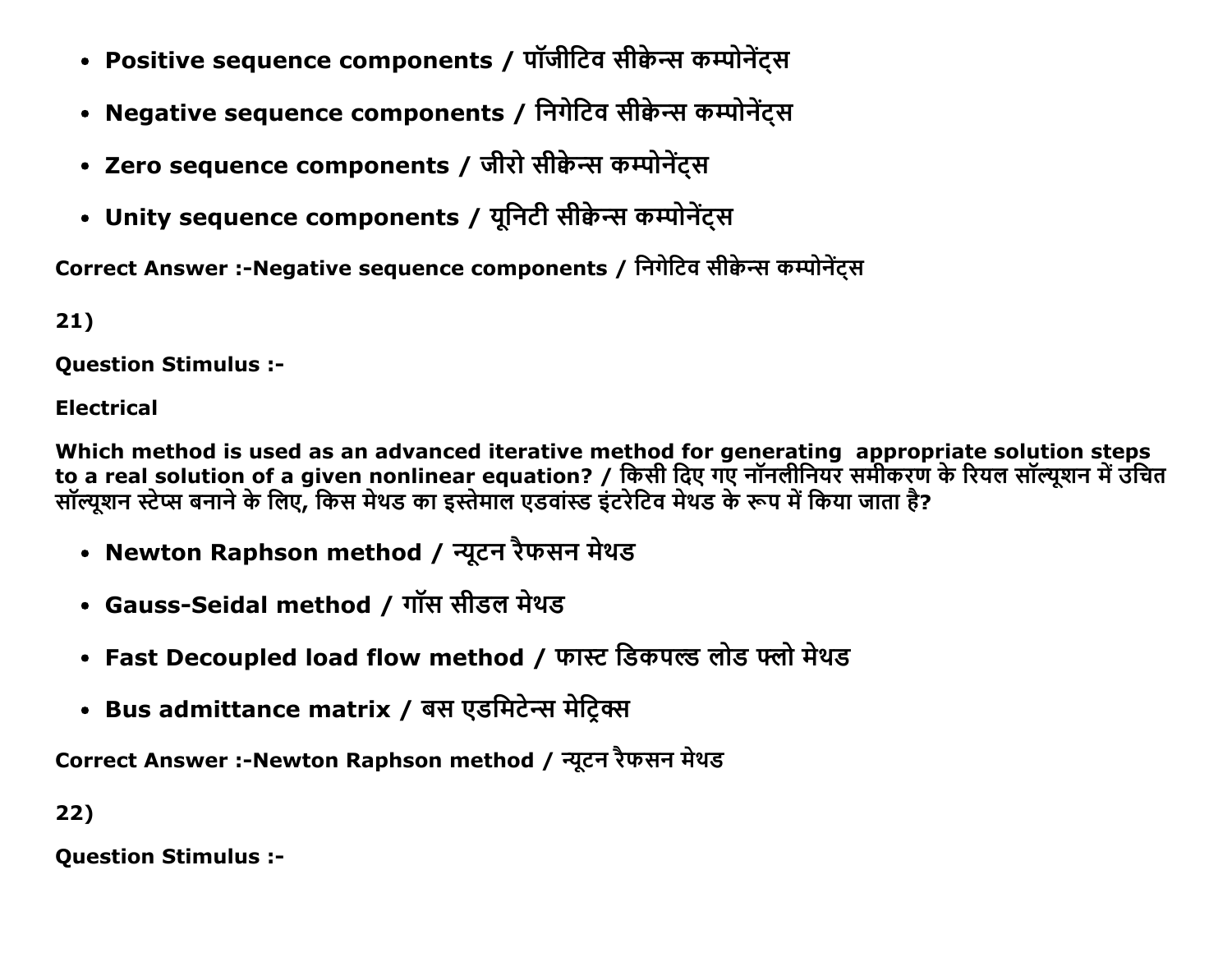- **Positive sequence components / पॉजीटिव सीक्वेन्स कम्पोनेंट्स**
- **Negative sequence components / निगेटिव सीक्वेन्स कम्पोनेंट्स**
- **Zero sequence components / जीरो सीक्वेन्स कम्पोनेंट्स**
- **Unity sequence components / यूनिटी सीक्वेन्स कम्पोनेंट्स**

**Correct Answer :-Negative sequence components / निगेटिव सीक्वेन्स कम्पोनेंट्स**

**21)**

**Question Stimulus :-**

**Electrical**

**Which method is used as an advanced iterative method for generating appropriate solution steps to a real solution of a given nonlinear equation? / किसी दिए गए नॉनलीनियर समीकरण के रियल सॉल्यूशन में उचित सॉल्यूशन स्टेप्स बनाने के लिए, किस मेथड का इस्तेमाल एडवांस्ड इंटरेटिव मेथड के रूप में किया जाता है?**

- **Newton Raphson method / न्यूटन रैफसन मेथड**
- **Gauss-Seidal method / गॉस सीडल मेथड**
- **Fast Decoupled load flow method / फास्ट डिकपल्ड लोड फ्लो मेथड**
- **Bus admittance matrix / बस एडमिटेन्स मेट्रिक्स**

**Correct Answer :-Newton Raphson method / न्यूटन रैफसन मेथड**

**22)**

**Question Stimulus :-**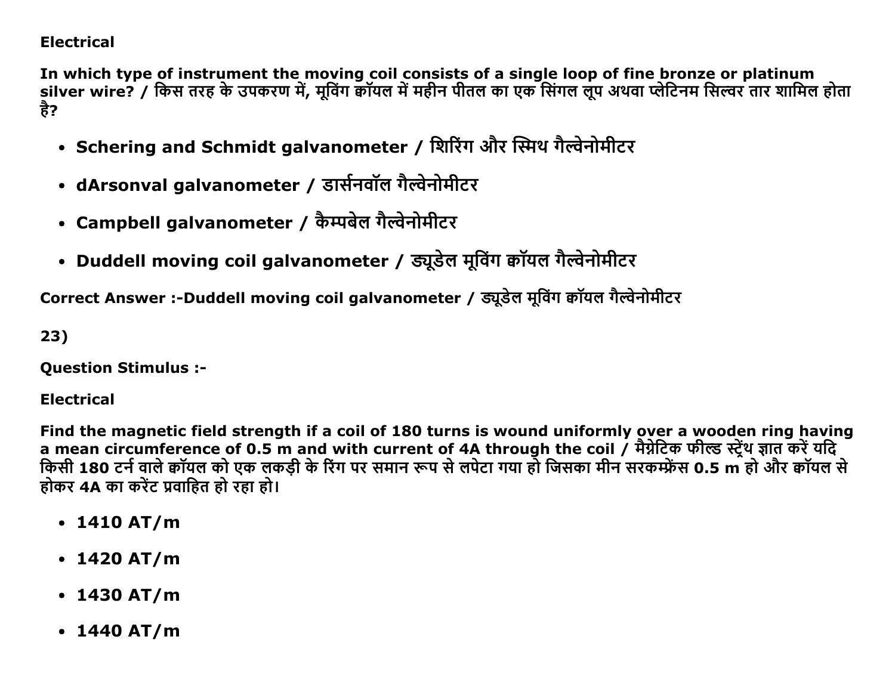Electrical

**In which type of instrument the moving coil consists of a single loop of fine bronze or platinum silver wire? / किस तरह के उपकरण में, मूविंग क्वॉयल में महीन पीतल का एक सिंगल लूप अथवा प्लेटिनम सिल्वर तार शामिल होता है?**

- **Schering and Schmidt galvanometer / शिरिंग और स्मिथ गैल्वेनोमीटर**
- **dArsonval galvanometer / डार्सनवॉल गैल्वेनोमीटर**
- **Campbell galvanometer / कैम्पबेल गैल्वेनोमीटर**
- **Duddell moving coil galvanometer / ड्यूडेल मूविंग क्वॉयल गैल्वेनोमीटर**

**Correct Answer :-Duddell moving coil galvanometer / ड्यूडेल मूविंग क्वॉयल गैल्वेनोमीटर**

**23)**

**Question Stimulus :-**

**Electrical**

**Find the magnetic field strength if a coil of 180 turns is wound uniformly over a wooden ring having a mean circumference of 0.5 m and with current of 4A through the coil / मैग्नेटिक फील्ड स्ट्रेंथ ज्ञात करें यदि किसी 180 टर्न वाले क्वॉयल को एक लकड़ी के रिंग पर समान रूप से लपेटा गया हो जिसका मीन सरकम्फ्रेंस 0.5 m हो और क्वॉयल से होकर 4A का करेंट प्रवाहित हो रहा हो।**

- **1410 AT/m**
- **1420 AT/m**
- **1430 AT/m**
- **1440 AT/m**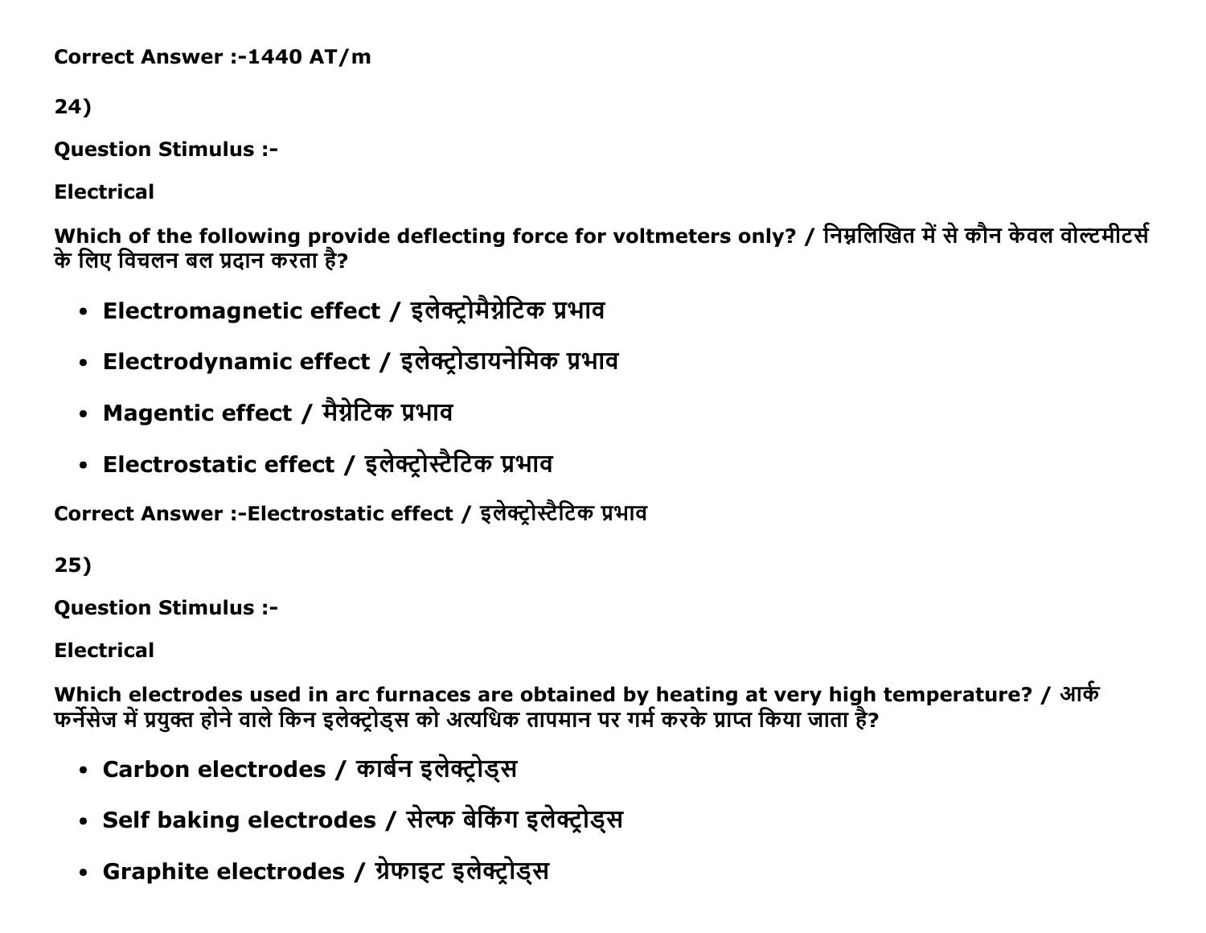**Correct Answer :-1440 AT/m**

**24)**

**Question Stimulus :-**

**Electrical**

**Which of the following provide deflecting force for voltmeters only? / निम्नलिखित में से कौन केवल वोल्टमीटर्स के लिए विचलन बल प्रदान करता है?**

- **Electromagnetic effect / इलेक्ट्रोमैग्नेटिक प्रभाव**
- **Electrodynamic effect / इलेक्ट्रोडायनेमिक प्रभाव**
- **Magentic effect / मैग्नेटिक प्रभाव**
- **Electrostatic effect / इलेक्ट्रोस्टैटिक प्रभाव**

**Correct Answer :-Electrostatic effect / इलेक्ट्रोस्टैटिक प्रभाव**

**25)**

**Question Stimulus :-**

**Electrical**

**Which electrodes used in arc furnaces are obtained by heating at very high temperature? / आर्क फर्नेसेज में प्रयुक्त होने वाले किन इलेक्ट्रोड्स को अत्यधिक तापमान पर गर्म करके प्राप्त किया जाता है?**

- **Carbon electrodes / कार्बन इलेक्ट्रोड्स**
- **Self baking electrodes / सेल्फ बेकिंग इलेक्ट्रोड्स**
- **Graphite electrodes / ग्रेफाइट इलेक्ट्रोड्स**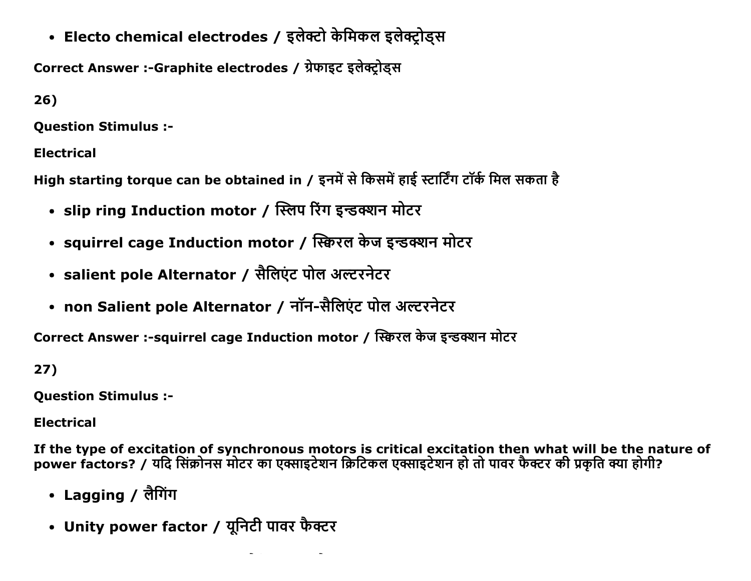- **Electo chemical electrodes / इलेक्टो केमिकल इलेक्ट्रोड्स**

**Correct Answer :-Graphite electrodes / ग्रेफाइट इलेक्ट्रोड्स**

**26)**

**Question Stimulus :-**

**Electrical**

**High starting torque can be obtained in / इनमें से किसमें हाई स्टार्टिंग टॉर्क मिल सकता है**

- **slip ring Induction motor / स्लिप रिंग इन्डक्शन मोटर**
- **squirrel cage Induction motor / स्क्विरल केज इन्डक्शन मोटर**
- **salient pole Alternator / सैलिएंट पोल अल्टरनेटर**
- **non Salient pole Alternator / नॉन-सैलिएंट पोल अल्टरनेटर**

**Correct Answer :-squirrel cage Induction motor / स्क्विरल केज इन्डक्शन मोटर**

**27)**

**Question Stimulus :-**

**Electrical**

**If the type of excitation of synchronous motors is critical excitation then what will be the nature of power factors? / यदि सिंक्रोनस मोटर का एक्साइटेशन क्रिटिकल एक्साइटेशन हो तो पावर फैक्टर की प्रकृति क्या होगी?**

- **Lagging / लैगिंग**
- **Unity power factor / यूनिटी पावर फैक्टर**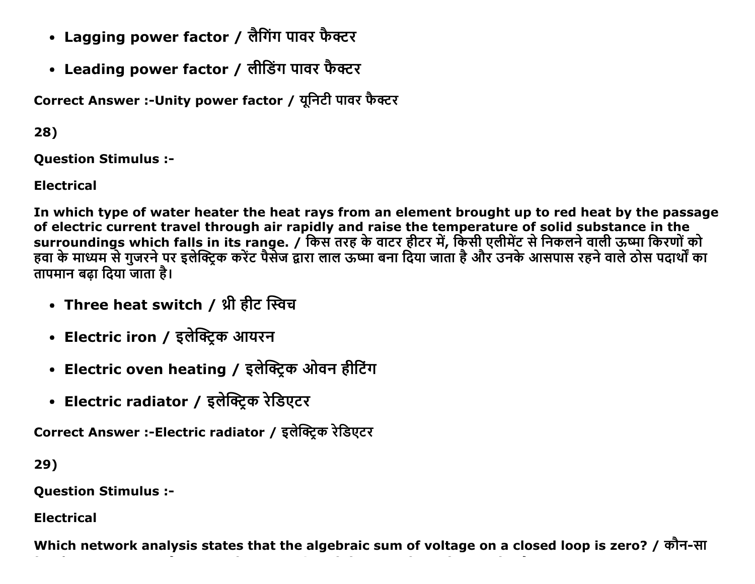- **Lagging power factor / लैगिंग पावर फैक्टर**
- **Leading power factor / लीडिंग पावर फैक्टर**

**Correct Answer :-Unity power factor / यूनिटी पावर फैक्टर**

**28)**

**Question Stimulus :-**

**Electrical**

**In which type of water heater the heat rays from an element brought up to red heat by the passage of electric current travel through air rapidly and raise the temperature of solid substance in the surroundings which falls in its range. / किस तरह के वाटर हीटर में, किसी एलीमेंट से निकलने वाली ऊष्मा किरणों को हवा के माध्यम से गुजरने पर इलेक्ट्रिक करेंट पैसेज द्वारा लाल ऊष्मा बना दिया जाता है और उनके आसपास रहने वाले ठोस पदार्थों का तापमान बढ़ा दिया जाता है।**

- **Three heat switch / थ्री हीट स्विच**
- **Electric iron / इलेक्ट्रिक आयरन**
- **Electric oven heating / इलेक्ट्रिक ओवन हीटिंग**
- **Electric radiator / इलेक्ट्रिक रेडिएटर**

**Correct Answer :-Electric radiator / इलेक्ट्रिक रेडिएटर**

**29)**

**Question Stimulus :-**

**Electrical**

**Which network analysis states that the algebraic sum of voltage on a closed loop is zero? / कौन-सा**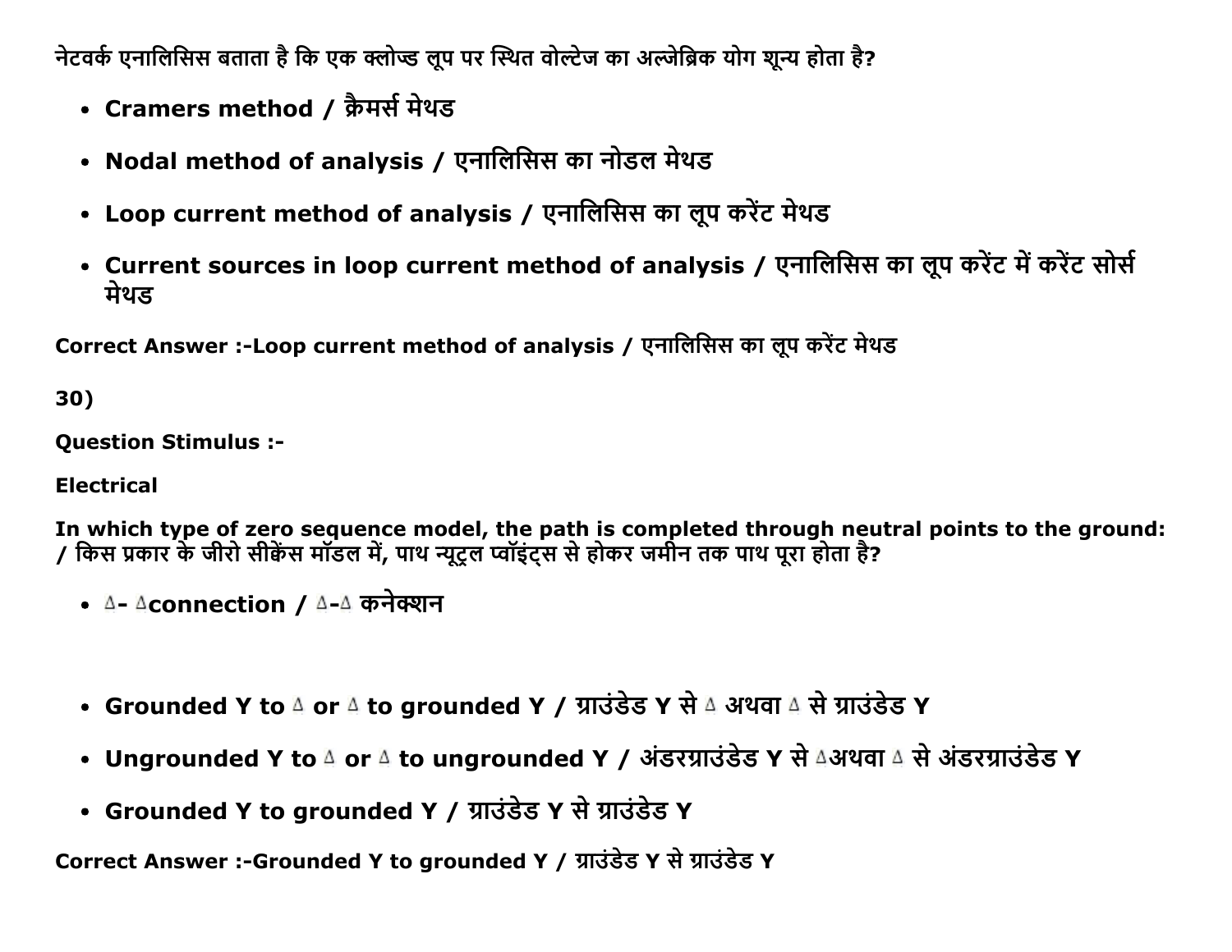नेटवर्क एनालिसिस बताता है कि एक क्लोज्ड लूप पर स्थित वोल्टेज का अल्जेब्रिक योग शून्य होता है?

- **Cramers method / क्रैमर्स मेथड**
- **Nodal method of analysis / एनालिसिस का नोडल मेथड**
- **Loop current method of analysis / एनालिसिस का लूप करेंट मेथड**
- **Current sources in loop current method of analysis / एनालिसिस का लूप करेंट में करेंट सोर्स मेथड**

**Correct Answer :-Loop current method of analysis / एनालिसिस का लूप करेंट मेथड**

**30)**

**Question Stimulus :-**

**Electrical**

**In which type of zero sequence model, the path is completed through neutral points to the ground: / किस प्रकार के जीरो सीक्वेंस मॉडल में, पाथ न्यूट्रल प्वॉइंट्स से होकर जमीन तक पाथ पूरा होता है?**

- **Δ- Δconnection / Δ-Δ कनेक्शन**
- **Grounded Y to Δ or Δ to grounded Y / ग्राउंडेड Y से Δ अथवा Δ से ग्राउंडेड Y**
- **Ungrounded Y to Δ or Δ to ungrounded Y / अंडरग्राउंडेड Y से Δअथवा Δ से अंडरग्राउंडेड Y**
- **Grounded Y to grounded Y / ग्राउंडेड Y से ग्राउंडेड Y**

**Correct Answer :-Grounded Y to grounded Y / ग्राउंडेड Y से ग्राउंडेड Y**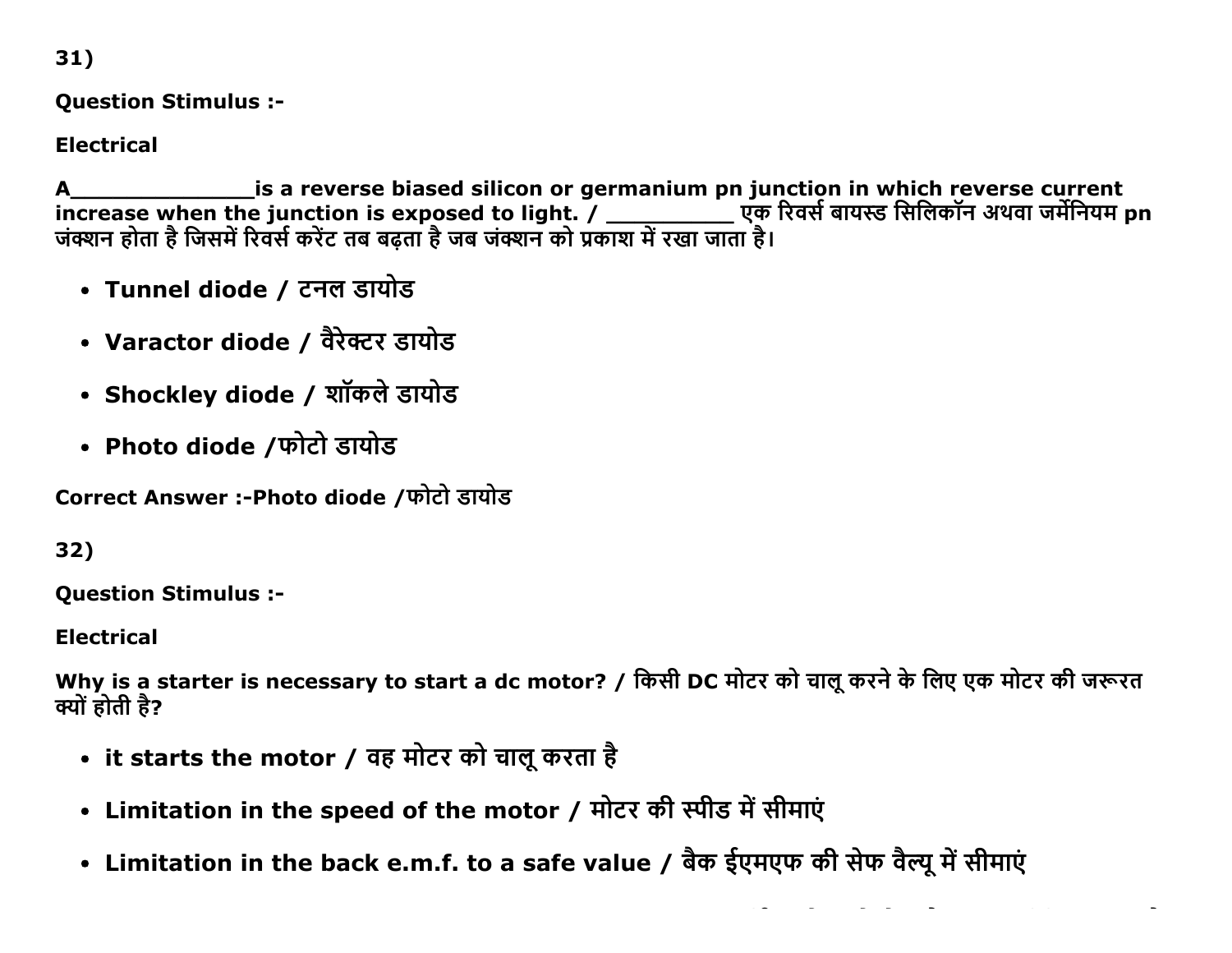31)

**Question Stimulus :-**

**Electrical**

**A______________is a reverse biased silicon or germanium pn junction in which reverse current increase when the junction is exposed to light. / __________ एक रिवर्स बायस्ड सिलिकॉन अथवा जर्मेनियम pn जंक्शन होता है जिसमें रिवर्स करेंट तब बढ़ता है जब जंक्शन को प्रकाश में रखा जाता है।**

- **Tunnel diode / टनल डायोड**
- **Varactor diode / वैरेक्टर डायोड**
- **Shockley diode / शॉकले डायोड**
- **Photo diode /फोटो डायोड**

**Correct Answer :-Photo diode /फोटो डायोड**

32)

**Question Stimulus :-**

**Electrical**

**Why is a starter is necessary to start a dc motor? / किसी DC मोटर को चालू करने के लिए एक मोटर की जरूरत क्यों होती है?**

- **it starts the motor / वह मोटर को चालू करता है**
- **Limitation in the speed of the motor / मोटर की स्पीड में सीमाएं**
- **Limitation in the back e.m.f. to a safe value / बैक ईएमएफ की सेफ वैल्यू में सीमाएं**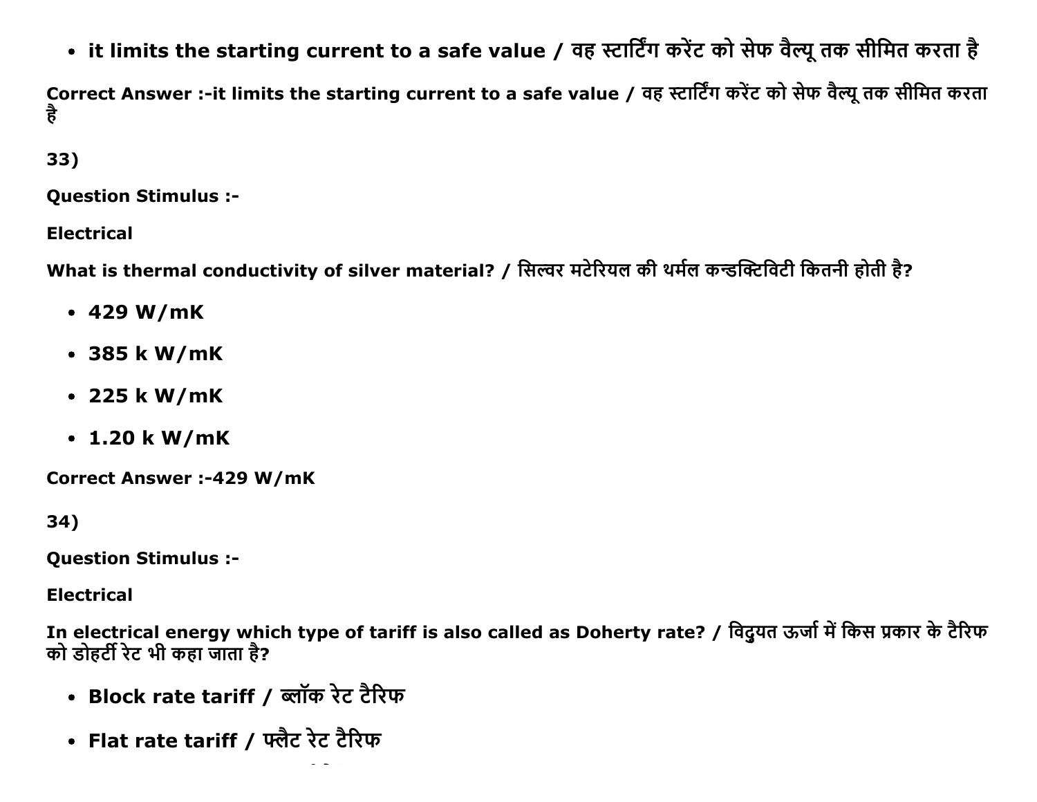- it limits the starting current to a safe value / वह स्टार्टिंग करेंट को सेफ वैल्यू तक सीमित करता है

**Correct Answer :-it limits the starting current to a safe value / वह स्टार्टिंग करेंट को सेफ वैल्यू तक सीमित करता है**

**33)**

**Question Stimulus :-**

**Electrical**

**What is thermal conductivity of silver material? / सिल्वर मटेरियल की थर्मल कन्डक्टिविटी कितनी होती है?**

- **429 W/mK**
- **385 k W/mK**
- **225 k W/mK**
- **1.20 k W/mK**

**Correct Answer :-429 W/mK**

**34)**

**Question Stimulus :-**

**Electrical**

**In electrical energy which type of tariff is also called as Doherty rate? / विद्युयत ऊर्जा में किस प्रकार के टैरिफ को डोहर्टी रेट भी कहा जाता है?**

- **Block rate tariff / ब्लॉक रेट टैरिफ**
- **Flat rate tariff / फ्लैट रेट टैरिफ**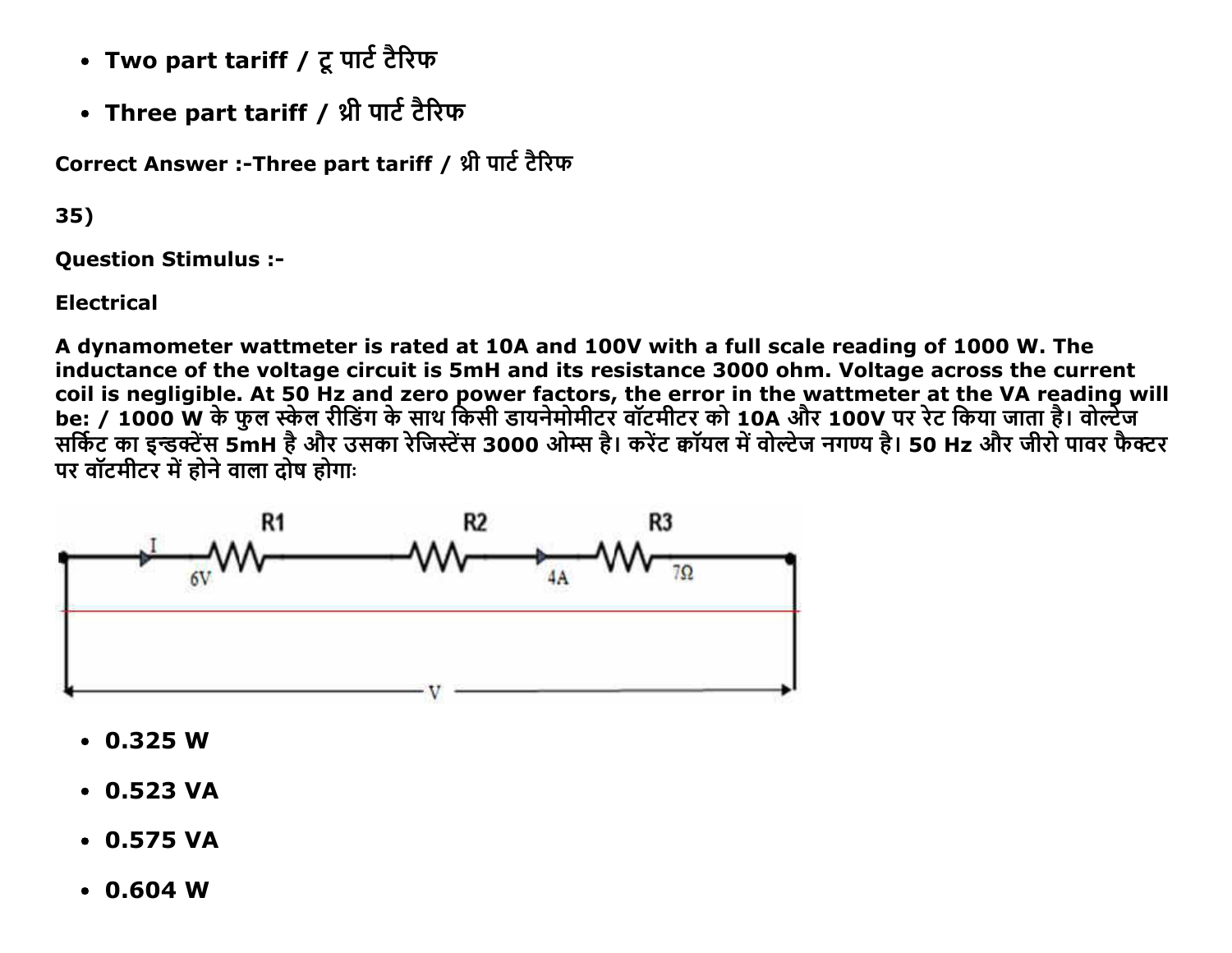- **Two part tariff / टू पार्ट टैरिफ**
- **Three part tariff / थ्री पार्ट टैरिफ**

**Correct Answer :-Three part tariff / थ्री पार्ट टैरिफ**

**35)**

**Question Stimulus :-**

**Electrical**

**A dynamometer wattmeter is rated at 10A and 100V with a full scale reading of 1000 W. The inductance of the voltage circuit is 5mH and its resistance 3000 ohm. Voltage across the current coil is negligible. At 50 Hz and zero power factors, the error in the wattmeter at the VA reading will be: / 1000 W के फुल स्केल रीडिंग के साथ किसी डायनेमोमीटर वॉटमीटर को 10A और 100V पर रेट किया जाता है। वोल्टेज सर्किट का इन्डक्टेंस 5mH है और उसका रेजिस्टेंस 3000 ओम्स है। करेंट कॉयल में वोल्टेज नगण्य है। 50 Hz और जीरो पावर फैक्टर पर वॉटमीटर में होने वाला दोष होगाः**

- **0.325 W**
- **0.523 VA**
- **0.575 VA**
- **0.604 W**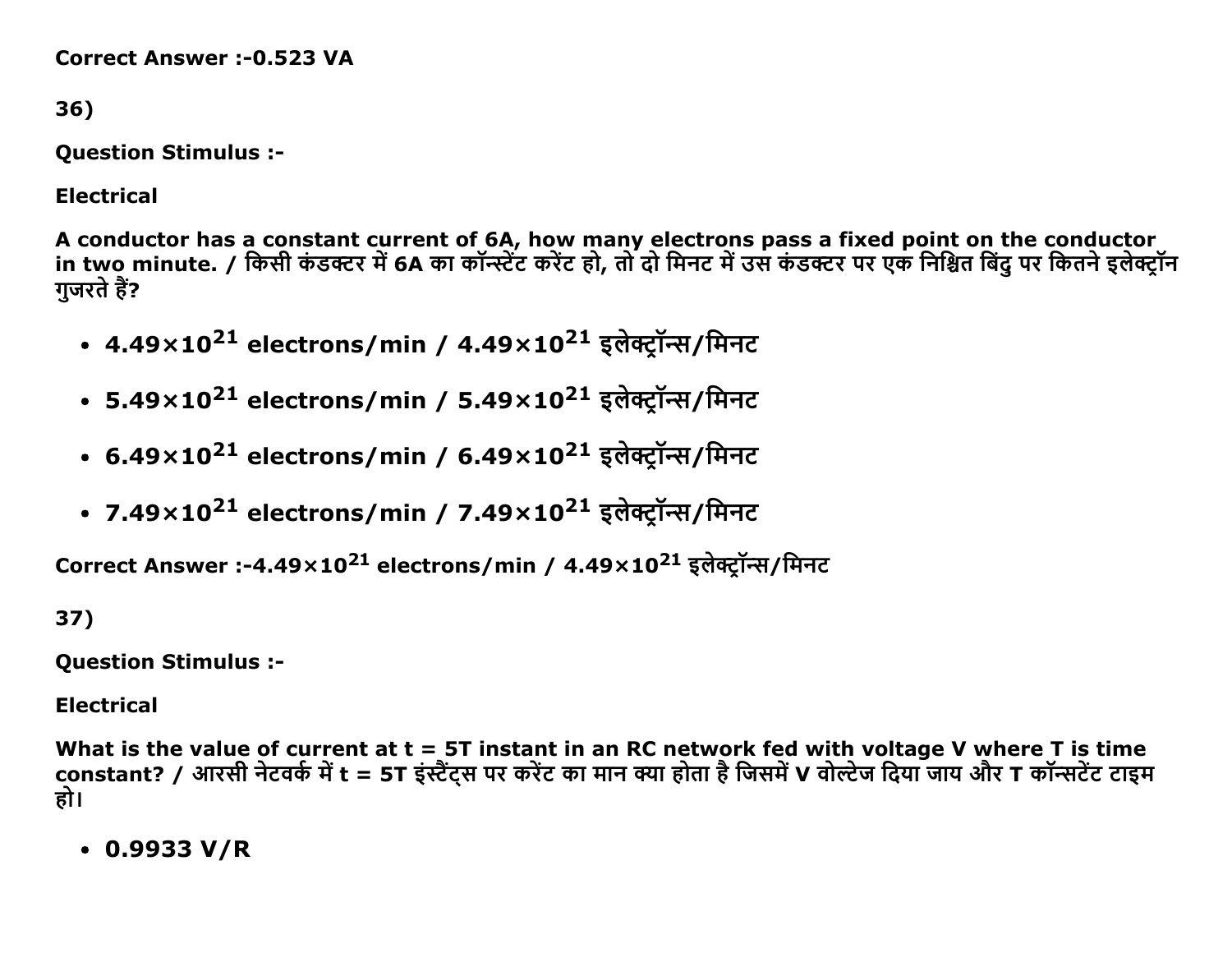**Correct Answer :-0.523 VA**

**36)**

**Question Stimulus :-**

**Electrical**

**A conductor has a constant current of 6A, how many electrons pass a fixed point on the conductor in two minute. / किसी कंडक्टर में 6A का कॉन्स्टेंट करेंट हो, तो दो मिनट में उस कंडक्टर पर एक निश्चित बिंदु पर कितने इलेक्ट्रॉन गुजरते हैं?**

- **$4.49 \times 10^{21}$ electrons/min / $4.49 \times 10^{21}$ इलेक्ट्रॉन्स/मिनट**
- **$5.49 \times 10^{21}$ electrons/min / $5.49 \times 10^{21}$ इलेक्ट्रॉन्स/मिनट**
- **$6.49 \times 10^{21}$ electrons/min / $6.49 \times 10^{21}$ इलेक्ट्रॉन्स/मिनट**
- **$7.49 \times 10^{21}$ electrons/min / $7.49 \times 10^{21}$ इलेक्ट्रॉन्स/मिनट**

**Correct Answer :-$4.49 \times 10^{21}$ electrons/min / $4.49 \times 10^{21}$ इलेक्ट्रॉन्स/मिनट**

**37)**

**Question Stimulus :-**

**Electrical**

**What is the value of current at t = 5T instant in an RC network fed with voltage V where T is time constant? / आरसी नेटवर्क में t = 5T इंस्टैंट्स पर करेंट का मान क्या होता है जिसमें V वोल्टेज दिया जाय और T कॉन्सटेंट टाइम हो।**

- **0.9933 V/R**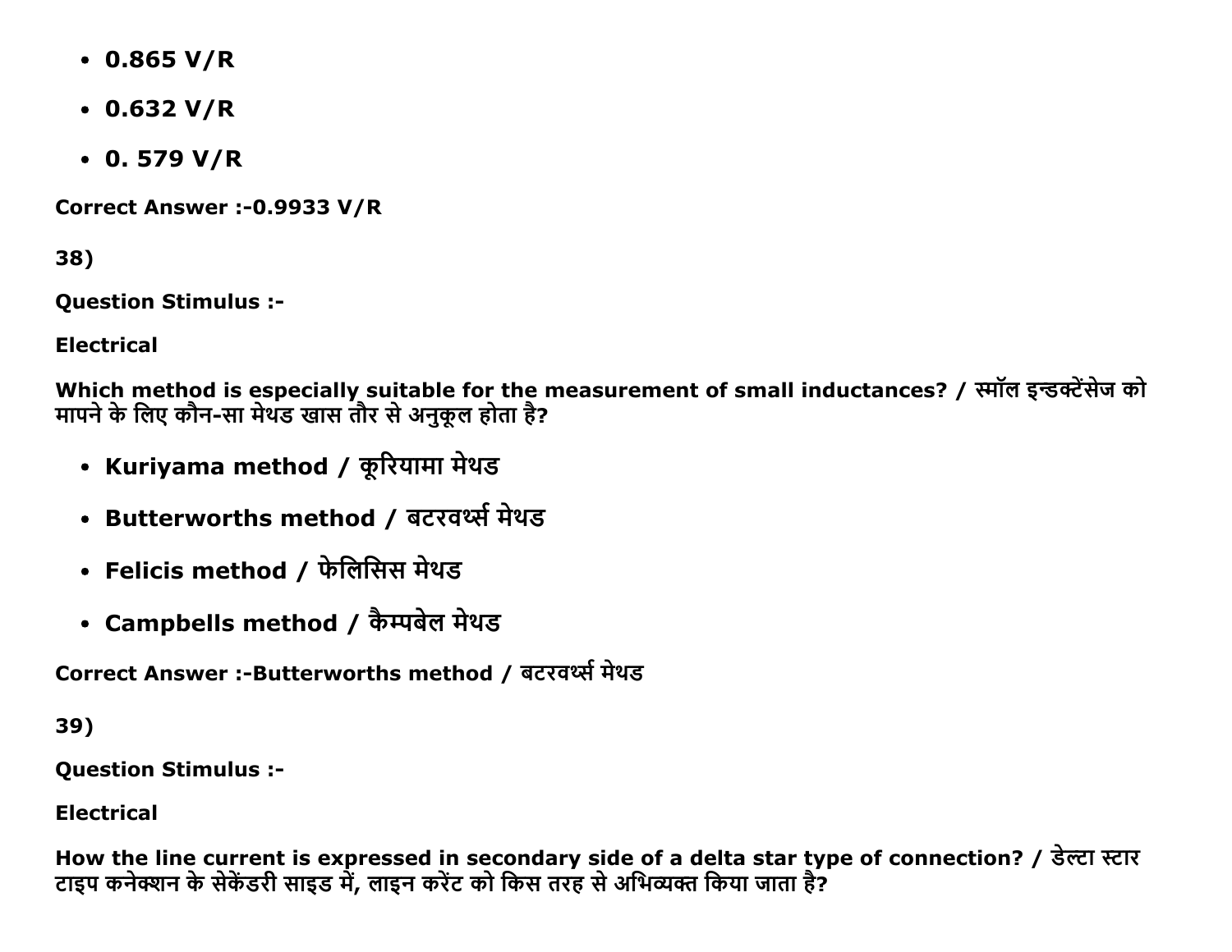- **0.865 V/R**
- **0.632 V/R**
- **0. 579 V/R**

**Correct Answer :-0.9933 V/R**

**38)**

**Question Stimulus :-**

**Electrical**

**Which method is especially suitable for the measurement of small inductances? / स्मॉल इन्डक्टेंसेज को मापने के लिए कौन-सा मेथड खास तौर से अनुकूल होता है?**

- **Kuriyama method / कूरियामा मेथड**
- **Butterworths method / बटरवर्थ्स मेथड**
- **Felicis method / फेलिसिस मेथड**
- **Campbells method / कैम्पबेल मेथड**

**Correct Answer :-Butterworths method / बटरवर्थ्स मेथड**

**39)**

**Question Stimulus :-**

**Electrical**

**How the line current is expressed in secondary side of a delta star type of connection? / डेल्टा स्टार टाइप कनेक्शन के सेकेंडरी साइड में, लाइन करेंट को किस तरह से अभिव्यक्त किया जाता है?**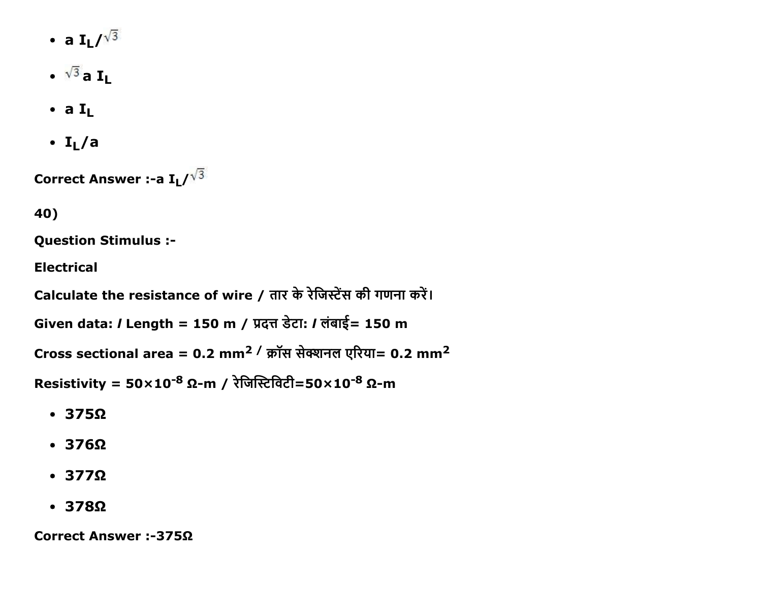- **a $I_L/\sqrt{3}$**
- **$\sqrt{3}$ a $I_L$**
- **a $I_L$**
- **$I_L$/a**

**Correct Answer :-a $I_L/\sqrt{3}$**

**40)**

**Question Stimulus :-**

**Electrical**

**Calculate the resistance of wire / तार के रेजिस्टेंस की गणना करें।**

**Given data: / Length = 150 m / प्रदत्त डेटा: / लंबाई= 150 m**

**Cross sectional area = 0.2 $mm^2$ / क्रॉस सेक्शनल एरिया= 0.2 $mm^2$**

**Resistivity = $50\times10^{-8}$ Ω-m / रेजिस्टिविटी=$50\times10^{-8}$ Ω-m**

- **375Ω**
- **376Ω**
- **377Ω**
- **378Ω**

**Correct Answer :-375Ω**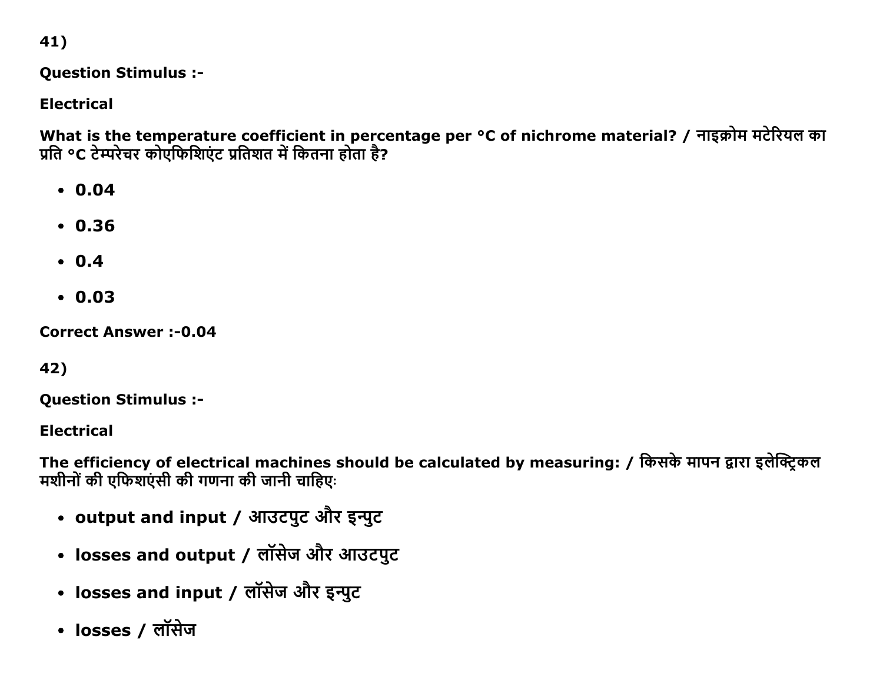41)

**Question Stimulus :-**

**Electrical**

**What is the temperature coefficient in percentage per °C of nichrome material? / नाइक्रोम मटेरियल का प्रति °C टेम्परेचर कोएफिशिएंट प्रतिशत में कितना होता है?**

- **0.04**
- **0.36**
- **0.4**
- **0.03**

**Correct Answer :-0.04**

42)

**Question Stimulus :-**

**Electrical**

**The efficiency of electrical machines should be calculated by measuring: / किसके मापन द्वारा इलेक्ट्रिकल मशीनों की एफिशएंसी की गणना की जानी चाहिएः**

- **output and input / आउटपुट और इन्पुट**
- **losses and output / लॉसेज और आउटपुट**
- **losses and input / लॉसेज और इन्पुट**
- **losses / लॉसेज**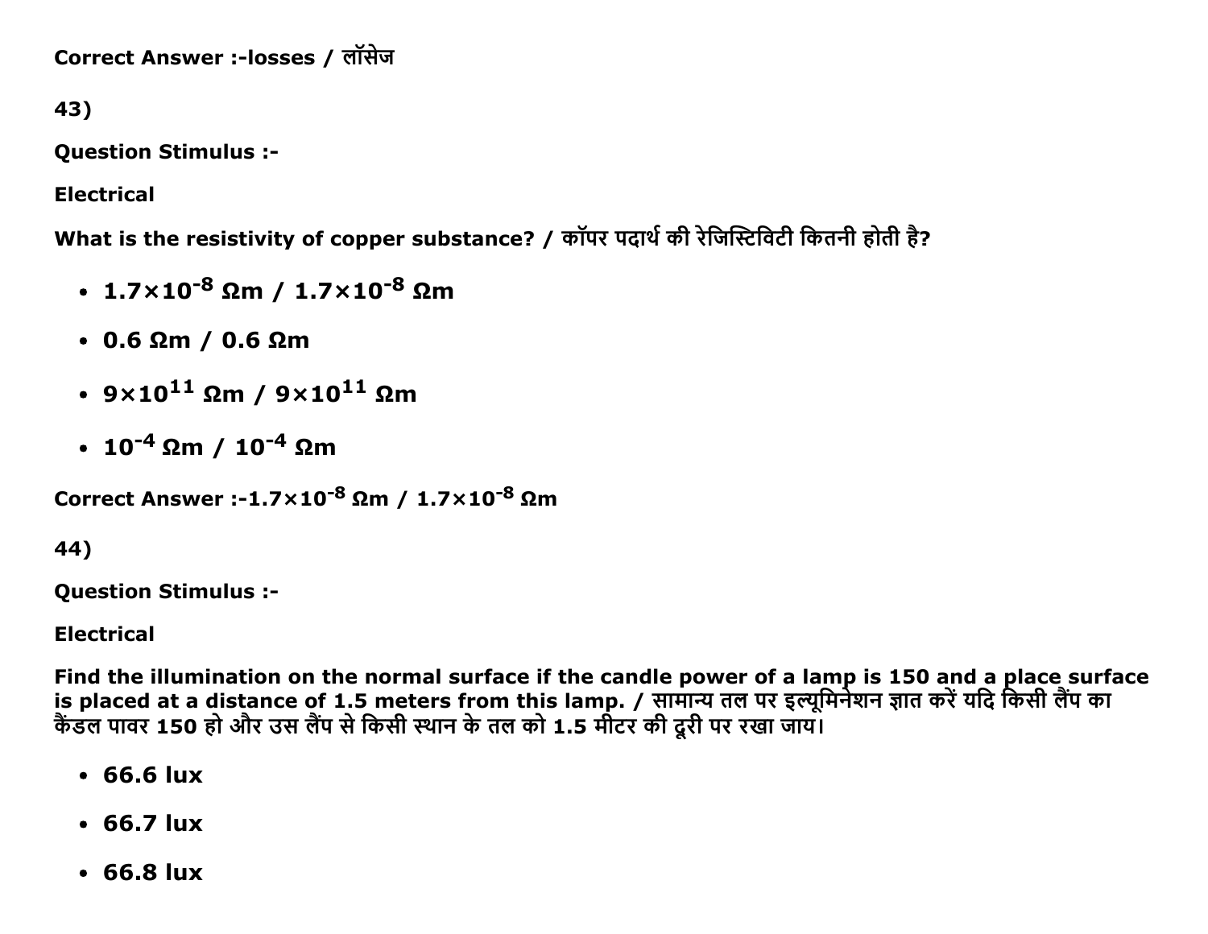Correct Answer :-losses / लॉसेज

43)

**Question Stimulus :-**

**Electrical**

**What is the resistivity of copper substance? / कॉपर पदार्थ की रेजिस्टिविटी कितनी होती है?**

- **$1.7 \times 10^{-8}$ Ωm / $1.7 \times 10^{-8}$ Ωm**
- **0.6 Ωm / 0.6 Ωm**
- **$9 \times 10^{11}$ Ωm / $9 \times 10^{11}$ Ωm**
- **$10^{-4}$ Ωm / $10^{-4}$ Ωm**

**Correct Answer :-$1.7 \times 10^{-8}$ Ωm / $1.7 \times 10^{-8}$ Ωm**

44)

**Question Stimulus :-**

**Electrical**

**Find the illumination on the normal surface if the candle power of a lamp is 150 and a place surface is placed at a distance of 1.5 meters from this lamp. / सामान्य तल पर इल्यूमिनेशन ज्ञात करें यदि किसी लैंप का कैंडल पावर 150 हो और उस लैंप से किसी स्थान के तल को 1.5 मीटर की दूरी पर रखा जाय।**

- **66.6 lux**
- **66.7 lux**
- **66.8 lux**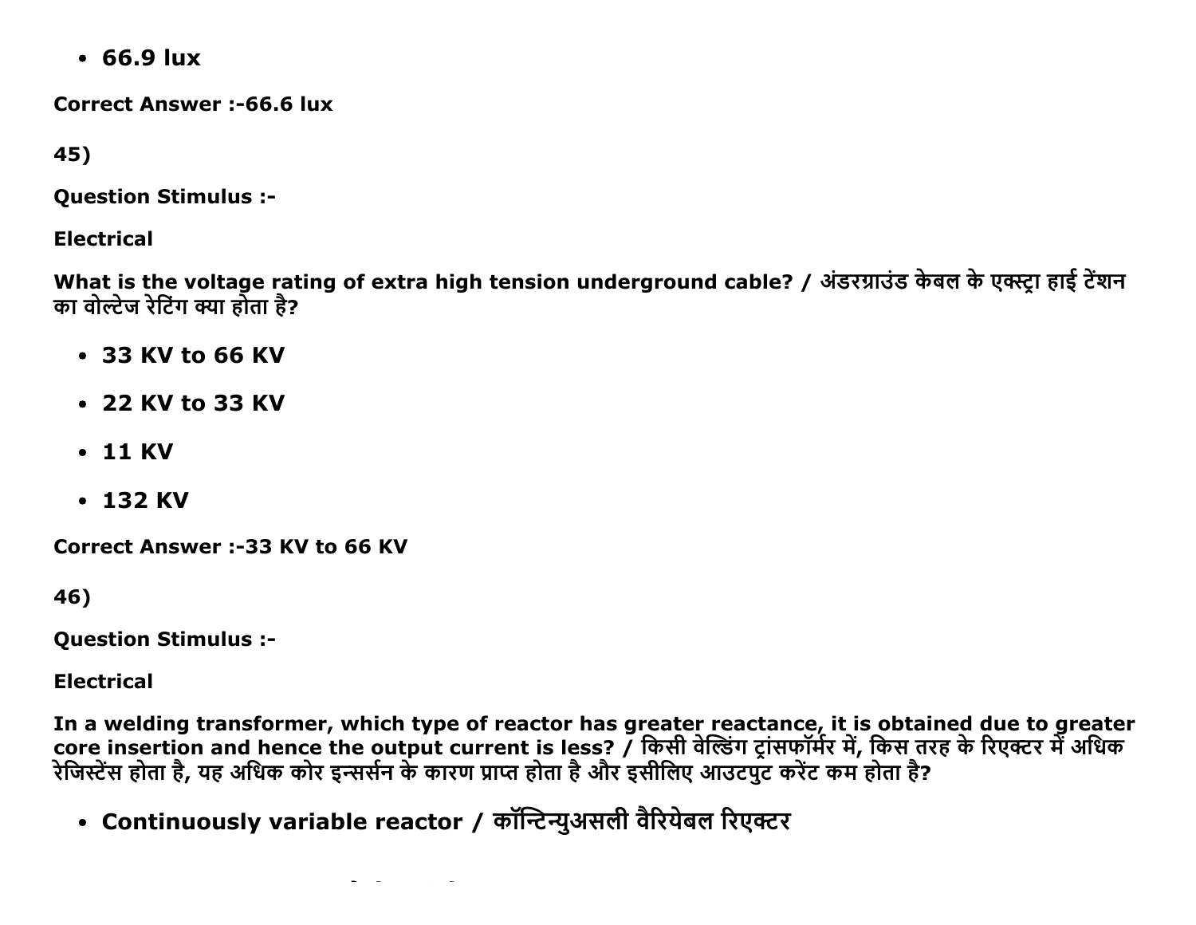- **66.9 lux**

**Correct Answer :-66.6 lux**

**45)**

**Question Stimulus :-**

**Electrical**

**What is the voltage rating of extra high tension underground cable? / अंडरग्राउंड केबल के एक्स्ट्रा हाई टेंशन का वोल्टेज रेटिंग क्या होता है?**

- **33 KV to 66 KV**
- **22 KV to 33 KV**
- **11 KV**
- **132 KV**

**Correct Answer :-33 KV to 66 KV**

**46)**

**Question Stimulus :-**

**Electrical**

**In a welding transformer, which type of reactor has greater reactance, it is obtained due to greater core insertion and hence the output current is less? / किसी वेल्डिंग ट्रांसफॉर्मर में, किस तरह के रिएक्टर में अधिक रेजिस्टेंस होता है, यह अधिक कोर इन्सर्सन के कारण प्राप्त होता है और इसीलिए आउटपुट करेंट कम होता है?**

- **Continuously variable reactor / कॉन्टिन्युअसली वैरियेबल रिएक्टर**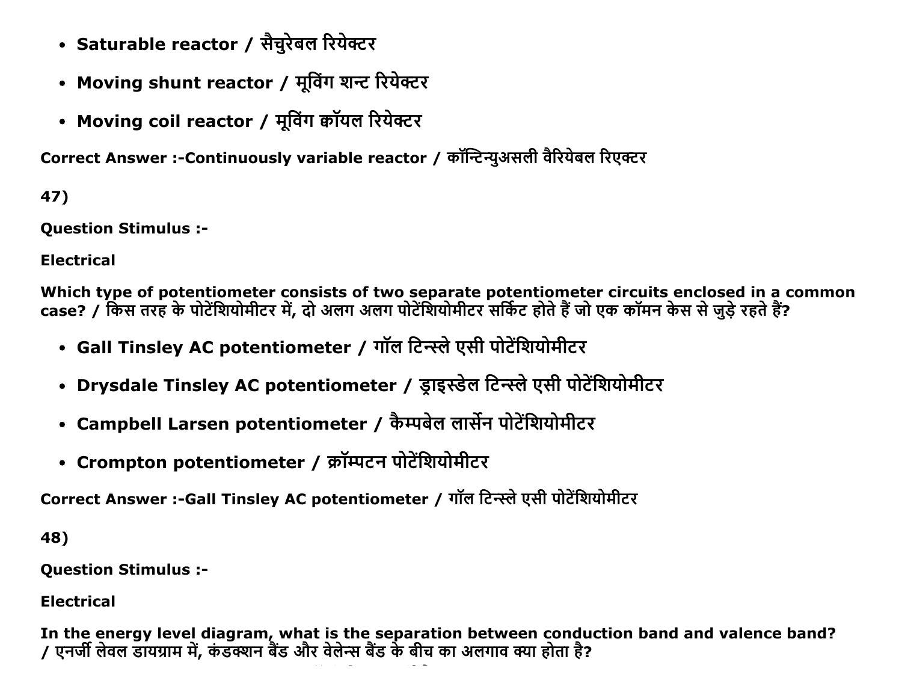- **Saturable reactor / सैचुरेबल रियेक्टर**
- **Moving shunt reactor / मूविंग शन्ट रियेक्टर**
- **Moving coil reactor / मूविंग कॉयल रियेक्टर**

**Correct Answer :-Continuously variable reactor / कॉन्टिन्युअसली वैरियेबल रिएक्टर**

**47)**

**Question Stimulus :-**

**Electrical**

**Which type of potentiometer consists of two separate potentiometer circuits enclosed in a common case? / किस तरह के पोटेंशियोमीटर में, दो अलग अलग पोटेंशियोमीटर सर्किट होते हैं जो एक कॉमन केस से जुड़े रहते हैं?**

- **Gall Tinsley AC potentiometer / गॉल टिन्स्ले एसी पोटेंशियोमीटर**
- **Drysdale Tinsley AC potentiometer / ड्राइस्डेल टिन्स्ले एसी पोटेंशियोमीटर**
- **Campbell Larsen potentiometer / कैम्पबेल लार्सेन पोटेंशियोमीटर**
- **Crompton potentiometer / क्रॉम्पटन पोटेंशियोमीटर**

**Correct Answer :-Gall Tinsley AC potentiometer / गॉल टिन्स्ले एसी पोटेंशियोमीटर**

**48)**

**Question Stimulus :-**

**Electrical**

**In the energy level diagram, what is the separation between conduction band and valence band? / एनर्जी लेवल डायग्राम में, कंडक्शन बैंड और वेलेन्स बैंड के बीच का अलगाव क्या होता है?**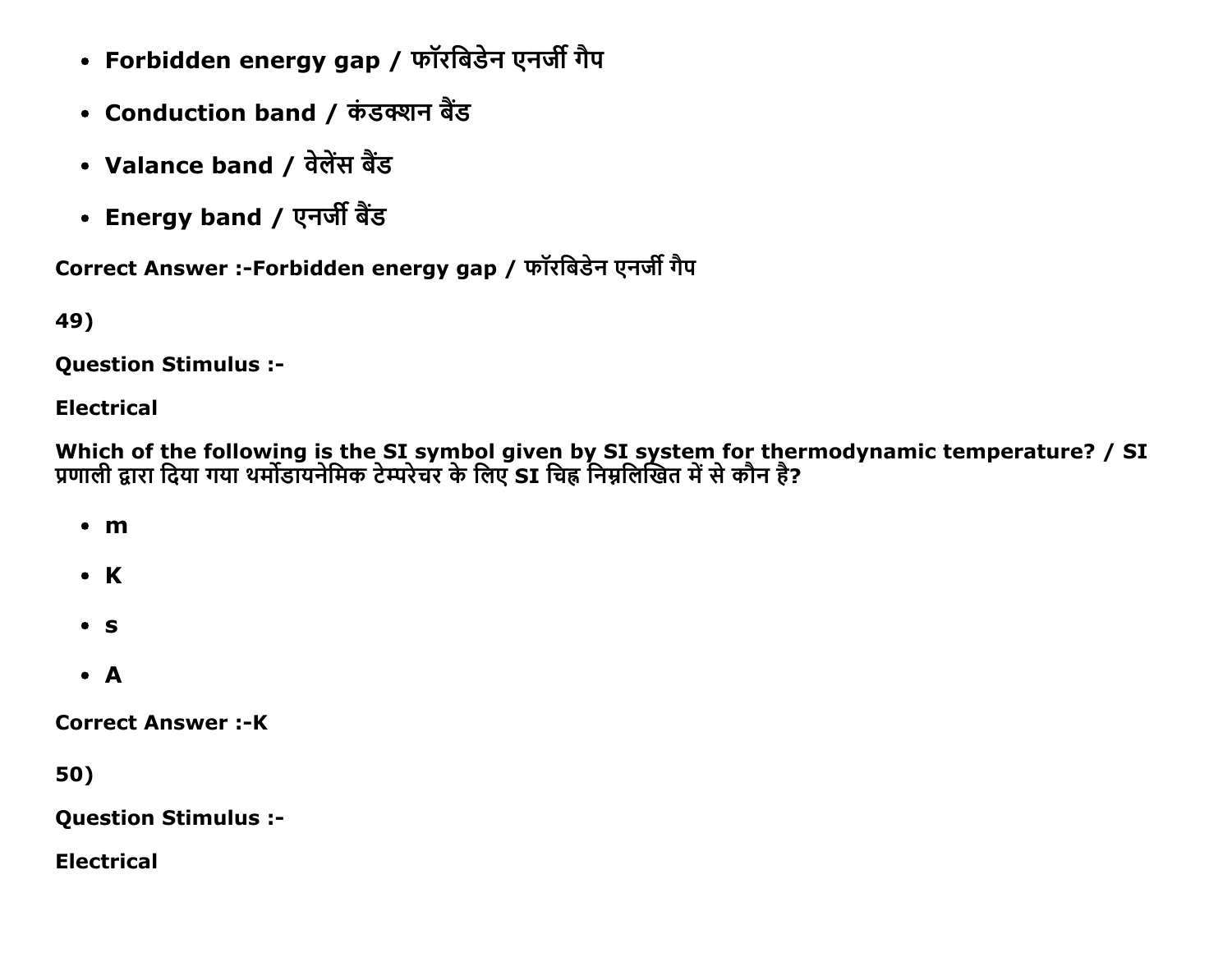- **Forbidden energy gap / फॉरबिडेन एनर्जी गैप**
- **Conduction band / कंडक्शन बैंड**
- **Valance band / वेलेंस बैंड**
- **Energy band / एनर्जी बैंड**

**Correct Answer :-Forbidden energy gap / फॉरबिडेन एनर्जी गैप**

**49)**

**Question Stimulus :-**

**Electrical**

**Which of the following is the SI symbol given by SI system for thermodynamic temperature? / SI प्रणाली द्वारा दिया गया थर्मोडायनेमिक टेम्परेचर के लिए SI चिह्न निम्नलिखित में से कौन है?**

- **m**
- **K**
- **s**
- **A**

**Correct Answer :-K**

**50)**

**Question Stimulus :-**

**Electrical**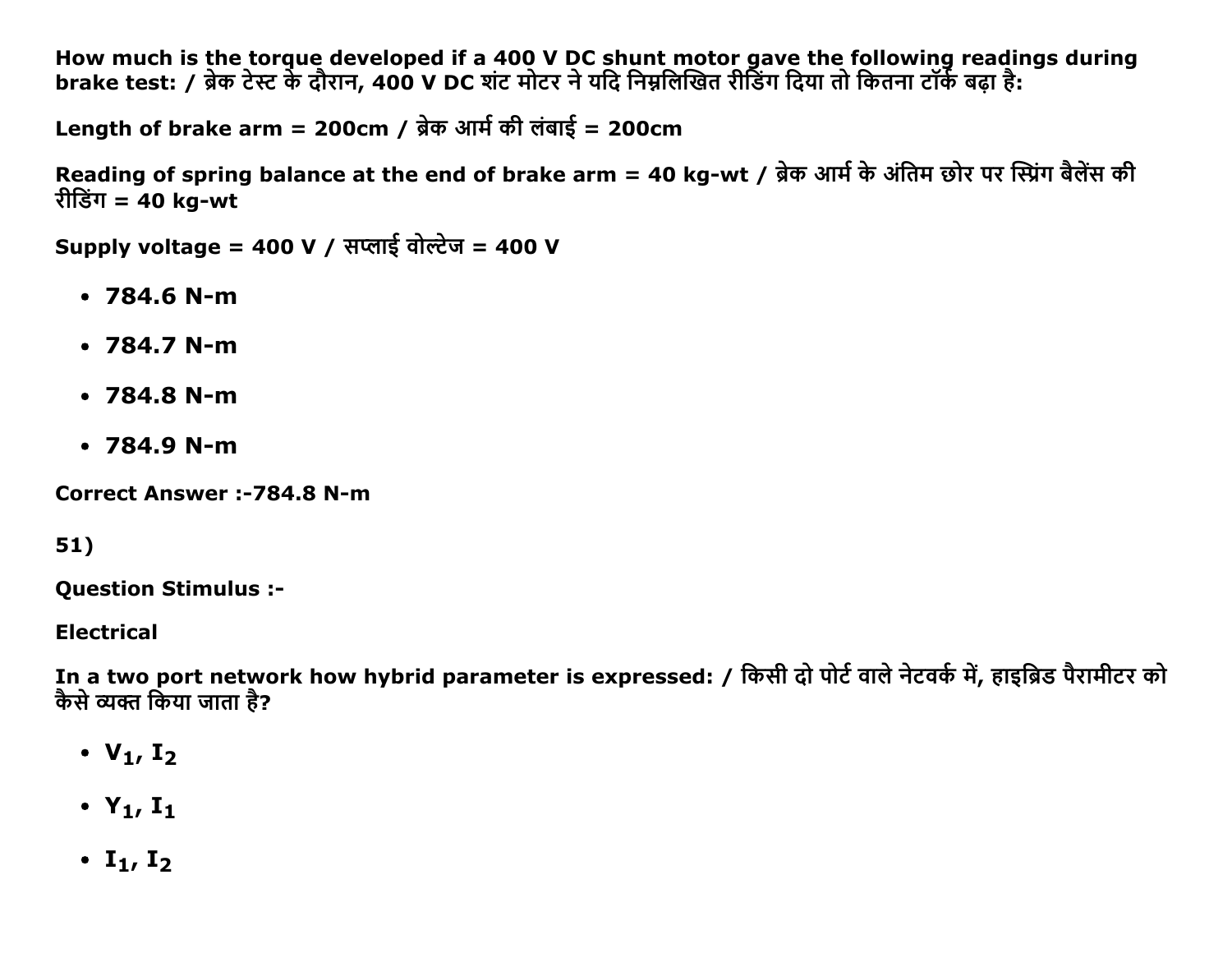**How much is the torque developed if a 400 V DC shunt motor gave the following readings during brake test: / ब्रेक टेस्ट के दौरान, 400 V DC शंट मोटर ने यदि निम्नलिखित रीडिंग दिया तो कितना टॉर्क बढ़ा है:**

**Length of brake arm = 200cm / ब्रेक आर्म की लंबाई = 200cm**

**Reading of spring balance at the end of brake arm = 40 kg-wt / ब्रेक आर्म के अंतिम छोर पर स्प्रिंग बैलेंस की रीडिंग = 40 kg-wt**

**Supply voltage = 400 V / सप्लाई वोल्टेज = 400 V**

- **784.6 N-m**
- **784.7 N-m**
- **784.8 N-m**
- **784.9 N-m**

**Correct Answer :-784.8 N-m**

**51)**

**Question Stimulus :-**

**Electrical**

**In a two port network how hybrid parameter is expressed: / किसी दो पोर्ट वाले नेटवर्क में, हाइब्रिड पैरामीटर को कैसे व्यक्त किया जाता है?**

- $V_1$, $I_2$
- $Y_1$, $I_1$
- $I_1$, $I_2$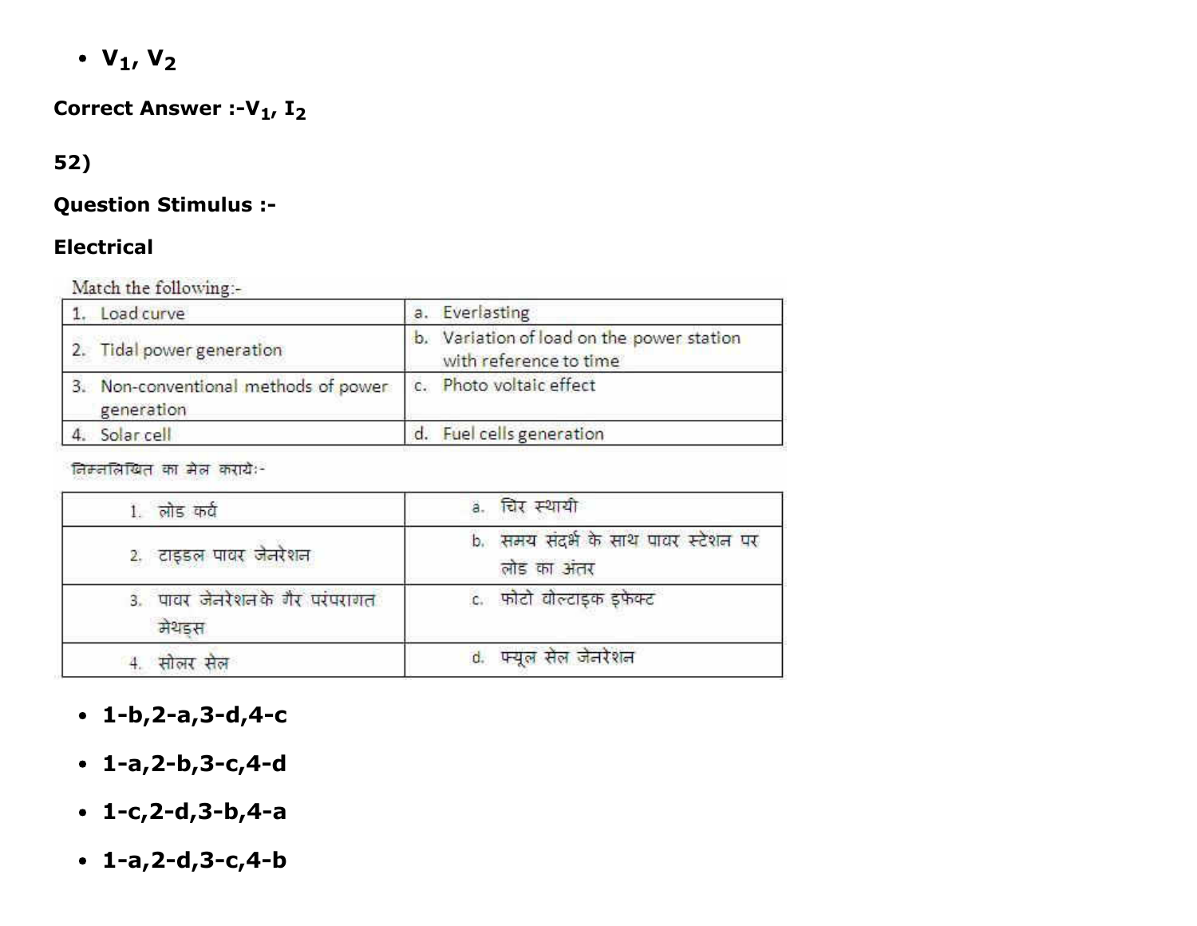- $V_1$, $V_2$

**Correct Answer :-$V_1$, $I_2$**

**52)**

**Question Stimulus :-**

**Electrical**

Match the following:-

| 1. Load curve | a. Everlasting |
|---|---|
| 2. Tidal power generation | b. Variation of load on the power station with reference to time |
| 3. Non-conventional methods of power generation | c. Photo voltaic effect |
| 4. Solar cell | d. Fuel cells generation |

निम्नलिखित का मेल करायेः-

| 1. लोड कर्व | a. चिर स्थायी |
|---|---|
| 2. टाइडल पावर जेनरेशन | b. समय संदर्भ के साथ पावर स्टेशन पर लोड का अंतर |
| 3. पावर जेनरेशन के गैर परंपरागत मेथड्स | c. फोटो वोल्टाइक इफेक्ट |
| 4. सोलर सेल | d. फ्यूल सेल जेनरेशन |

- **1-b,2-a,3-d,4-c**
- **1-a,2-b,3-c,4-d**
- **1-c,2-d,3-b,4-a**
- **1-a,2-d,3-c,4-b**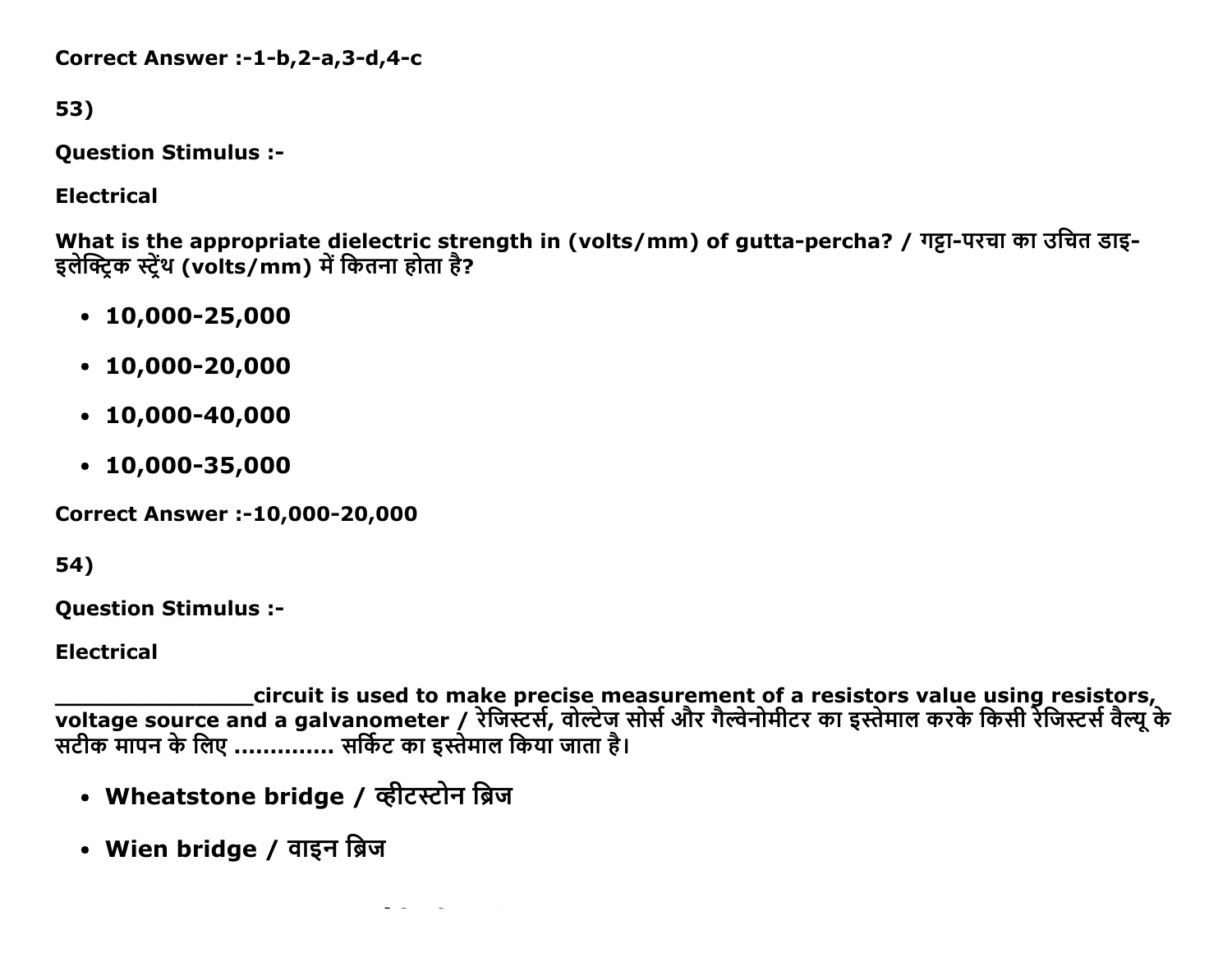**Correct Answer :-1-b,2-a,3-d,4-c**

**53)**

**Question Stimulus :-**

**Electrical**

**What is the appropriate dielectric strength in (volts/mm) of gutta-percha? / गट्टा-परचा का उचित डाइ-इलेक्ट्रिक स्ट्रेंथ (volts/mm) में कितना होता है?**

- **10,000-25,000**
- **10,000-20,000**
- **10,000-40,000**
- **10,000-35,000**

**Correct Answer :-10,000-20,000**

**54)**

**Question Stimulus :-**

**Electrical**

**_______________circuit is used to make precise measurement of a resistors value using resistors, voltage source and a galvanometer / रेजिस्टर्स, वोल्टेज सोर्स और गैल्वेनोमीटर का इस्तेमाल करके किसी रेजिस्टर्स वैल्यू के सटीक मापन के लिए .............. सर्किट का इस्तेमाल किया जाता है।**

- **Wheatstone bridge / व्हीटस्टोन ब्रिज**
- **Wien bridge / वाइन ब्रिज**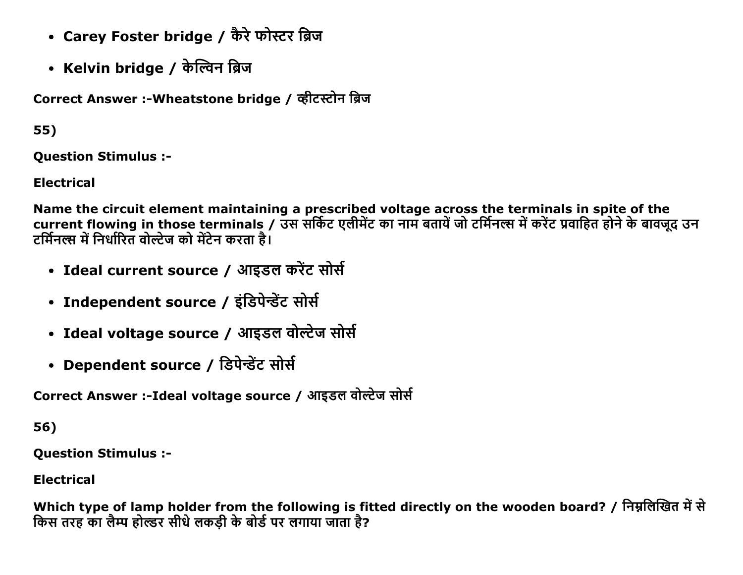- **Carey Foster bridge / कैरे फोस्टर ब्रिज**
- **Kelvin bridge / केल्विन ब्रिज**

**Correct Answer :-Wheatstone bridge / व्हीटस्टोन ब्रिज**

**55)**

**Question Stimulus :-**

**Electrical**

**Name the circuit element maintaining a prescribed voltage across the terminals in spite of the current flowing in those terminals / उस सर्किट एलीमेंट का नाम बतायें जो टर्मिनल्स में करेंट प्रवाहित होने के बावजूद उन टर्मिनल्स में निर्धारित वोल्टेज को मेंटेन करता है।**

- **Ideal current source / आइडल करेंट सोर्स**
- **Independent source / इंडिपेन्डेंट सोर्स**
- **Ideal voltage source / आइडल वोल्टेज सोर्स**
- **Dependent source / डिपेन्डेंट सोर्स**

**Correct Answer :-Ideal voltage source / आइडल वोल्टेज सोर्स**

**56)**

**Question Stimulus :-**

**Electrical**

**Which type of lamp holder from the following is fitted directly on the wooden board? / निम्नलिखित में से किस तरह का लैम्प होल्डर सीधे लकड़ी के बोर्ड पर लगाया जाता है?**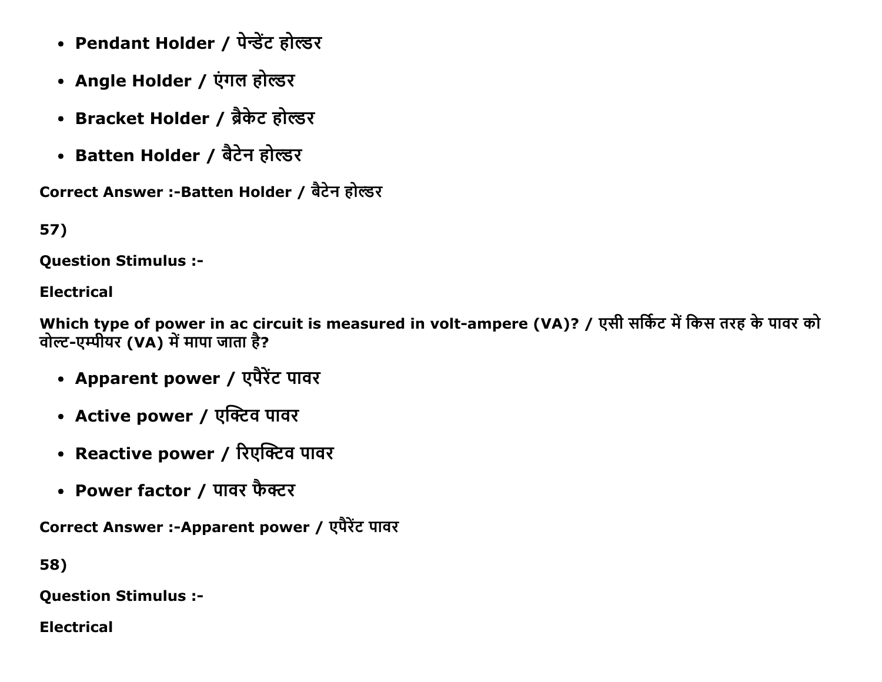- **Pendant Holder / पेन्डेंट होल्डर**
- **Angle Holder / एंगल होल्डर**
- **Bracket Holder / ब्रैकेट होल्डर**
- **Batten Holder / बैटेन होल्डर**

**Correct Answer :-Batten Holder / बैटेन होल्डर**

**57)**

**Question Stimulus :-**

**Electrical**

**Which type of power in ac circuit is measured in volt-ampere (VA)? / एसी सर्किट में किस तरह के पावर को वोल्ट-एम्पीयर (VA) में मापा जाता है?**

- **Apparent power / एपैरेंट पावर**
- **Active power / एक्टिव पावर**
- **Reactive power / रिएक्टिव पावर**
- **Power factor / पावर फैक्टर**

**Correct Answer :-Apparent power / एपैरेंट पावर**

**58)**

**Question Stimulus :-**

**Electrical**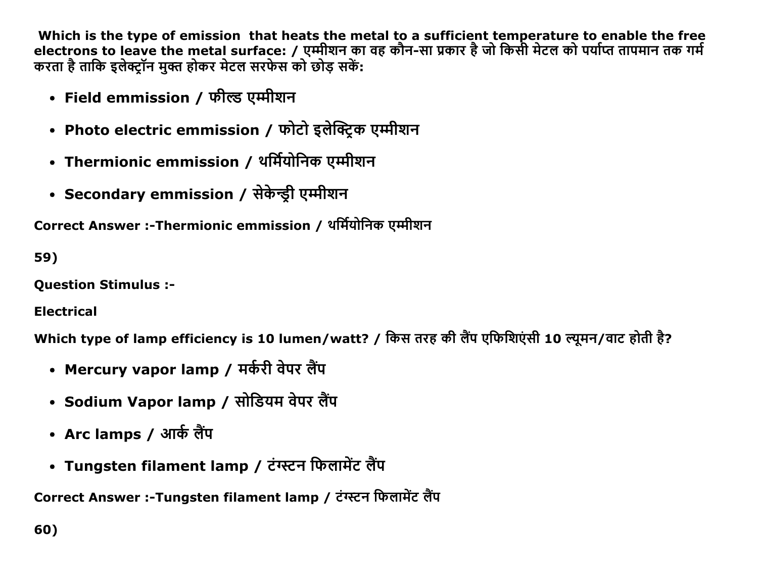**Which is the type of emission that heats the metal to a sufficient temperature to enable the free electrons to leave the metal surface: / एम्मीशन का वह कौन-सा प्रकार है जो किसी मेटल को पर्याप्त तापमान तक गर्म करता है ताकि इलेक्ट्रॉन मुक्त होकर मेटल सरफेस को छोड़ सकें:**

- **Field emmission / फील्ड एम्मीशन**
- **Photo electric emmission / फोटो इलेक्ट्रिक एम्मीशन**
- **Thermionic emmission / थर्मियोनिक एम्मीशन**
- **Secondary emmission / सेकेन्ड्री एम्मीशन**

**Correct Answer :-Thermionic emmission / थर्मियोनिक एम्मीशन**

**59)**

**Question Stimulus :-**

**Electrical**

**Which type of lamp efficiency is 10 lumen/watt? / किस तरह की लैंप एफिशिएंसी 10 ल्यूमन/वाट होती है?**

- **Mercury vapor lamp / मर्करी वेपर लैंप**
- **Sodium Vapor lamp / सोडियम वेपर लैंप**
- **Arc lamps / आर्क लैंप**
- **Tungsten filament lamp / टंग्स्टन फिलामेंट लैंप**

**Correct Answer :-Tungsten filament lamp / टंग्स्टन फिलामेंट लैंप**

**60)**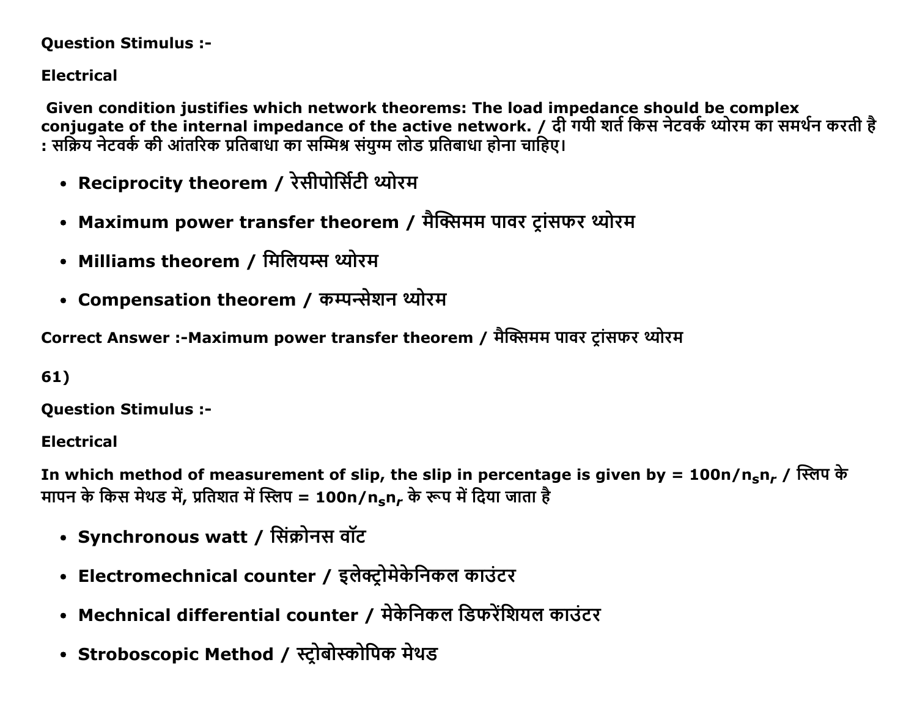**Question Stimulus :-**

**Electrical**

**Given condition justifies which network theorems: The load impedance should be complex conjugate of the internal impedance of the active network. / दी गयी शर्त किस नेटवर्क थ्योरम का समर्थन करती है : सक्रिय नेटवर्क की आंतरिक प्रतिबाधा का सम्मिश्र संयुग्म लोड प्रतिबाधा होना चाहिए।**

- **Reciprocity theorem / रेसीपोर्सिटी थ्योरम**
- **Maximum power transfer theorem / मैक्सिमम पावर ट्रांसफर थ्योरम**
- **Milliams theorem / मिलियम्स थ्योरम**
- **Compensation theorem / कम्पन्सेशन थ्योरम**

**Correct Answer :-Maximum power transfer theorem / मैक्सिमम पावर ट्रांसफर थ्योरम**

**61)**

**Question Stimulus :-**

**Electrical**

**In which method of measurement of slip, the slip in percentage is given by = $100n/n_s n_r$ / स्लिप के मापन के किस मेथड में, प्रतिशत में स्लिप = $100n/n_s n_r$ के रूप में दिया जाता है**

- **Synchronous watt / सिंक्रोनस वॉट**
- **Electromechnical counter / इलेक्ट्रोमेकेनिकल काउंटर**
- **Mechnical differential counter / मेकेनिकल डिफरेंशियल काउंटर**
- **Stroboscopic Method / स्ट्रोबोस्कोपिक मेथड**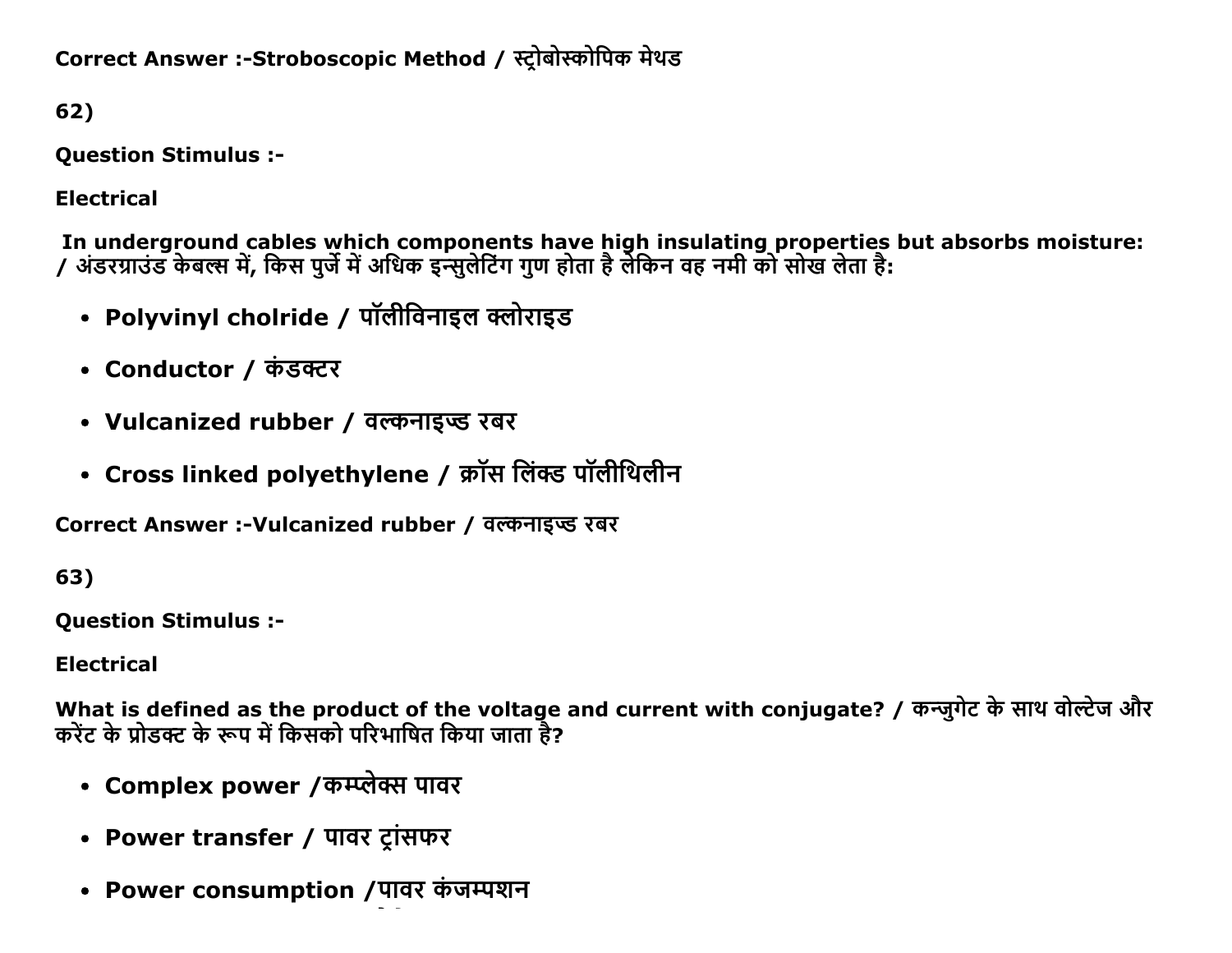**Correct Answer :-Stroboscopic Method / स्ट्रोबोस्कोपिक मेथड**

**62)**

**Question Stimulus :-**

**Electrical**

**In underground cables which components have high insulating properties but absorbs moisture: / अंडरग्राउंड केबल्स में, किस पुर्जे में अधिक इन्सुलेटिंग गुण होता है लेकिन वह नमी को सोख लेता है:**

- **Polyvinyl cholride / पॉलीविनाइल क्लोराइड**
- **Conductor / कंडक्टर**
- **Vulcanized rubber / वल्कनाइज्ड रबर**
- **Cross linked polyethylene / क्रॉस लिंक्ड पॉलीथिलीन**

**Correct Answer :-Vulcanized rubber / वल्कनाइज्ड रबर**

**63)**

**Question Stimulus :-**

**Electrical**

**What is defined as the product of the voltage and current with conjugate? / कन्जुगेट के साथ वोल्टेज और करेंट के प्रोडक्ट के रूप में किसको परिभाषित किया जाता है?**

- **Complex power /कम्प्लेक्स पावर**
- **Power transfer / पावर ट्रांसफर**
- **Power consumption /पावर कंजम्पशन**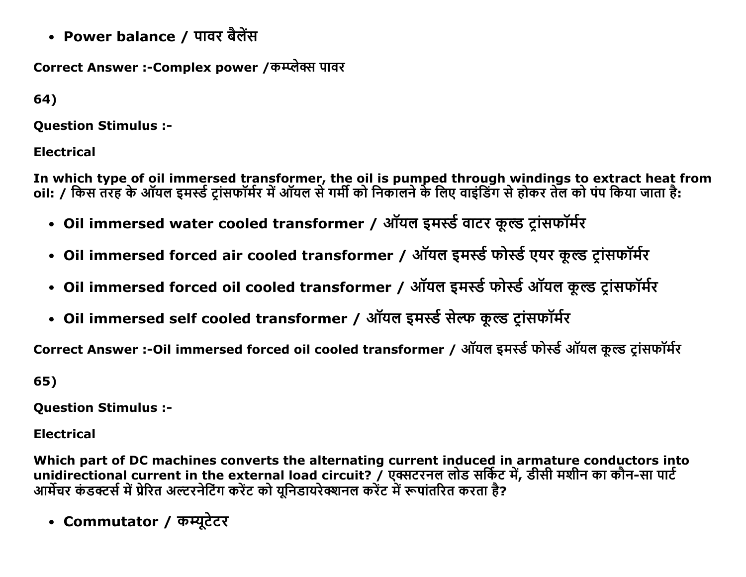- **Power balance / पावर बैलेंस**

**Correct Answer :-Complex power /कम्प्लेक्स पावर**

**64)**

**Question Stimulus :-**

**Electrical**

**In which type of oil immersed transformer, the oil is pumped through windings to extract heat from oil: / किस तरह के ऑयल इमर्स्ड ट्रांसफॉर्मर में ऑयल से गर्मी को निकालने के लिए वाइंडिंग से होकर तेल को पंप किया जाता है:**

- **Oil immersed water cooled transformer / ऑयल इमर्स्ड वाटर कूल्ड ट्रांसफॉर्मर**
- **Oil immersed forced air cooled transformer / ऑयल इमर्स्ड फोर्स्ड एयर कूल्ड ट्रांसफॉर्मर**
- **Oil immersed forced oil cooled transformer / ऑयल इमर्स्ड फोर्स्ड ऑयल कूल्ड ट्रांसफॉर्मर**
- **Oil immersed self cooled transformer / ऑयल इमर्स्ड सेल्फ कूल्ड ट्रांसफॉर्मर**

**Correct Answer :-Oil immersed forced oil cooled transformer / ऑयल इमर्स्ड फोर्स्ड ऑयल कूल्ड ट्रांसफॉर्मर**

**65)**

**Question Stimulus :-**

**Electrical**

**Which part of DC machines converts the alternating current induced in armature conductors into unidirectional current in the external load circuit? / एक्सटरनल लोड सर्किट में, डीसी मशीन का कौन-सा पार्ट आर्मेचर कंडक्टर्स में प्रेरित अल्टरनेटिंग करेंट को यूनिडायरेक्शनल करेंट में रूपांतरित करता है?**

- **Commutator / कम्यूटेटर**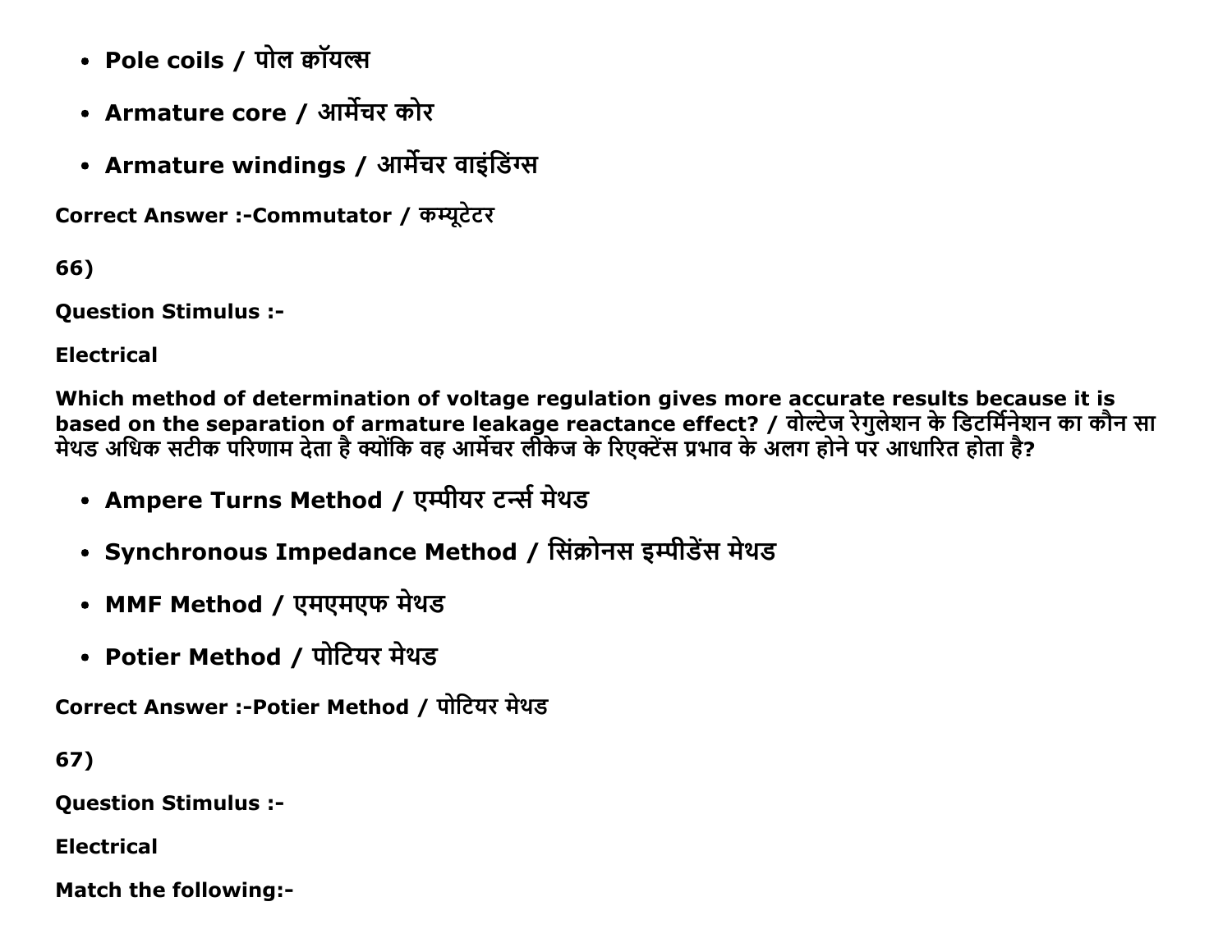- **Pole coils / पोल कॉयल्स**
- **Armature core / आर्मेचर कोर**
- **Armature windings / आर्मेचर वाइंडिंग्स**

**Correct Answer :-Commutator / कम्यूटेटर**

**66)**

**Question Stimulus :-**

**Electrical**

**Which method of determination of voltage regulation gives more accurate results because it is based on the separation of armature leakage reactance effect? / वोल्टेज रेगुलेशन के डिटर्मिनेशन का कौन सा मेथड अधिक सटीक परिणाम देता है क्योंकि वह आर्मेचर लीकेज के रिएक्टेंस प्रभाव के अलग होने पर आधारित होता है?**

- **Ampere Turns Method / एम्पीयर टर्न्स मेथड**
- **Synchronous Impedance Method / सिंक्रोनस इम्पीडेंस मेथड**
- **MMF Method / एमएमएफ मेथड**
- **Potier Method / पोटियर मेथड**

**Correct Answer :-Potier Method / पोटियर मेथड**

**67)**

**Question Stimulus :-**

**Electrical**

**Match the following:-**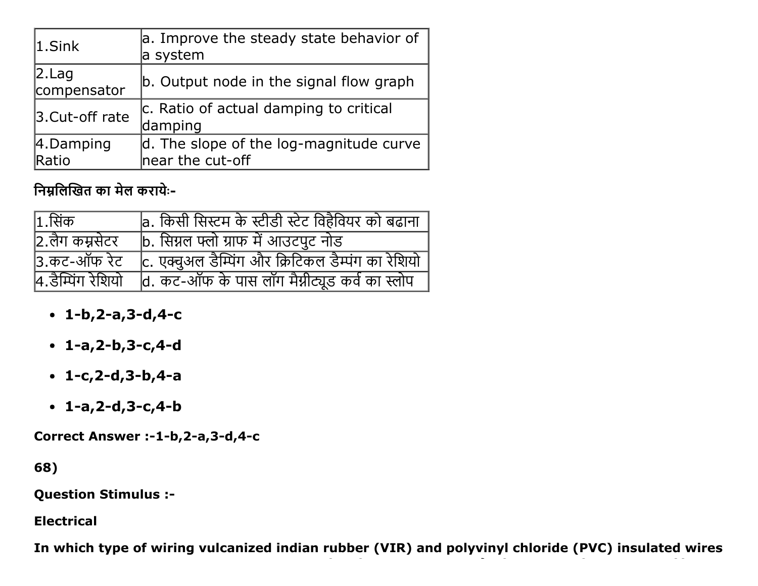| 1.Sink | a. Improve the steady state behavior of a system |
| --- | --- |
| 2.Lag compensator | b. Output node in the signal flow graph |
| 3.Cut-off rate | c. Ratio of actual damping to critical damping |
| 4.Damping Ratio | d. The slope of the log-magnitude curve near the cut-off |

**निम्नलिखित का मेल करायेः-**

| 1.सिंक | a. किसी सिस्टम के स्टीडी स्टेट विहैवियर को बढाना |
| --- | --- |
| 2.लैग कम्नसेटर | b. सिग्नल फ्लो ग्राफ में आउटपुट नोड |
| 3.कट-ऑफ रेट | c. एक्चुअल डैम्पिंग और क्रिटिकल डैम्पंग का रेशियो |
| 4.डैम्पिंग रेशियो | d. कट-ऑफ के पास लॉग मैग्नीट्यूड कर्व का स्लोप |

- **1-b,2-a,3-d,4-c**
- **1-a,2-b,3-c,4-d**
- **1-c,2-d,3-b,4-a**
- **1-a,2-d,3-c,4-b**

**Correct Answer :-1-b,2-a,3-d,4-c**

**68)**

**Question Stimulus :-**

**Electrical**

**In which type of wiring vulcanized indian rubber (VIR) and polyvinyl chloride (PVC) insulated wires**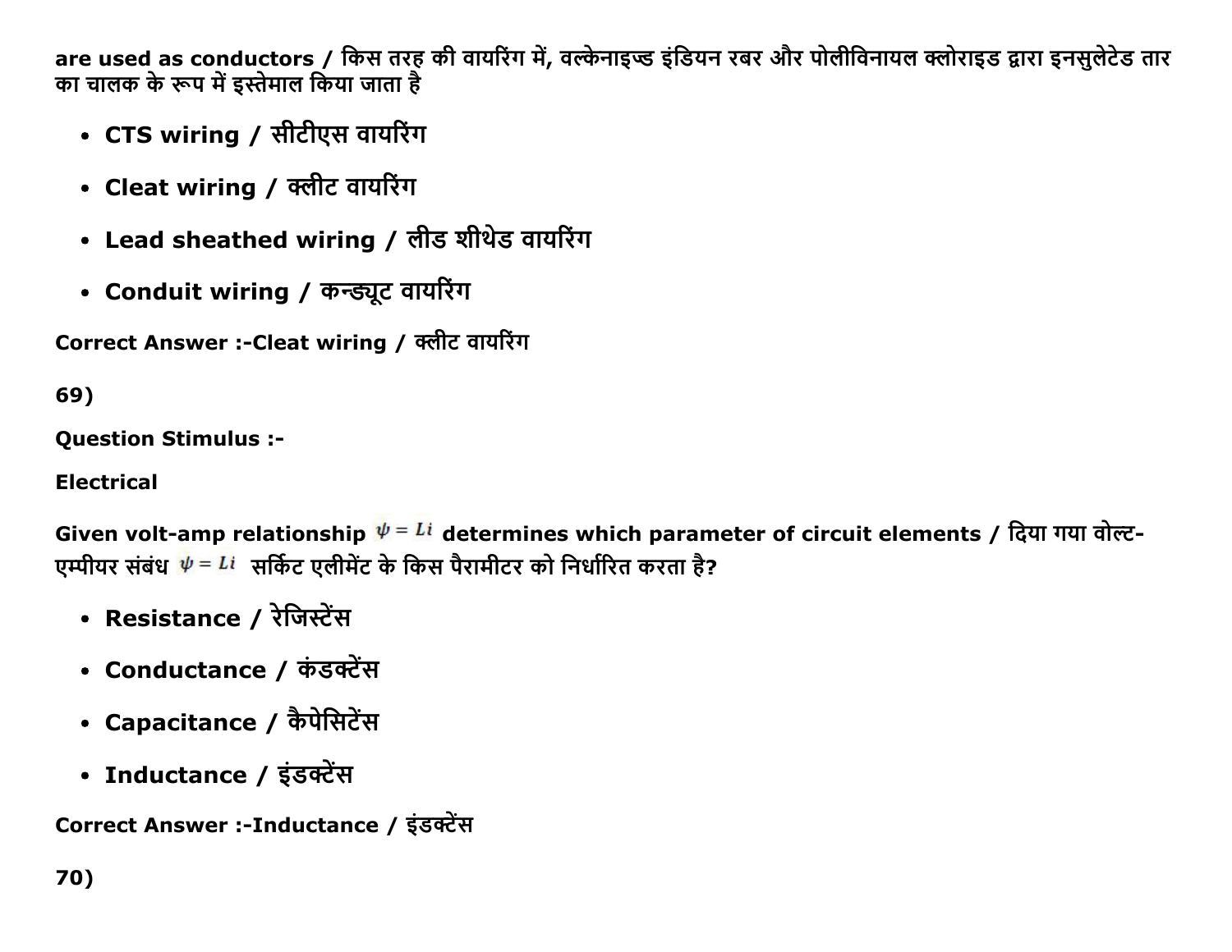**are used as conductors / किस तरह की वायरिंग में, वल्केनाइज्ड इंडियन रबर और पोलीविनायल क्लोराइड द्वारा इनसुलेटेड तार का चालक के रूप में इस्तेमाल किया जाता है**

- **CTS wiring / सीटीएस वायरिंग**
- **Cleat wiring / क्लीट वायरिंग**
- **Lead sheathed wiring / लीड शीथेड वायरिंग**
- **Conduit wiring / कन्ड्यूट वायरिंग**

**Correct Answer :-Cleat wiring / क्लीट वायरिंग**

**69)**

**Question Stimulus :-**

**Electrical**

**Given volt-amp relationship $\psi = Li$ determines which parameter of circuit elements / दिया गया वोल्ट-एम्पीयर संबंध $\psi = Li$ सर्किट एलीमेंट के किस पैरामीटर को निर्धारित करता है?**

- **Resistance / रेजिस्टेंस**
- **Conductance / कंडक्टेंस**
- **Capacitance / कैपेसिटेंस**
- **Inductance / इंडक्टेंस**

**Correct Answer :-Inductance / इंडक्टेंस**

**70)**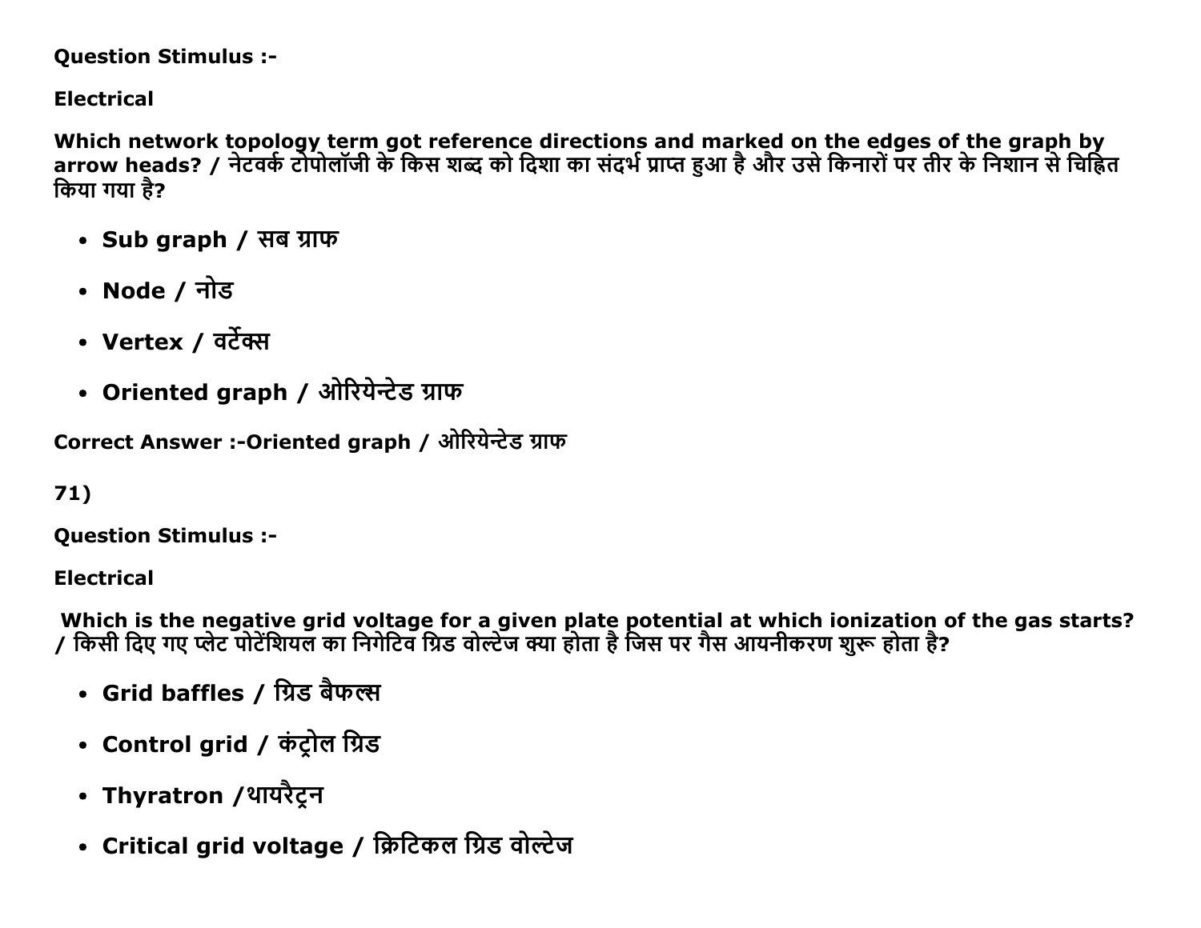**Question Stimulus :-**

**Electrical**

**Which network topology term got reference directions and marked on the edges of the graph by arrow heads? / नेटवर्क टोपोलॉजी के किस शब्द को दिशा का संदर्भ प्राप्त हुआ है और उसे किनारों पर तीर के निशान से चिह्नित किया गया है?**

- **Sub graph / सब ग्राफ**
- **Node / नोड**
- **Vertex / वर्टेक्स**
- **Oriented graph / ओरियेन्टेड ग्राफ**

**Correct Answer :-Oriented graph / ओरियेन्टेड ग्राफ**

**71)**

**Question Stimulus :-**

**Electrical**

**Which is the negative grid voltage for a given plate potential at which ionization of the gas starts? / किसी दिए गए प्लेट पोटेंशियल का निगेटिव ग्रिड वोल्टेज क्या होता है जिस पर गैस आयनीकरण शुरू होता है?**

- **Grid baffles / ग्रिड बैफल्स**
- **Control grid / कंट्रोल ग्रिड**
- **Thyratron /थायरैट्रन**
- **Critical grid voltage / क्रिटिकल ग्रिड वोल्टेज**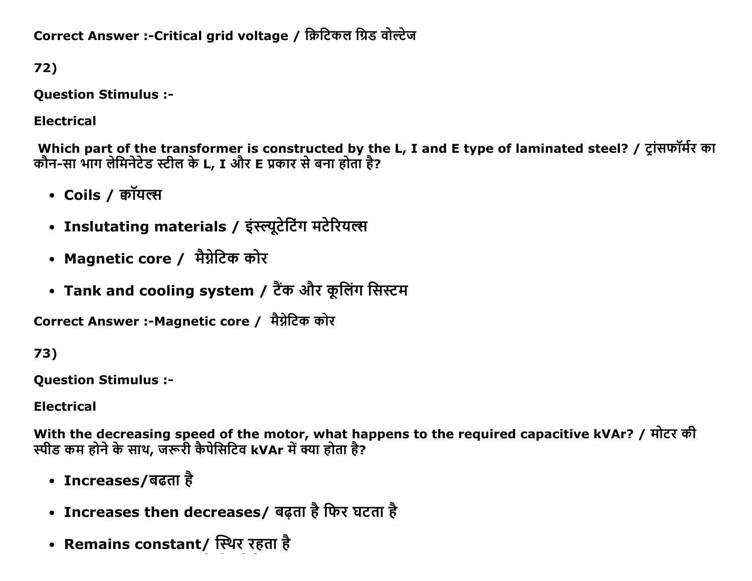**Correct Answer :-Critical grid voltage / क्रिटिकल ग्रिड वोल्टेज**

**72)**

**Question Stimulus :-**

**Electrical**

**Which part of the transformer is constructed by the L, I and E type of laminated steel? / ट्रांसफॉर्मर का कौन-सा भाग लेमिनेटेड स्टील के L, I और E प्रकार से बना होता है?**

- **Coils / कॉयल्स**
- **Inslutating materials / इंस्ल्यूटेटिंग मटेरियल्स**
- **Magnetic core / मैग्नेटिक कोर**
- **Tank and cooling system / टैंक और कूलिंग सिस्टम**

**Correct Answer :-Magnetic core / मैग्नेटिक कोर**

**73)**

**Question Stimulus :-**

**Electrical**

**With the decreasing speed of the motor, what happens to the required capacitive kVAr? / मोटर की स्पीड कम होने के साथ, जरूरी कैपेसिटिव kVAr में क्या होता है?**

- **Increases/बढता है**
- **Increases then decreases/ बढ़ता है फिर घटता है**
- **Remains constant/ स्थिर रहता है**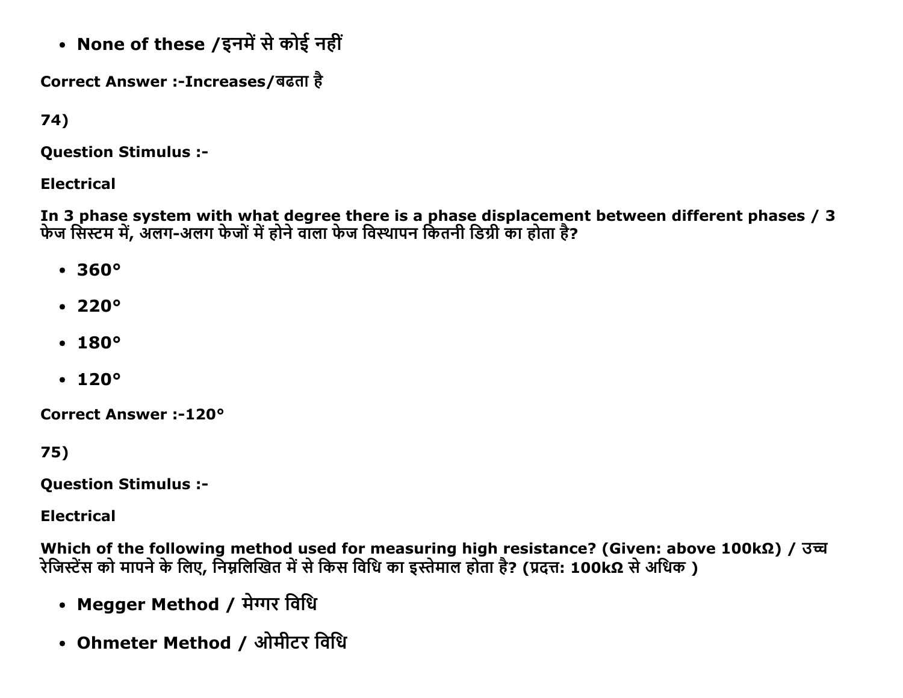- **None of these /इनमें से कोई नहीं**

**Correct Answer :-Increases/बढता है**

**74)**

**Question Stimulus :-**

**Electrical**

**In 3 phase system with what degree there is a phase displacement between different phases / 3 फेज सिस्टम में, अलग-अलग फेजों में होने वाला फेज विस्थापन कितनी डिग्री का होता है?**

- **360°**
- **220°**
- **180°**
- **120°**

**Correct Answer :-120°**

**75)**

**Question Stimulus :-**

**Electrical**

**Which of the following method used for measuring high resistance? (Given: above 100kΩ) / उच्च रेजिस्टेंस को मापने के लिए, निम्नलिखित में से किस विधि का इस्तेमाल होता है? (प्रदत्त: 100kΩ से अधिक )**

- **Megger Method / मेग्गर विधि**
- **Ohmeter Method / ओमीटर विधि**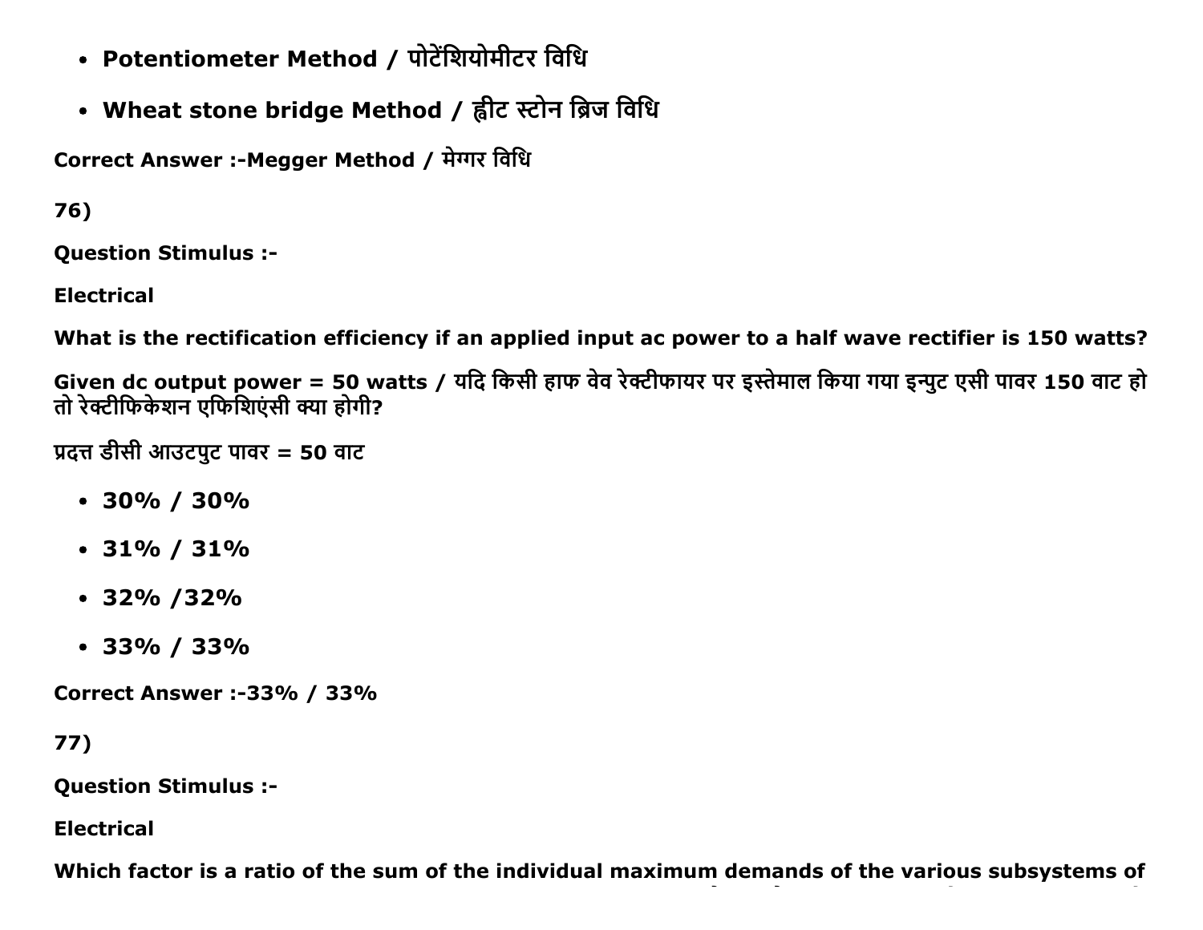- **Potentiometer Method / पोटेंशियोमीटर विधि**
- **Wheat stone bridge Method / ह्वीट स्टोन ब्रिज विधि**

**Correct Answer :-Megger Method / मेगर विधि**

**76)**

**Question Stimulus :-**

**Electrical**

**What is the rectification efficiency if an applied input ac power to a half wave rectifier is 150 watts?**

**Given dc output power = 50 watts / यदि किसी हाफ वेव रेक्टीफायर पर इस्तेमाल किया गया इन्पुट एसी पावर 150 वाट हो तो रेक्टीफिकेशन एफिशिएंसी क्या होगी?**

**प्रदत्त डीसी आउटपुट पावर = 50 वाट**

- **30% / 30%**
- **31% / 31%**
- **32% /32%**
- **33% / 33%**

**Correct Answer :-33% / 33%**

**77)**

**Question Stimulus :-**

**Electrical**

**Which factor is a ratio of the sum of the individual maximum demands of the various subsystems of**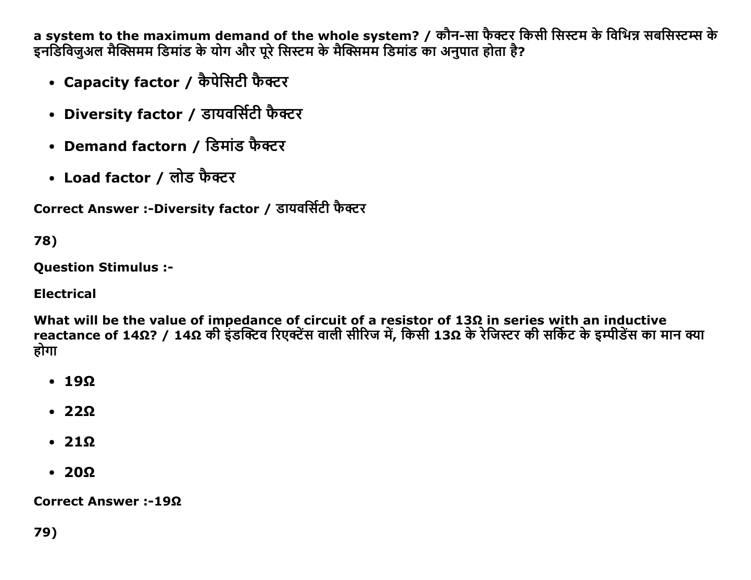a system to the maximum demand of the whole system? / कौन-सा फैक्टर किसी सिस्टम के विभिन्न सबसिस्टम्स के इनडिविजुअल मैक्सिमम डिमांड के योग और पूरे सिस्टम के मैक्सिमम डिमांड का अनुपात होता है?

- Capacity factor / कैपेसिटी फैक्टर
- Diversity factor / डायवर्सिटी फैक्टर
- Demand factorn / डिमांड फैक्टर
- Load factor / लोड फैक्टर

**Correct Answer :-Diversity factor / डायवर्सिटी फैक्टर**

**78)**

**Question Stimulus :-**

**Electrical**

**What will be the value of impedance of circuit of a resistor of 13Ω in series with an inductive reactance of 14Ω? / 14Ω की इंडक्टिव रिएक्टेंस वाली सीरिज में, किसी 13Ω के रेजिस्टर की सर्किट के इम्पीडेंस का मान क्या होगा**

- 19Ω
- 22Ω
- 21Ω
- 20Ω

**Correct Answer :-19Ω**

**79)**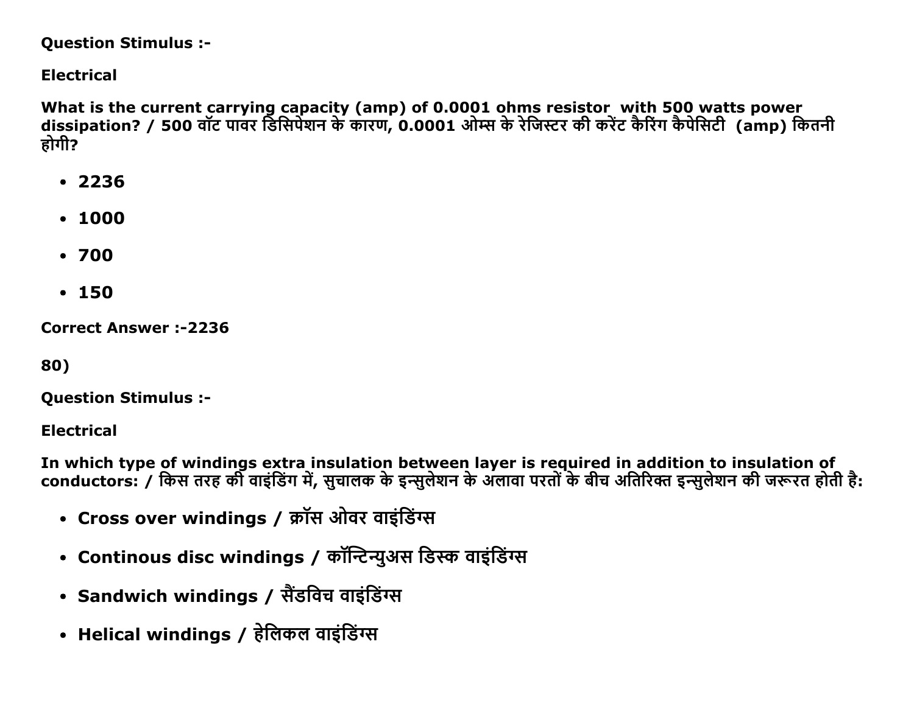**Question Stimulus :-**

**Electrical**

**What is the current carrying capacity (amp) of 0.0001 ohms resistor with 500 watts power dissipation? / 500 वॉट पावर डिसिपेशन के कारण, 0.0001 ओम्स के रेजिस्टर की करेंट कैरिंग कैपेसिटी (amp) कितनी होगी?**

- **2236**
- **1000**
- **700**
- **150**

**Correct Answer :-2236**

**80)**

**Question Stimulus :-**

**Electrical**

**In which type of windings extra insulation between layer is required in addition to insulation of conductors: / किस तरह की वाइंडिंग में, सुचालक के इन्सुलेशन के अलावा परतों के बीच अतिरिक्त इन्सुलेशन की जरूरत होती है:**

- **Cross over windings / क्रॉस ओवर वाइंडिंग्स**
- **Continous disc windings / कॉन्टिन्युअस डिस्क वाइंडिंग्स**
- **Sandwich windings / सैंडविच वाइंडिंग्स**
- **Helical windings / हेलिकल वाइंडिंग्स**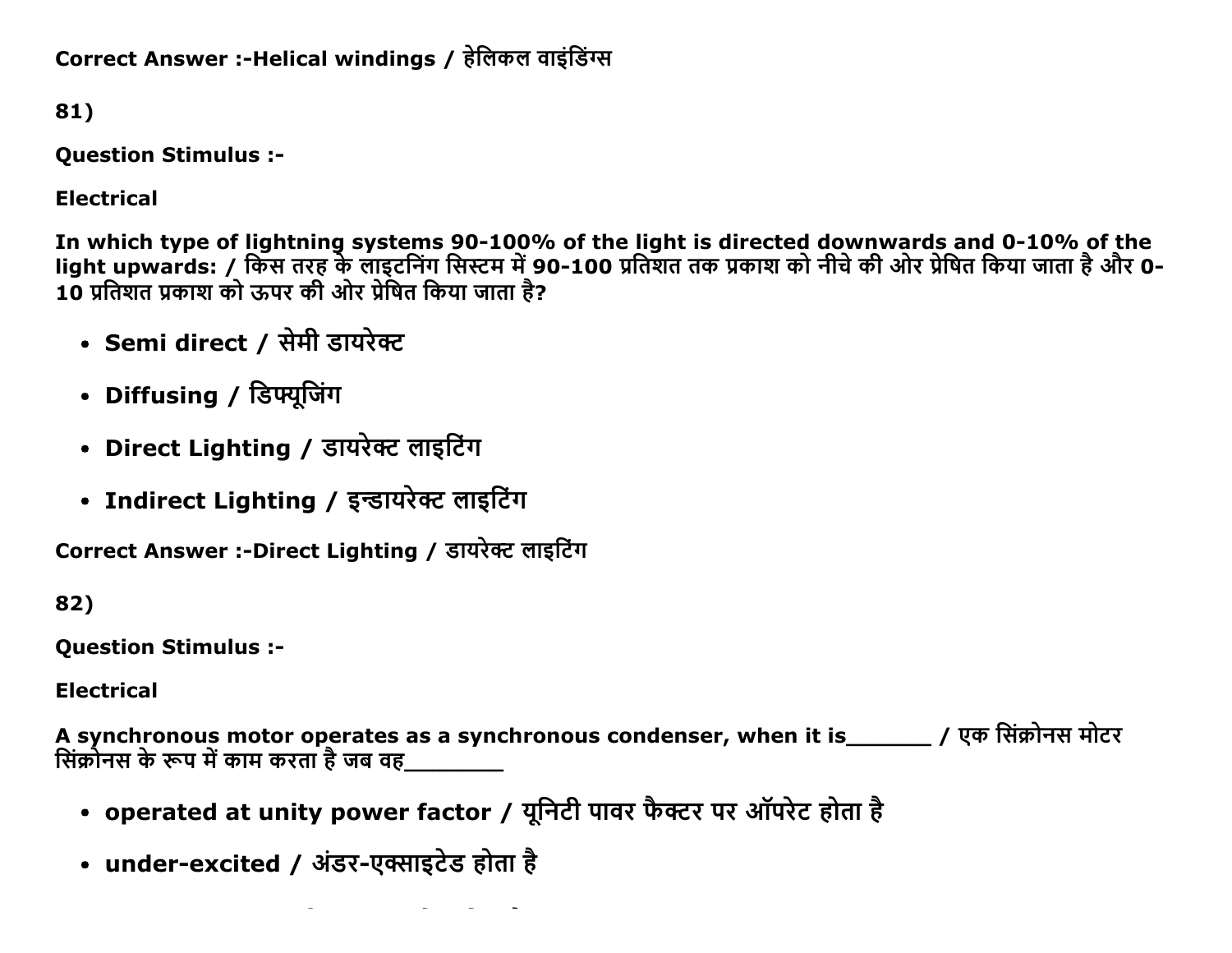**Correct Answer :-Helical windings / हेलिकल वाइंडिंग्स**

**81)**

**Question Stimulus :-**

**Electrical**

**In which type of lightning systems 90-100% of the light is directed downwards and 0-10% of the light upwards: / किस तरह के लाइटनिंग सिस्टम में 90-100 प्रतिशत तक प्रकाश को नीचे की ओर प्रेषित किया जाता है और 0-10 प्रतिशत प्रकाश को ऊपर की ओर प्रेषित किया जाता है?**

- **Semi direct / सेमी डायरेक्ट**
- **Diffusing / डिफ्यूजिंग**
- **Direct Lighting / डायरेक्ट लाइटिंग**
- **Indirect Lighting / इन्डायरेक्ट लाइटिंग**

**Correct Answer :-Direct Lighting / डायरेक्ट लाइटिंग**

**82)**

**Question Stimulus :-**

**Electrical**

**A synchronous motor operates as a synchronous condenser, when it is_______ / एक सिंक्रोनस मोटर सिंक्रोनस के रूप में काम करता है जब वह________**

- **operated at unity power factor / यूनिटी पावर फैक्टर पर ऑपरेट होता है**
- **under-excited / अंडर-एक्साइटेड होता है**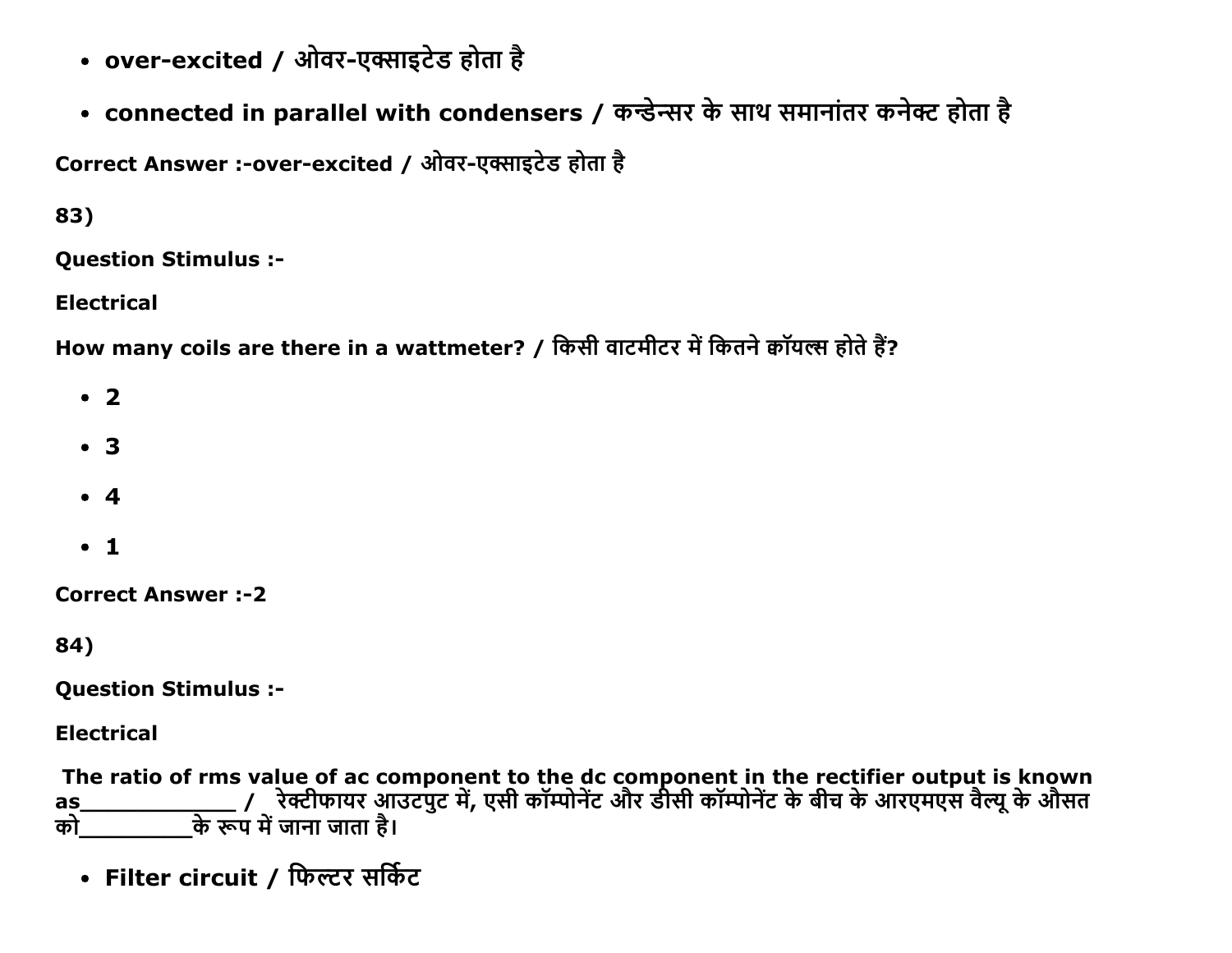- **over-excited / ओवर-एक्साइटेड होता है**
- **connected in parallel with condensers / कन्डेन्सर के साथ समानांतर कनेक्ट होता है**

**Correct Answer :-over-excited / ओवर-एक्साइटेड होता है**

**83)**

**Question Stimulus :-**

**Electrical**

**How many coils are there in a wattmeter? / किसी वाटमीटर में कितने कॉयल्स होते हैं?**

- **2**
- **3**
- **4**
- **1**

**Correct Answer :-2**

**84)**

**Question Stimulus :-**

**Electrical**

**The ratio of rms value of ac component to the dc component in the rectifier output is known as____________ / रेक्टीफायर आउटपुट में, एसी कॉम्पोनेंट और डीसी कॉम्पोनेंट के बीच के आरएमएस वैल्यू के औसत को_________के रूप में जाना जाता है।**

- **Filter circuit / फिल्टर सर्किट**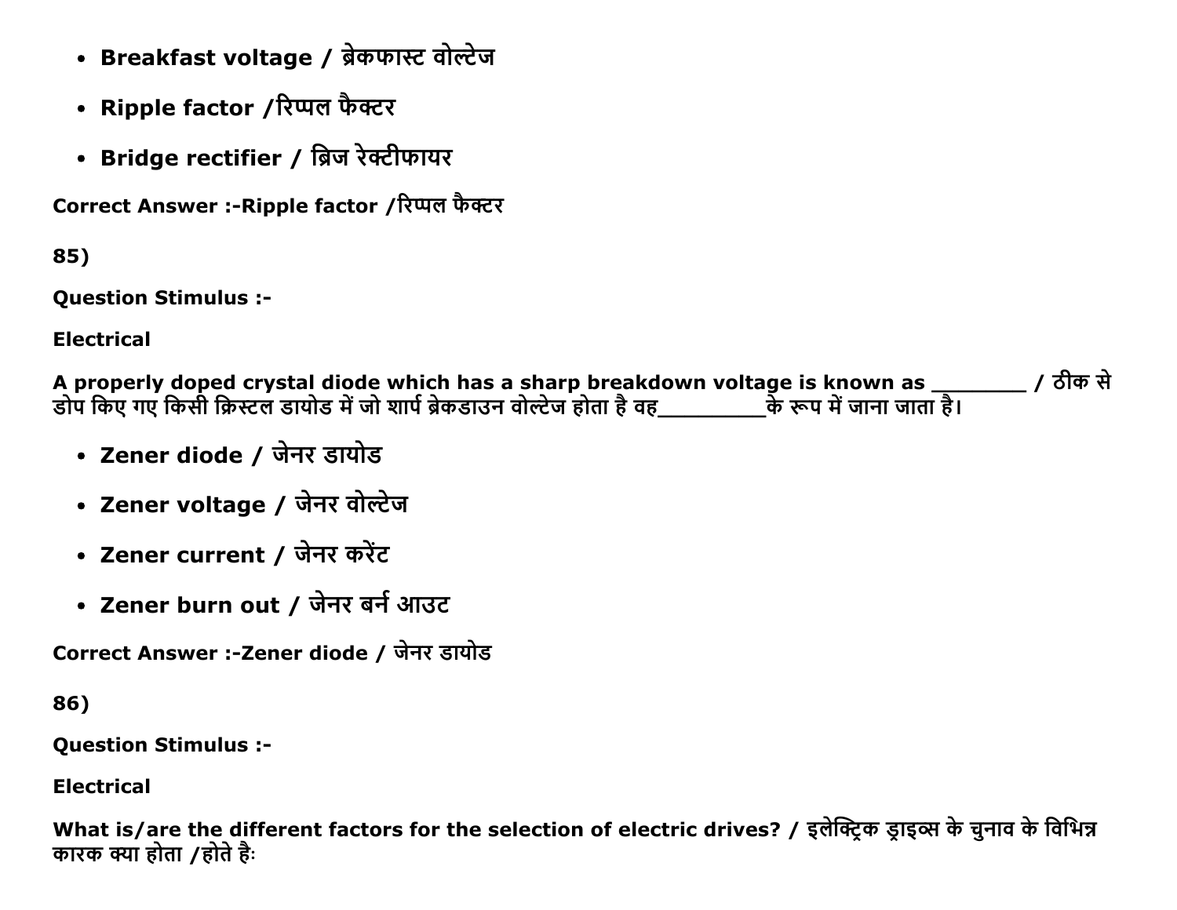- **Breakfast voltage / ब्रेकफास्ट वोल्टेज**
- **Ripple factor /रिप्पल फैक्टर**
- **Bridge rectifier / ब्रिज रेक्टीफायर**

**Correct Answer :-Ripple factor /रिप्पल फैक्टर**

**85)**

**Question Stimulus :-**

**Electrical**

**A properly doped crystal diode which has a sharp breakdown voltage is known as ________ / ठीक से डोप किए गए किसी क्रिस्टल डायोड में जो शार्प ब्रेकडाउन वोल्टेज होता है वह_________के रूप में जाना जाता है।**

- **Zener diode / जेनर डायोड**
- **Zener voltage / जेनर वोल्टेज**
- **Zener current / जेनर करेंट**
- **Zener burn out / जेनर बर्न आउट**

**Correct Answer :-Zener diode / जेनर डायोड**

**86)**

**Question Stimulus :-**

**Electrical**

**What is/are the different factors for the selection of electric drives? / इलेक्ट्रिक ड्राइव्स के चुनाव के विभिन्न कारक क्या होता /होते हैः**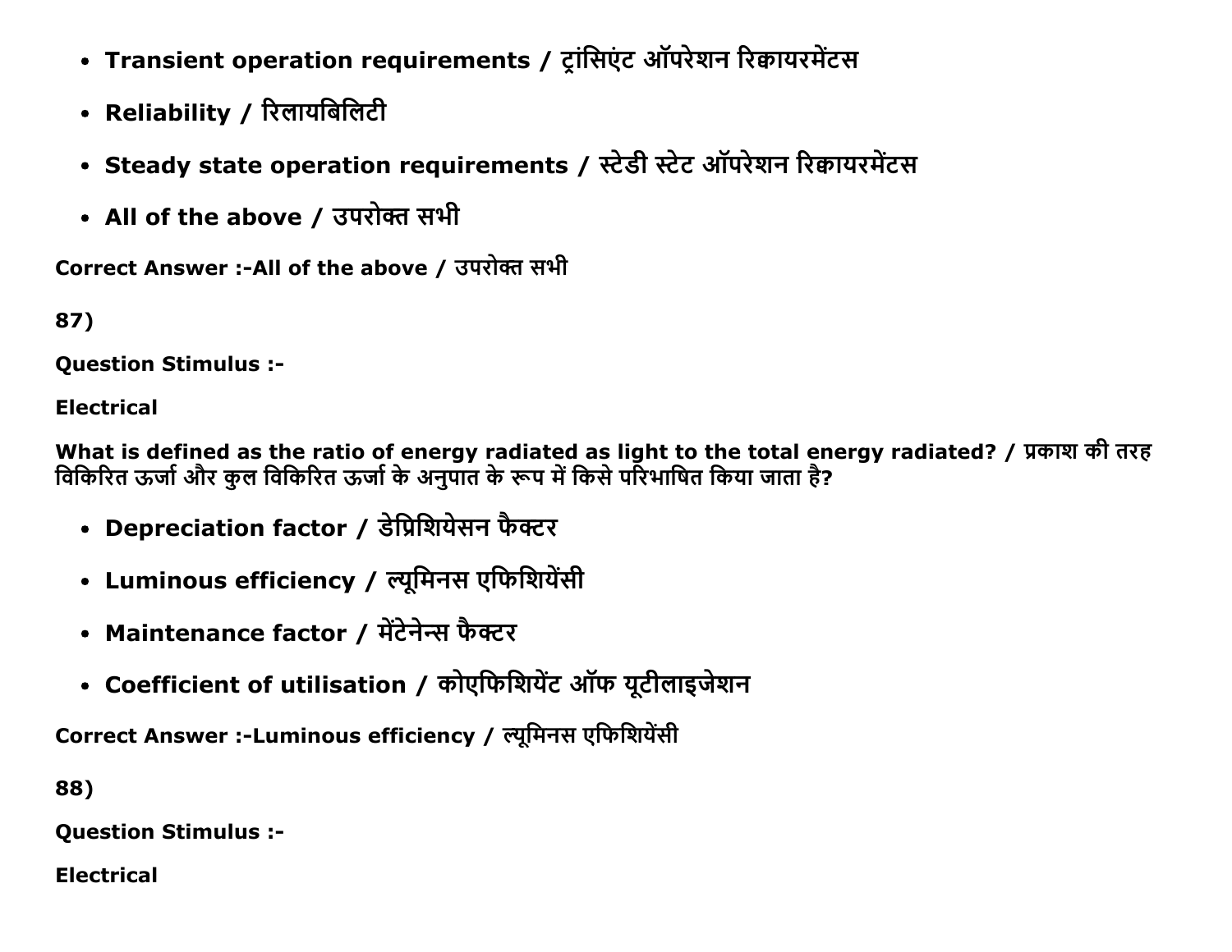- **Transient operation requirements / ट्रांसिएंट ऑपरेशन रिक्वायरमेंटस**
- **Reliability / रिलायबिलिटी**
- **Steady state operation requirements / स्टेडी स्टेट ऑपरेशन रिक्वायरमेंटस**
- **All of the above / उपरोक्त सभी**

**Correct Answer :-All of the above / उपरोक्त सभी**

**87)**

**Question Stimulus :-**

**Electrical**

**What is defined as the ratio of energy radiated as light to the total energy radiated? / प्रकाश की तरह विकिरित ऊर्जा और कुल विकिरित ऊर्जा के अनुपात के रूप में किसे परिभाषित किया जाता है?**

- **Depreciation factor / डेप्रिशियेसन फैक्टर**
- **Luminous efficiency / ल्यूमिनस एफिशियेंसी**
- **Maintenance factor / मेंटेनेन्स फैक्टर**
- **Coefficient of utilisation / कोएफिशियेंट ऑफ यूटीलाइजेशन**

**Correct Answer :-Luminous efficiency / ल्यूमिनस एफिशियेंसी**

**88)**

**Question Stimulus :-**

**Electrical**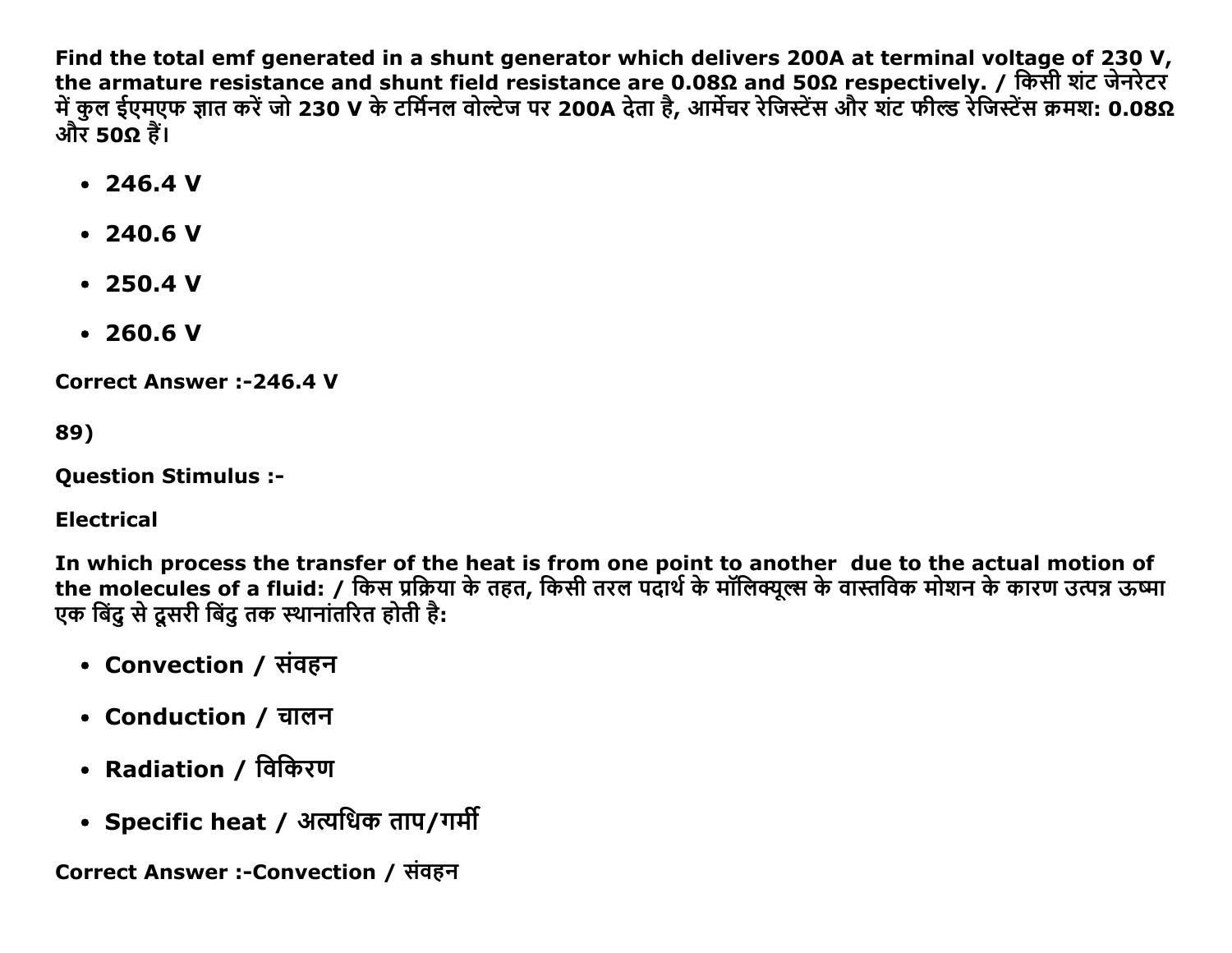**Find the total emf generated in a shunt generator which delivers 200A at terminal voltage of 230 V, the armature resistance and shunt field resistance are 0.08Ω and 50Ω respectively. / किसी शंट जेनरेटर में कुल ईएमएफ ज्ञात करें जो 230 V के टर्मिनल वोल्टेज पर 200A देता है, आर्मेचर रेजिस्टेंस और शंट फील्ड रेजिस्टेंस क्रमश: 0.08Ω और 50Ω हैं।**

- **246.4 V**
- **240.6 V**
- **250.4 V**
- **260.6 V**

**Correct Answer :-246.4 V**

**89)**

**Question Stimulus :-**

**Electrical**

**In which process the transfer of the heat is from one point to another due to the actual motion of the molecules of a fluid: / किस प्रक्रिया के तहत, किसी तरल पदार्थ के मॉलिक्यूल्स के वास्तविक मोशन के कारण उत्पन्न ऊष्मा एक बिंदु से दूसरी बिंदु तक स्थानांतरित होती है:**

- **Convection / संवहन**
- **Conduction / चालन**
- **Radiation / विकिरण**
- **Specific heat / अत्यधिक ताप/गर्मी**

**Correct Answer :-Convection / संवहन**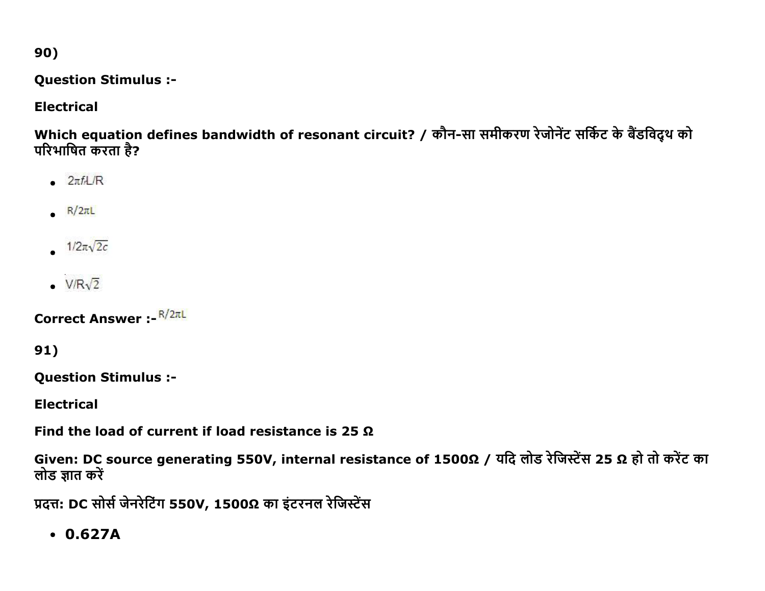90)

**Question Stimulus :-**

**Electrical**

**Which equation defines bandwidth of resonant circuit? / कौन-सा समीकरण रेजोनेंट सर्किट के बैंडविद्थ को परिभाषित करता है?**

- $2\pi f_r L/R$
- $R/2\pi L$
- $1/2\pi\sqrt{2c}$
- $V/R\sqrt{2}$

**Correct Answer :-** $R/2\pi L$

91)

**Question Stimulus :-**

**Electrical**

**Find the load of current if load resistance is 25 Ω**

**Given: DC source generating 550V, internal resistance of 1500Ω / यदि लोड रेजिस्टेंस 25 Ω हो तो करेंट का लोड ज्ञात करें**

**प्रदत्त: DC सोर्स जेनरेटिंग 550V, 1500Ω का इंटरनल रेजिस्टेंस**

- **0.627A**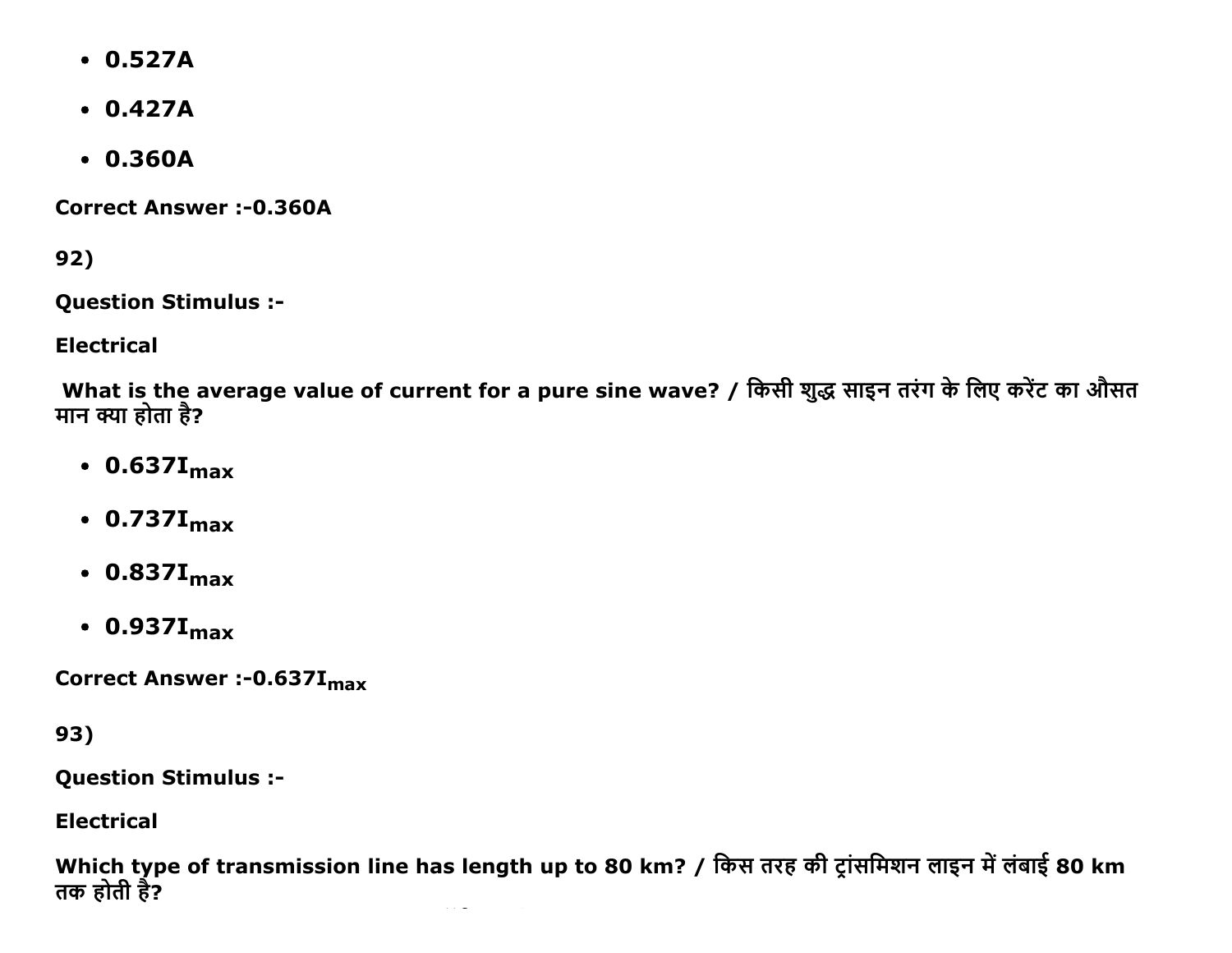- **0.527A**
- **0.427A**
- **0.360A**

**Correct Answer :-0.360A**

**92)**

**Question Stimulus :-**

**Electrical**

**What is the average value of current for a pure sine wave? / किसी शुद्ध साइन तरंग के लिए करेंट का औसत मान क्या होता है?**

- **$0.637I_{max}$**
- **$0.737I_{max}$**
- **$0.837I_{max}$**
- **$0.937I_{max}$**

**Correct Answer :-$0.637I_{max}$**

**93)**

**Question Stimulus :-**

**Electrical**

**Which type of transmission line has length up to 80 km? / किस तरह की ट्रांसमिशन लाइन में लंबाई 80 km तक होती है?**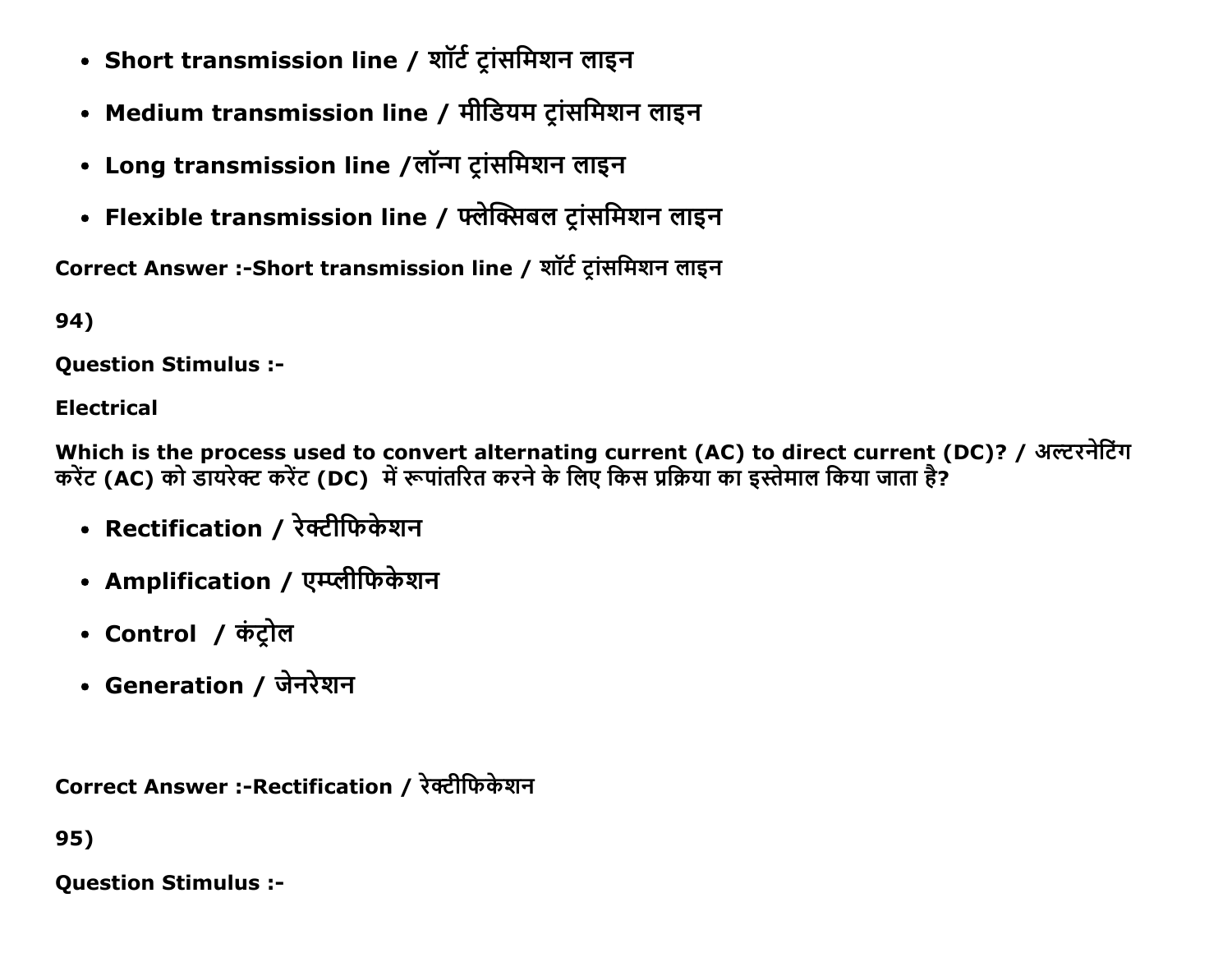- **Short transmission line / शॉर्ट ट्रांसमिशन लाइन**
- **Medium transmission line / मीडियम ट्रांसमिशन लाइन**
- **Long transmission line /लॉन्ग ट्रांसमिशन लाइन**
- **Flexible transmission line / फ्लेक्सिबल ट्रांसमिशन लाइन**

**Correct Answer :-Short transmission line / शॉर्ट ट्रांसमिशन लाइन**

**94)**

**Question Stimulus :-**

**Electrical**

**Which is the process used to convert alternating current (AC) to direct current (DC)? / अल्टरनेटिंग करेंट (AC) को डायरेक्ट करेंट (DC) में रूपांतरित करने के लिए किस प्रक्रिया का इस्तेमाल किया जाता है?**

- **Rectification / रेक्टीफिकेशन**
- **Amplification / एम्प्लीफिकेशन**
- **Control / कंट्रोल**
- **Generation / जेनरेशन**

**Correct Answer :-Rectification / रेक्टीफिकेशन**

**95)**

**Question Stimulus :-**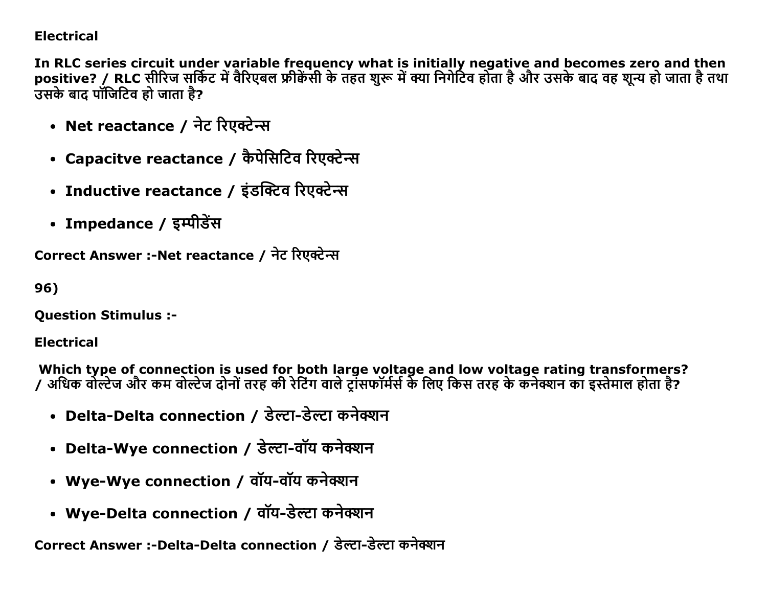**Electrical**

**In RLC series circuit under variable frequency what is initially negative and becomes zero and then positive? / RLC सीरिज सर्किट में वैरिएबल फ्रीक्वेंसी के तहत शुरू में क्या निगेटिव होता है और उसके बाद वह शून्य हो जाता है तथा उसके बाद पॉजिटिव हो जाता है?**

- **Net reactance / नेट रिएक्टेन्स**
- **Capacitve reactance / कैपेसिटिव रिएक्टेन्स**
- **Inductive reactance / इंडक्टिव रिएक्टेन्स**
- **Impedance / इम्पीडेंस**

**Correct Answer :-Net reactance / नेट रिएक्टेन्स**

**96)**

**Question Stimulus :-**

**Electrical**

**Which type of connection is used for both large voltage and low voltage rating transformers? / अधिक वोल्टेज और कम वोल्टेज दोनों तरह की रेटिंग वाले ट्रांसफॉर्मर्स के लिए किस तरह के कनेक्शन का इस्तेमाल होता है?**

- **Delta-Delta connection / डेल्टा-डेल्टा कनेक्शन**
- **Delta-Wye connection / डेल्टा-वॉय कनेक्शन**
- **Wye-Wye connection / वॉय-वॉय कनेक्शन**
- **Wye-Delta connection / वॉय-डेल्टा कनेक्शन**

**Correct Answer :-Delta-Delta connection / डेल्टा-डेल्टा कनेक्शन**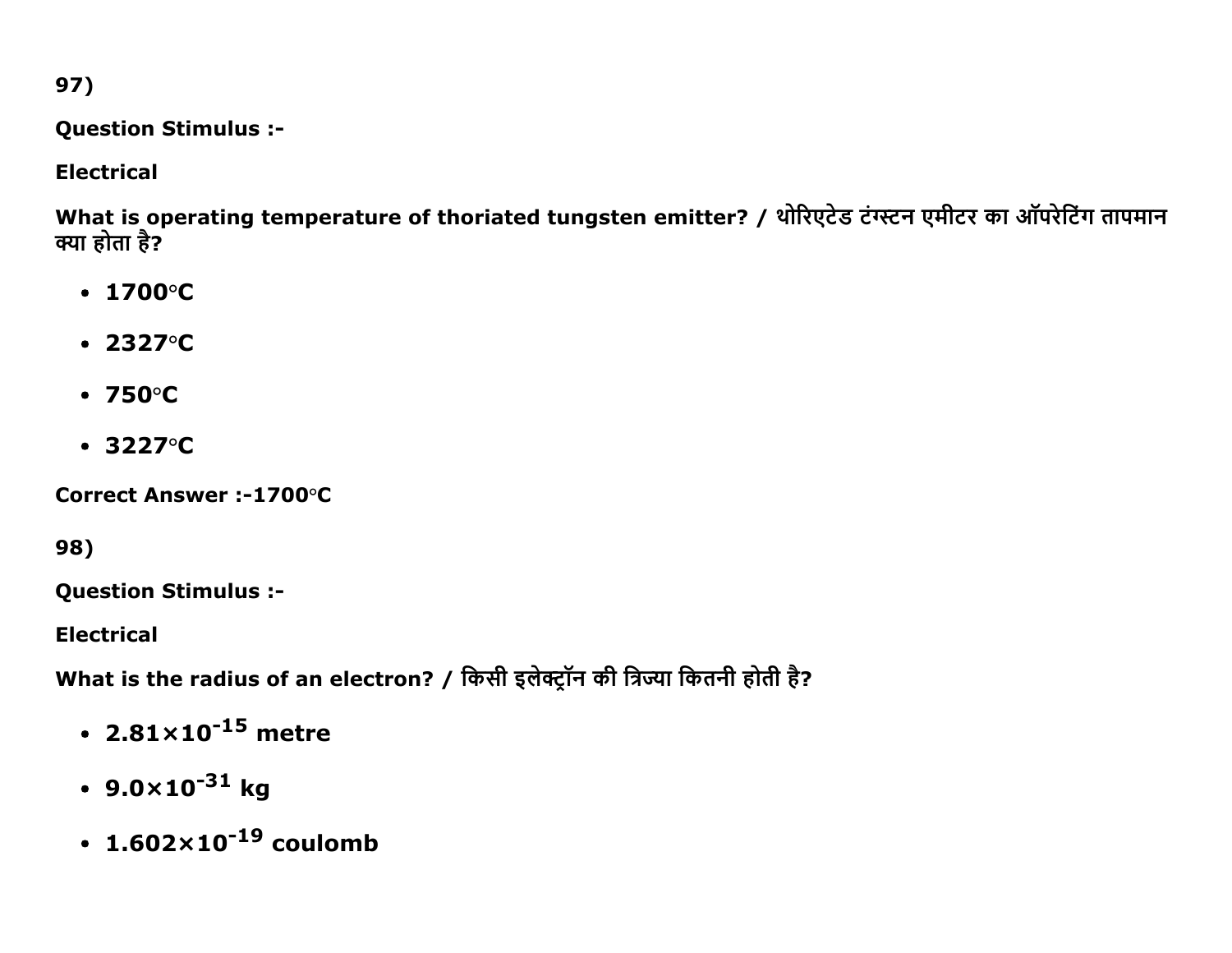97)

**Question Stimulus :-**

**Electrical**

**What is operating temperature of thoriated tungsten emitter? / थोरिएटेड टंग्स्टन एमीटर का ऑपरेटिंग तापमान क्या होता है?**

- **1700°C**
- **2327°C**
- **750°C**
- **3227°C**

**Correct Answer :-1700°C**

98)

**Question Stimulus :-**

**Electrical**

**What is the radius of an electron? / किसी इलेक्ट्रॉन की त्रिज्या कितनी होती है?**

- **$2.81 \times 10^{-15}$ metre**
- **$9.0 \times 10^{-31}$ kg**
- **$1.602 \times 10^{-19}$ coulomb**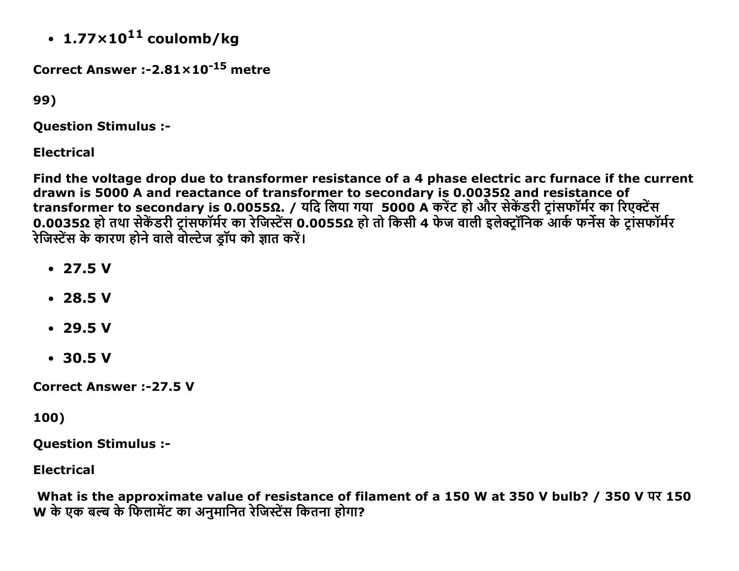- $1.77 \times 10^{11}$ coulomb/kg

**Correct Answer :-$2.81 \times 10^{-15}$ metre**

**99)**

**Question Stimulus :-**

**Electrical**

**Find the voltage drop due to transformer resistance of a 4 phase electric arc furnace if the current drawn is 5000 A and reactance of transformer to secondary is 0.0035Ω and resistance of transformer to secondary is 0.0055Ω. / यदि लिया गया 5000 A करेंट हो और सेकेंडरी ट्रांसफॉर्मर का रिएक्टेंस 0.0035Ω हो तथा सेकेंडरी ट्रांसफॉर्मर का रेजिस्टेंस 0.0055Ω हो तो किसी 4 फेज वाली इलेक्ट्रॉनिक आर्क फर्नेस के ट्रांसफॉर्मर रेजिस्टेंस के कारण होने वाले वोल्टेज ड्रॉप को ज्ञात करें।**

- 27.5 V
- 28.5 V
- 29.5 V
- 30.5 V

**Correct Answer :-27.5 V**

**100)**

**Question Stimulus :-**

**Electrical**

**What is the approximate value of resistance of filament of a 150 W at 350 V bulb? / 350 V पर 150 W के एक बल्ब के फिलामेंट का अनुमानित रेजिस्टेंस कितना होगा?**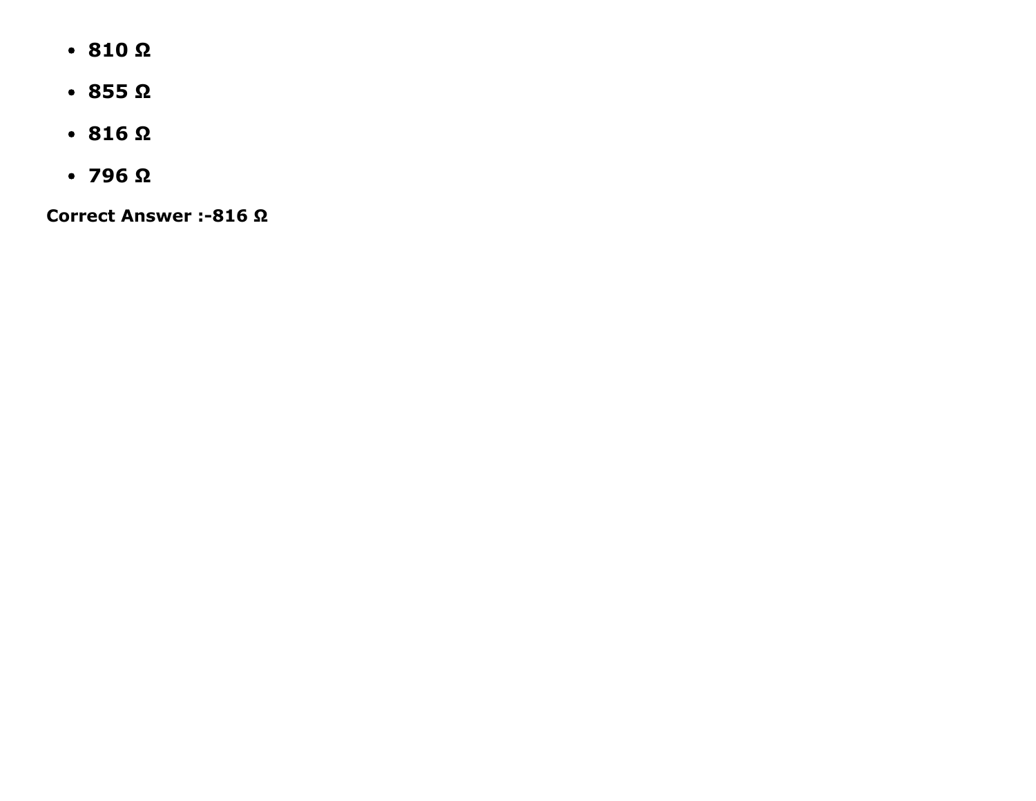- **810 Ω**
- **855 Ω**
- **816 Ω**
- **796 Ω**

**Correct Answer :-816 Ω**